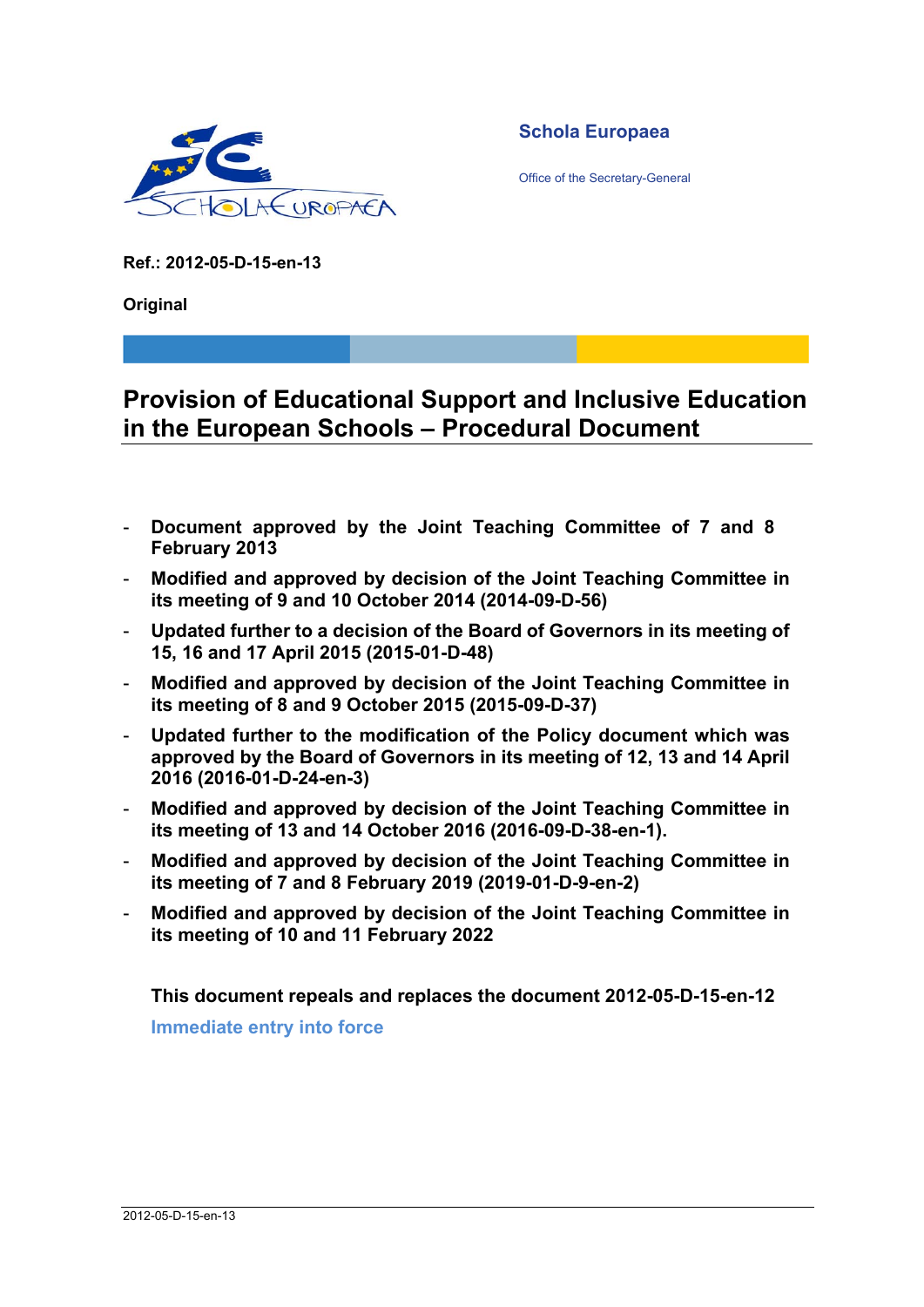Schola Europaea

Office of the Secretary-General

**Ref.: 2012-05-D-15-en-13**

**Original**

# Provision of Educational Support and Inclusive Education in the European Schools – Procedural Document

- **Document approved by the Joint Teaching Committee of 7 and 8 February 2013**
- **Modified and approved by decision of the Joint Teaching Committee in its meeting of 9 and 10 October 2014 (2014-09-D-56)**
- **Updated further to a decision of the Board of Governors in its meeting of 15, 16 and 17 April 2015 (2015-01-D-48)**
- **Modified and approved by decision of the Joint Teaching Committee in its meeting of 8 and 9 October 2015 (2015-09-D-37)**
- **Updated further to the modification of the Policy document which was approved by the Board of Governors in its meeting of 12, 13 and 14 April 2016 (2016-01-D-24-en-3)**
- **Modified and approved by decision of the Joint Teaching Committee in its meeting of 13 and 14 October 2016 (2016-09-D-38-en-1).**
- **Modified and approved by decision of the Joint Teaching Committee in its meeting of 7 and 8 February 2019 (2019-01-D-9-en-2)**
- **Modified and approved by decision of the Joint Teaching Committee in its meeting of 10 and 11 February 2022**

**This document repeals and replaces the document 2012-05-D-15-en-12**

Immediate entry into force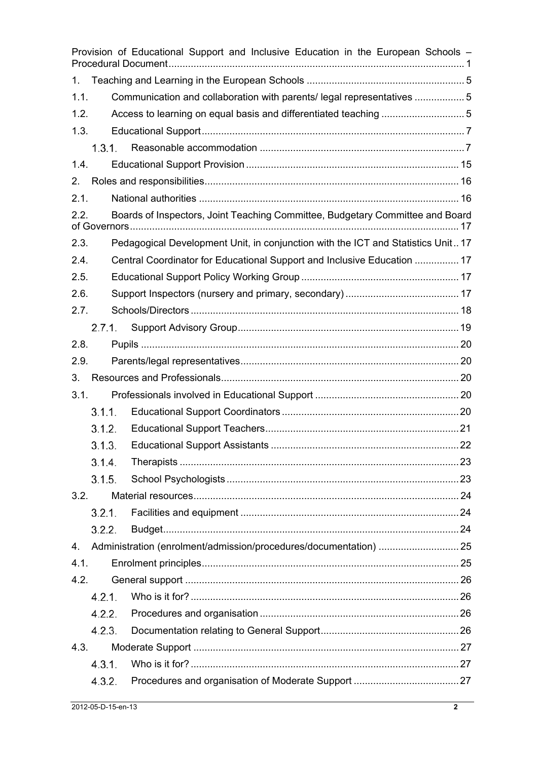Provision of Educational Support and Inclusive Education in the European Schools – Procedural Document ..... 1

1. Teaching and Learning in the European Schools ..... 5

1.1. Communication and collaboration with parents/ legal representatives ..... 5

1.2. Access to learning on equal basis and differentiated teaching ..... 5

1.3. Educational Support ..... 7

1.3.1. Reasonable accommodation ..... 7

1.4. Educational Support Provision ..... 15

2. Roles and responsibilities ..... 16

2.1. National authorities ..... 16

2.2. Boards of Inspectors, Joint Teaching Committee, Budgetary Committee and Board of Governors ..... 17

2.3. Pedagogical Development Unit, in conjunction with the ICT and Statistics Unit ..... 17

2.4. Central Coordinator for Educational Support and Inclusive Education ..... 17

2.5. Educational Support Policy Working Group ..... 17

2.6. Support Inspectors (nursery and primary, secondary) ..... 17

2.7. Schools/Directors ..... 18

2.7.1. Support Advisory Group ..... 19

2.8. Pupils ..... 20

2.9. Parents/legal representatives ..... 20

3. Resources and Professionals ..... 20

3.1. Professionals involved in Educational Support ..... 20

3.1.1. Educational Support Coordinators ..... 20

3.1.2. Educational Support Teachers ..... 21

3.1.3. Educational Support Assistants ..... 22

3.1.4. Therapists ..... 23

3.1.5. School Psychologists ..... 23

3.2. Material resources ..... 24

3.2.1. Facilities and equipment ..... 24

3.2.2. Budget ..... 24

4. Administration (enrolment/admission/procedures/documentation) ..... 25

4.1. Enrolment principles ..... 25

4.2. General support ..... 26

4.2.1. Who is it for? ..... 26

4.2.2. Procedures and organisation ..... 26

4.2.3. Documentation relating to General Support ..... 26

4.3. Moderate Support ..... 27

4.3.1. Who is it for? ..... 27

4.3.2. Procedures and organisation of Moderate Support ..... 27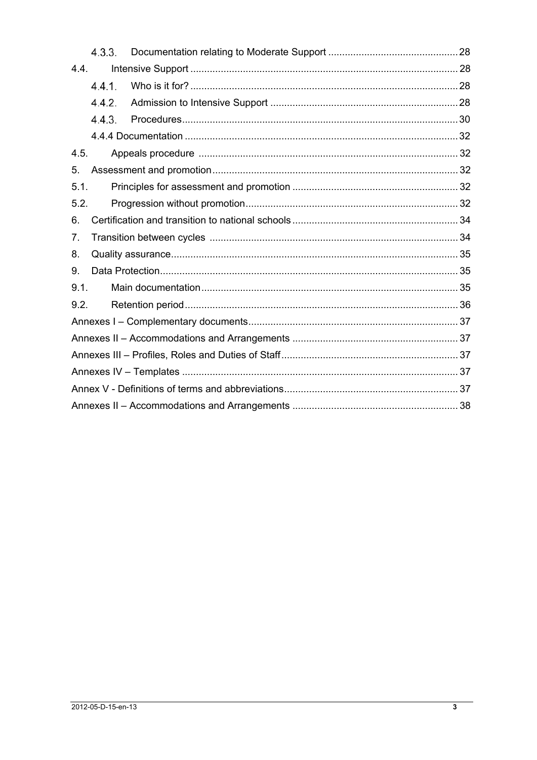4.3.3. Documentation relating to Moderate Support ............................................... 28

4.4. Intensive Support ................................................................................................ 28

4.4.1. Who is it for? ................................................................................................ 28

4.4.2. Admission to Intensive Support .................................................................... 28

4.4.3. Procedures.................................................................................................... 30

4.4.4 Documentation .................................................................................................. 32

4.5. Appeals procedure ............................................................................................. 32

5. Assessment and promotion........................................................................................ 32

5.1. Principles for assessment and promotion ........................................................... 32

5.2. Progression without promotion............................................................................ 32

6. Certification and transition to national schools ........................................................... 34

7. Transition between cycles ......................................................................................... 34

8. Quality assurance...................................................................................................... 35

9. Data Protection.......................................................................................................... 35

9.1. Main documentation............................................................................................ 35

9.2. Retention period.................................................................................................. 36

Annexes I – Complementary documents........................................................................... 37

Annexes II – Accommodations and Arrangements ........................................................... 37

Annexes III – Profiles, Roles and Duties of Staff............................................................... 37

Annexes IV – Templates ................................................................................................... 37

Annex V - Definitions of terms and abbreviations.............................................................. 37

Annexes II – Accommodations and Arrangements ........................................................... 38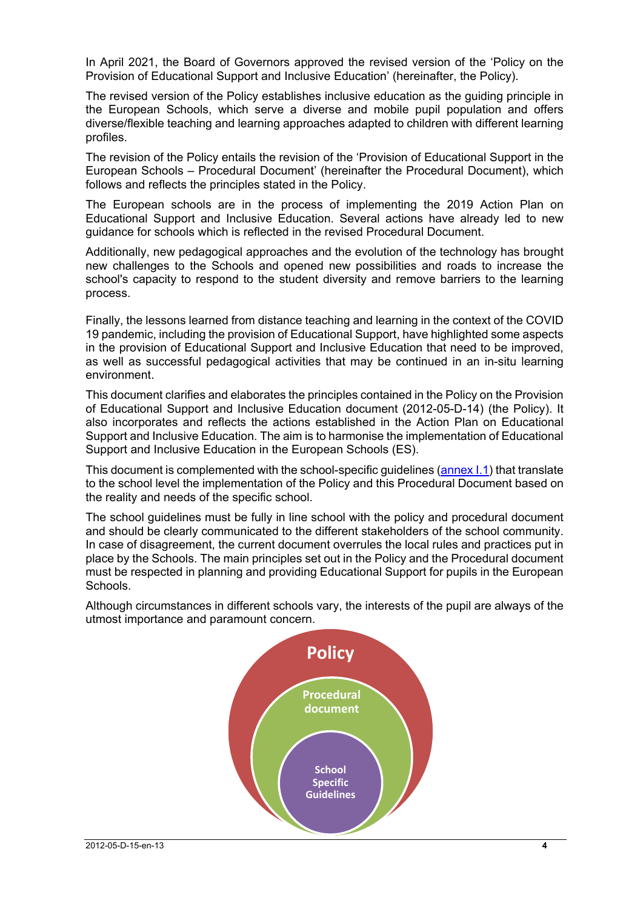In April 2021, the Board of Governors approved the revised version of the 'Policy on the Provision of Educational Support and Inclusive Education' (hereinafter, the Policy).

The revised version of the Policy establishes inclusive education as the guiding principle in the European Schools, which serve a diverse and mobile pupil population and offers diverse/flexible teaching and learning approaches adapted to children with different learning profiles.

The revision of the Policy entails the revision of the 'Provision of Educational Support in the European Schools – Procedural Document' (hereinafter the Procedural Document), which follows and reflects the principles stated in the Policy.

The European schools are in the process of implementing the 2019 Action Plan on Educational Support and Inclusive Education. Several actions have already led to new guidance for schools which is reflected in the revised Procedural Document.

Additionally, new pedagogical approaches and the evolution of the technology has brought new challenges to the Schools and opened new possibilities and roads to increase the school's capacity to respond to the student diversity and remove barriers to the learning process.

Finally, the lessons learned from distance teaching and learning in the context of the COVID 19 pandemic, including the provision of Educational Support, have highlighted some aspects in the provision of Educational Support and Inclusive Education that need to be improved, as well as successful pedagogical activities that may be continued in an in-situ learning environment.

This document clarifies and elaborates the principles contained in the Policy on the Provision of Educational Support and Inclusive Education document (2012-05-D-14) (the Policy). It also incorporates and reflects the actions established in the Action Plan on Educational Support and Inclusive Education. The aim is to harmonise the implementation of Educational Support and Inclusive Education in the European Schools (ES).

This document is complemented with the school-specific guidelines (annex I.1) that translate to the school level the implementation of the Policy and this Procedural Document based on the reality and needs of the specific school.

The school guidelines must be fully in line school with the policy and procedural document and should be clearly communicated to the different stakeholders of the school community. In case of disagreement, the current document overrules the local rules and practices put in place by the Schools. The main principles set out in the Policy and the Procedural document must be respected in planning and providing Educational Support for pupils in the European Schools.

Although circumstances in different schools vary, the interests of the pupil are always of the utmost importance and paramount concern.

Policy

Procedural document

School Specific Guidelines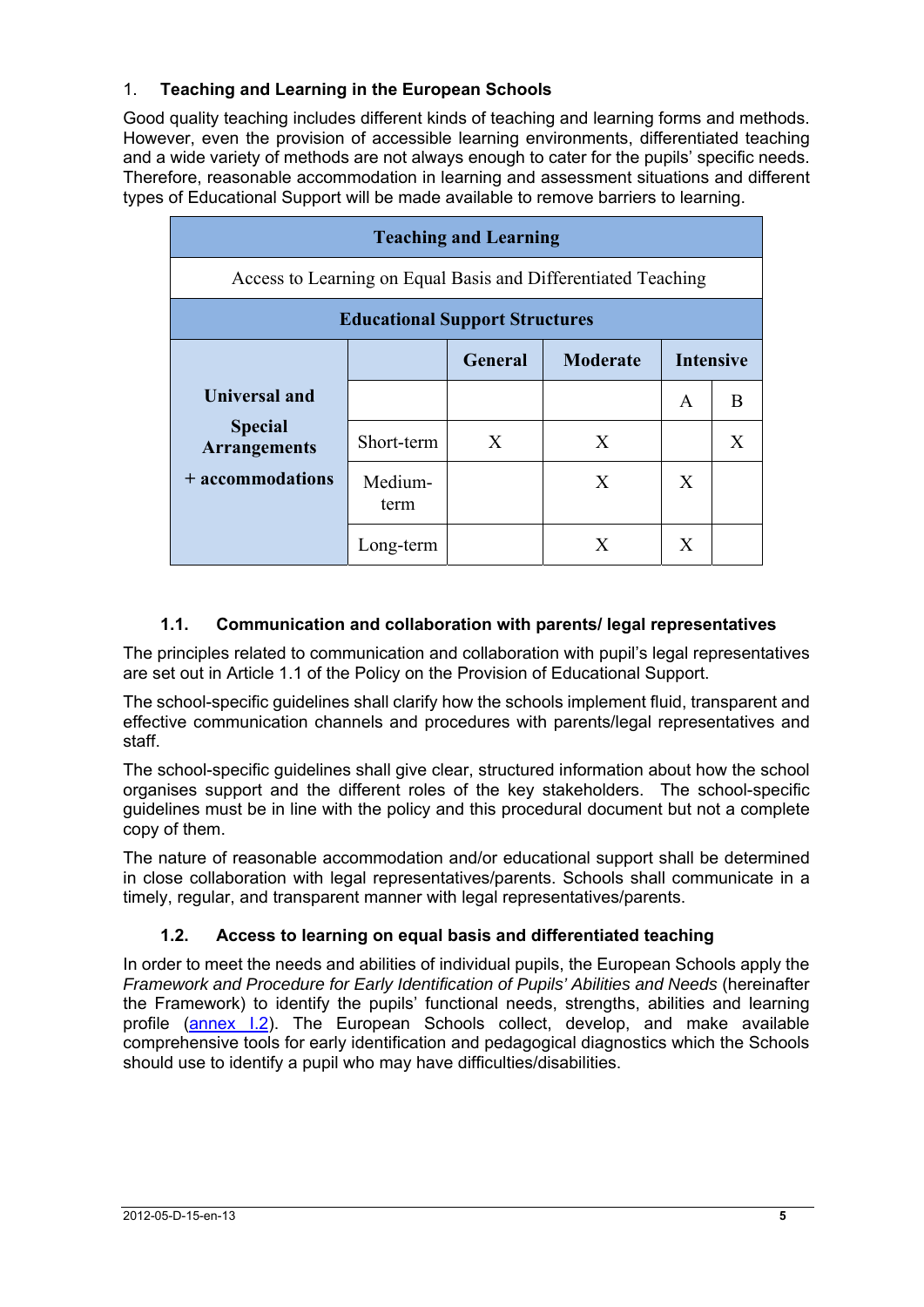## 1. Teaching and Learning in the European Schools

Good quality teaching includes different kinds of teaching and learning forms and methods. However, even the provision of accessible learning environments, differentiated teaching and a wide variety of methods are not always enough to cater for the pupils' specific needs. Therefore, reasonable accommodation in learning and assessment situations and different types of Educational Support will be made available to remove barriers to learning.

| **Teaching and Learning** | | | | | |
|---|---|---|---|---|---|
| Access to Learning on Equal Basis and Differentiated Teaching | | | | | |
| **Educational Support Structures** | | | | | |
| **Universal and Special Arrangements + accommodations** | | **General** | **Moderate** | **Intensive** | |
| | | | | A | B |
| | Short-term | X | X | | X |
| | Medium-term | | X | X | |
| | Long-term | | X | X | |

### 1.1. Communication and collaboration with parents/ legal representatives

The principles related to communication and collaboration with pupil's legal representatives are set out in Article 1.1 of the Policy on the Provision of Educational Support.

The school-specific guidelines shall clarify how the schools implement fluid, transparent and effective communication channels and procedures with parents/legal representatives and staff.

The school-specific guidelines shall give clear, structured information about how the school organises support and the different roles of the key stakeholders. The school-specific guidelines must be in line with the policy and this procedural document but not a complete copy of them.

The nature of reasonable accommodation and/or educational support shall be determined in close collaboration with legal representatives/parents. Schools shall communicate in a timely, regular, and transparent manner with legal representatives/parents.

### 1.2. Access to learning on equal basis and differentiated teaching

In order to meet the needs and abilities of individual pupils, the European Schools apply the *Framework and Procedure for Early Identification of Pupils' Abilities and Needs* (hereinafter the Framework) to identify the pupils' functional needs, strengths, abilities and learning profile (annex I.2). The European Schools collect, develop, and make available comprehensive tools for early identification and pedagogical diagnostics which the Schools should use to identify a pupil who may have difficulties/disabilities.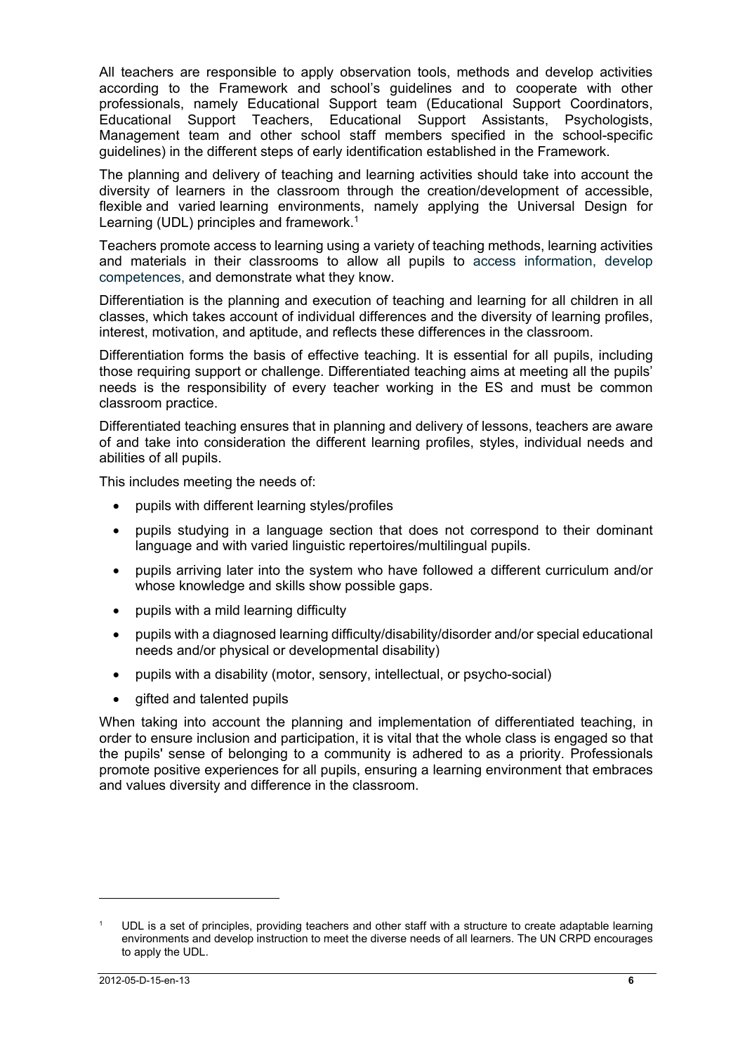All teachers are responsible to apply observation tools, methods and develop activities according to the Framework and school's guidelines and to cooperate with other professionals, namely Educational Support team (Educational Support Coordinators, Educational Support Teachers, Educational Support Assistants, Psychologists, Management team and other school staff members specified in the school-specific guidelines) in the different steps of early identification established in the Framework.

The planning and delivery of teaching and learning activities should take into account the diversity of learners in the classroom through the creation/development of accessible, flexible and varied learning environments, namely applying the Universal Design for Learning (UDL) principles and framework.[1]

Teachers promote access to learning using a variety of teaching methods, learning activities and materials in their classrooms to allow all pupils to access information, develop competences, and demonstrate what they know.

Differentiation is the planning and execution of teaching and learning for all children in all classes, which takes account of individual differences and the diversity of learning profiles, interest, motivation, and aptitude, and reflects these differences in the classroom.

Differentiation forms the basis of effective teaching. It is essential for all pupils, including those requiring support or challenge. Differentiated teaching aims at meeting all the pupils' needs is the responsibility of every teacher working in the ES and must be common classroom practice.

Differentiated teaching ensures that in planning and delivery of lessons, teachers are aware of and take into consideration the different learning profiles, styles, individual needs and abilities of all pupils.

This includes meeting the needs of:

- pupils with different learning styles/profiles
- pupils studying in a language section that does not correspond to their dominant language and with varied linguistic repertoires/multilingual pupils.
- pupils arriving later into the system who have followed a different curriculum and/or whose knowledge and skills show possible gaps.
- pupils with a mild learning difficulty
- pupils with a diagnosed learning difficulty/disability/disorder and/or special educational needs and/or physical or developmental disability)
- pupils with a disability (motor, sensory, intellectual, or psycho-social)
- gifted and talented pupils

When taking into account the planning and implementation of differentiated teaching, in order to ensure inclusion and participation, it is vital that the whole class is engaged so that the pupils' sense of belonging to a community is adhered to as a priority. Professionals promote positive experiences for all pupils, ensuring a learning environment that embraces and values diversity and difference in the classroom.

[1] UDL is a set of principles, providing teachers and other staff with a structure to create adaptable learning environments and develop instruction to meet the diverse needs of all learners. The UN CRPD encourages to apply the UDL.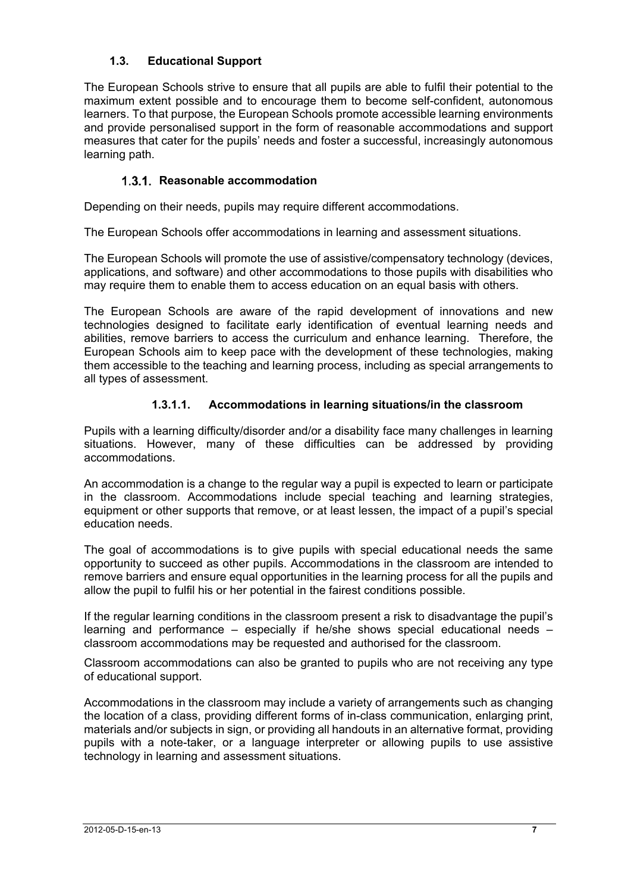## 1.3. Educational Support

The European Schools strive to ensure that all pupils are able to fulfil their potential to the maximum extent possible and to encourage them to become self-confident, autonomous learners. To that purpose, the European Schools promote accessible learning environments and provide personalised support in the form of reasonable accommodations and support measures that cater for the pupils' needs and foster a successful, increasingly autonomous learning path.

### 1.3.1. Reasonable accommodation

Depending on their needs, pupils may require different accommodations.

The European Schools offer accommodations in learning and assessment situations.

The European Schools will promote the use of assistive/compensatory technology (devices, applications, and software) and other accommodations to those pupils with disabilities who may require them to enable them to access education on an equal basis with others.

The European Schools are aware of the rapid development of innovations and new technologies designed to facilitate early identification of eventual learning needs and abilities, remove barriers to access the curriculum and enhance learning. Therefore, the European Schools aim to keep pace with the development of these technologies, making them accessible to the teaching and learning process, including as special arrangements to all types of assessment.

#### 1.3.1.1. Accommodations in learning situations/in the classroom

Pupils with a learning difficulty/disorder and/or a disability face many challenges in learning situations. However, many of these difficulties can be addressed by providing accommodations.

An accommodation is a change to the regular way a pupil is expected to learn or participate in the classroom. Accommodations include special teaching and learning strategies, equipment or other supports that remove, or at least lessen, the impact of a pupil's special education needs.

The goal of accommodations is to give pupils with special educational needs the same opportunity to succeed as other pupils. Accommodations in the classroom are intended to remove barriers and ensure equal opportunities in the learning process for all the pupils and allow the pupil to fulfil his or her potential in the fairest conditions possible.

If the regular learning conditions in the classroom present a risk to disadvantage the pupil's learning and performance – especially if he/she shows special educational needs – classroom accommodations may be requested and authorised for the classroom.

Classroom accommodations can also be granted to pupils who are not receiving any type of educational support.

Accommodations in the classroom may include a variety of arrangements such as changing the location of a class, providing different forms of in-class communication, enlarging print, materials and/or subjects in sign, or providing all handouts in an alternative format, providing pupils with a note-taker, or a language interpreter or allowing pupils to use assistive technology in learning and assessment situations.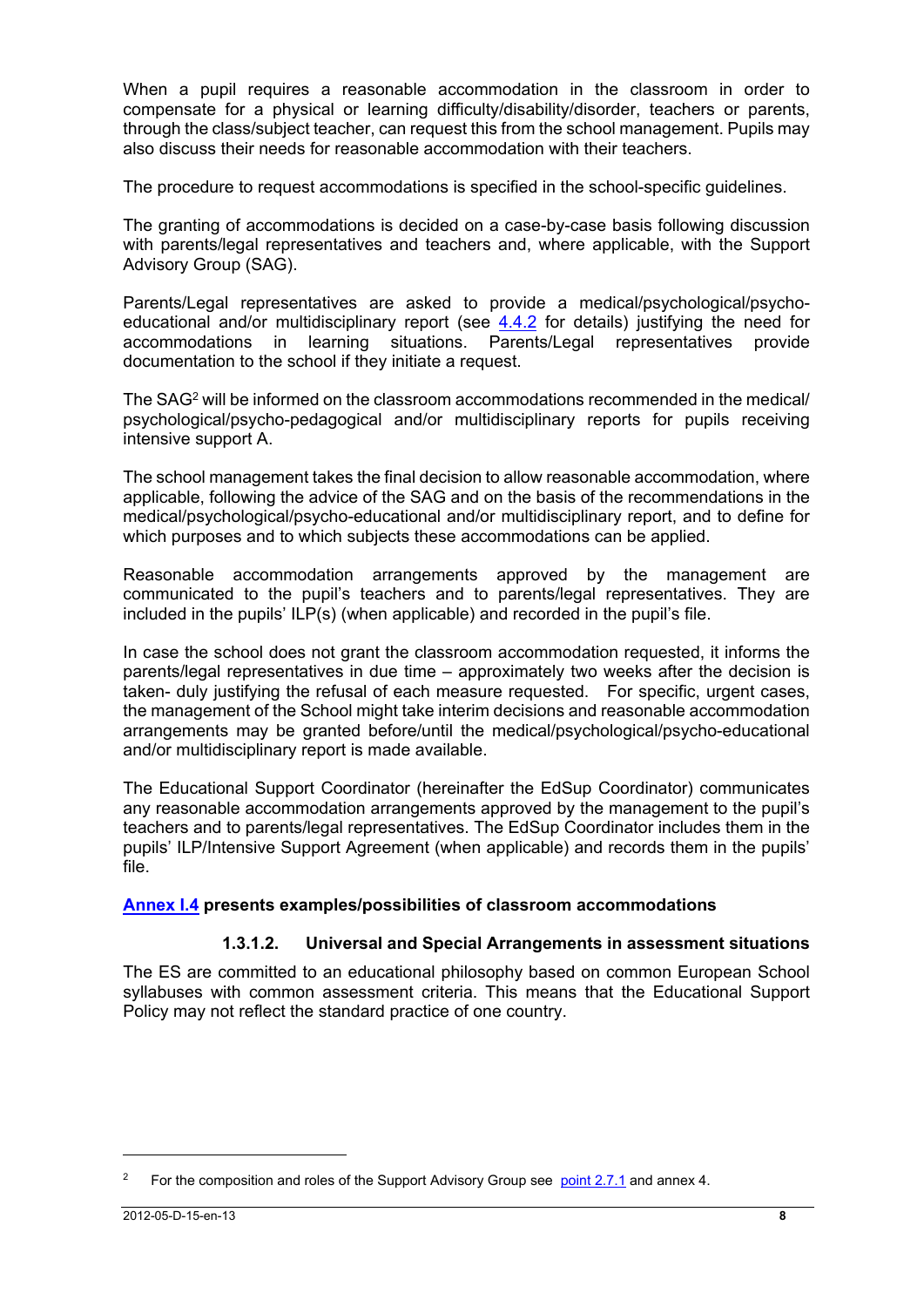When a pupil requires a reasonable accommodation in the classroom in order to compensate for a physical or learning difficulty/disability/disorder, teachers or parents, through the class/subject teacher, can request this from the school management. Pupils may also discuss their needs for reasonable accommodation with their teachers.

The procedure to request accommodations is specified in the school-specific guidelines.

The granting of accommodations is decided on a case-by-case basis following discussion with parents/legal representatives and teachers and, where applicable, with the Support Advisory Group (SAG).

Parents/Legal representatives are asked to provide a medical/psychological/psycho-educational and/or multidisciplinary report (see 4.4.2 for details) justifying the need for accommodations in learning situations. Parents/Legal representatives provide documentation to the school if they initiate a request.

The SAG[2] will be informed on the classroom accommodations recommended in the medical/ psychological/psycho-pedagogical and/or multidisciplinary reports for pupils receiving intensive support A.

The school management takes the final decision to allow reasonable accommodation, where applicable, following the advice of the SAG and on the basis of the recommendations in the medical/psychological/psycho-educational and/or multidisciplinary report, and to define for which purposes and to which subjects these accommodations can be applied.

Reasonable accommodation arrangements approved by the management are communicated to the pupil's teachers and to parents/legal representatives. They are included in the pupils' ILP(s) (when applicable) and recorded in the pupil's file.

In case the school does not grant the classroom accommodation requested, it informs the parents/legal representatives in due time – approximately two weeks after the decision is taken- duly justifying the refusal of each measure requested. For specific, urgent cases, the management of the School might take interim decisions and reasonable accommodation arrangements may be granted before/until the medical/psychological/psycho-educational and/or multidisciplinary report is made available.

The Educational Support Coordinator (hereinafter the EdSup Coordinator) communicates any reasonable accommodation arrangements approved by the management to the pupil's teachers and to parents/legal representatives. The EdSup Coordinator includes them in the pupils' ILP/Intensive Support Agreement (when applicable) and records them in the pupils' file.

**Annex I.4 presents examples/possibilities of classroom accommodations**

#### 1.3.1.2. Universal and Special Arrangements in assessment situations

The ES are committed to an educational philosophy based on common European School syllabuses with common assessment criteria. This means that the Educational Support Policy may not reflect the standard practice of one country.

---

[2] For the composition and roles of the Support Advisory Group see point 2.7.1 and annex 4.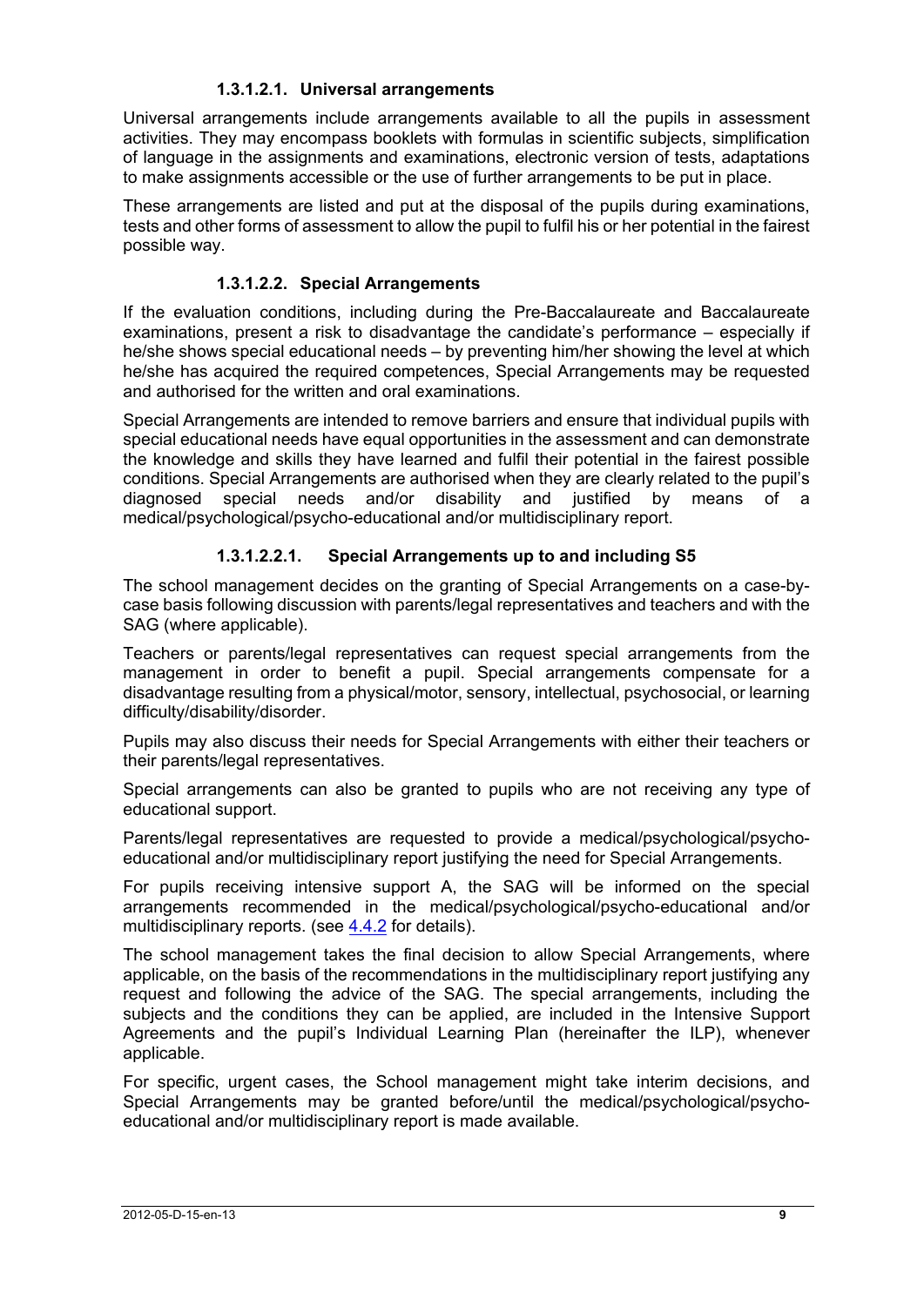#### 1.3.1.2.1. Universal arrangements

Universal arrangements include arrangements available to all the pupils in assessment activities. They may encompass booklets with formulas in scientific subjects, simplification of language in the assignments and examinations, electronic version of tests, adaptations to make assignments accessible or the use of further arrangements to be put in place.

These arrangements are listed and put at the disposal of the pupils during examinations, tests and other forms of assessment to allow the pupil to fulfil his or her potential in the fairest possible way.

#### 1.3.1.2.2. Special Arrangements

If the evaluation conditions, including during the Pre-Baccalaureate and Baccalaureate examinations, present a risk to disadvantage the candidate's performance – especially if he/she shows special educational needs – by preventing him/her showing the level at which he/she has acquired the required competences, Special Arrangements may be requested and authorised for the written and oral examinations.

Special Arrangements are intended to remove barriers and ensure that individual pupils with special educational needs have equal opportunities in the assessment and can demonstrate the knowledge and skills they have learned and fulfil their potential in the fairest possible conditions. Special Arrangements are authorised when they are clearly related to the pupil's diagnosed special needs and/or disability and justified by means of a medical/psychological/psycho-educational and/or multidisciplinary report.

##### 1.3.1.2.2.1. Special Arrangements up to and including S5

The school management decides on the granting of Special Arrangements on a case-by-case basis following discussion with parents/legal representatives and teachers and with the SAG (where applicable).

Teachers or parents/legal representatives can request special arrangements from the management in order to benefit a pupil. Special arrangements compensate for a disadvantage resulting from a physical/motor, sensory, intellectual, psychosocial, or learning difficulty/disability/disorder.

Pupils may also discuss their needs for Special Arrangements with either their teachers or their parents/legal representatives.

Special arrangements can also be granted to pupils who are not receiving any type of educational support.

Parents/legal representatives are requested to provide a medical/psychological/psycho-educational and/or multidisciplinary report justifying the need for Special Arrangements.

For pupils receiving intensive support A, the SAG will be informed on the special arrangements recommended in the medical/psychological/psycho-educational and/or multidisciplinary reports. (see 4.4.2 for details).

The school management takes the final decision to allow Special Arrangements, where applicable, on the basis of the recommendations in the multidisciplinary report justifying any request and following the advice of the SAG. The special arrangements, including the subjects and the conditions they can be applied, are included in the Intensive Support Agreements and the pupil's Individual Learning Plan (hereinafter the ILP), whenever applicable.

For specific, urgent cases, the School management might take interim decisions, and Special Arrangements may be granted before/until the medical/psychological/psycho-educational and/or multidisciplinary report is made available.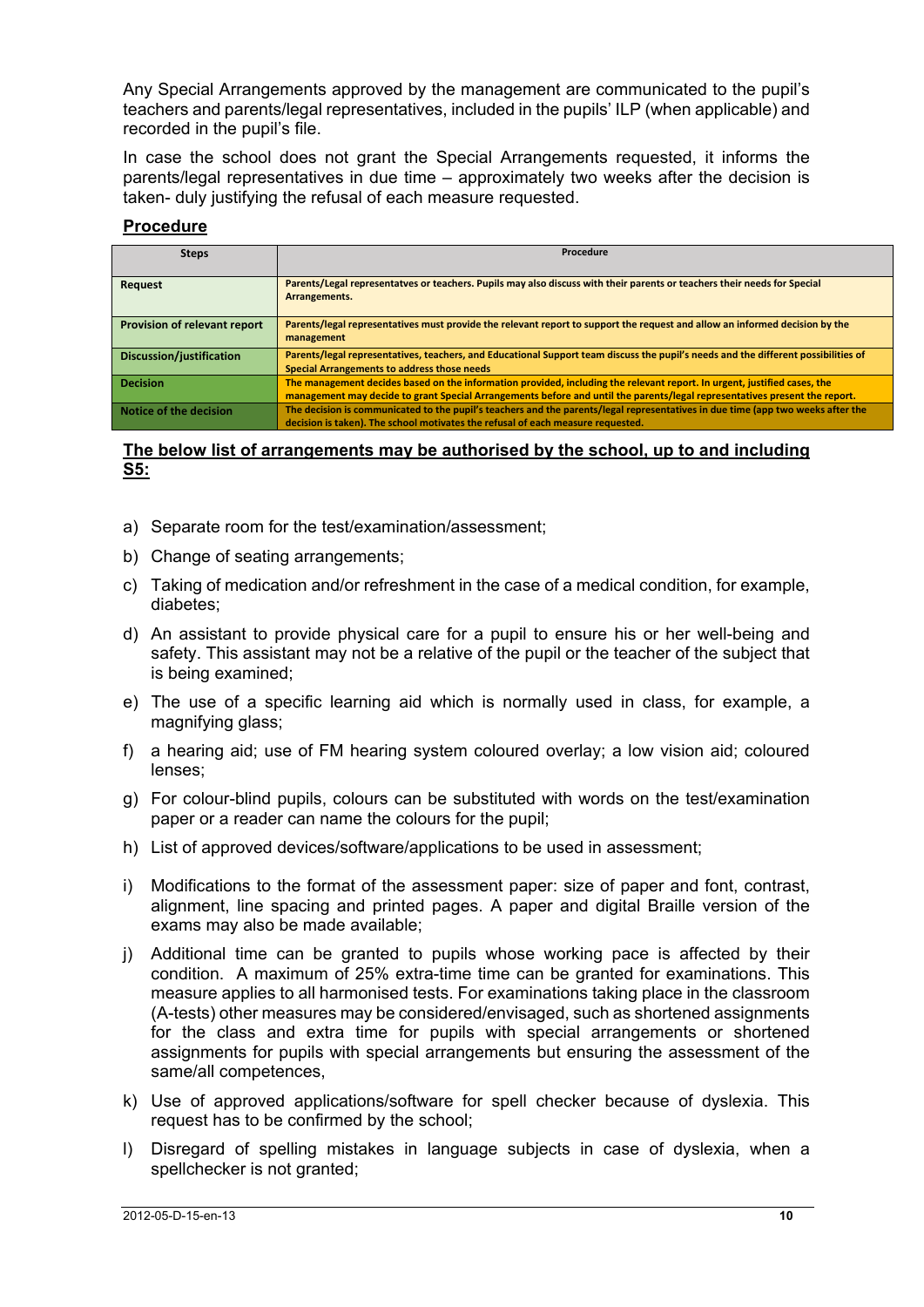Any Special Arrangements approved by the management are communicated to the pupil's teachers and parents/legal representatives, included in the pupils' ILP (when applicable) and recorded in the pupil's file.

In case the school does not grant the Special Arrangements requested, it informs the parents/legal representatives in due time – approximately two weeks after the decision is taken- duly justifying the refusal of each measure requested.

**<u>Procedure</u>**

| Steps | Procedure |
|---|---|
| **Request** | **Parents/Legal representatves or teachers. Pupils may also discuss with their parents or teachers their needs for Special Arrangements.** |
| **Provision of relevant report** | **Parents/legal representatives must provide the relevant report to support the request and allow an informed decision by the management** |
| **Discussion/justification** | **Parents/legal representatives, teachers, and Educational Support team discuss the pupil's needs and the different possibilities of Special Arrangements to address those needs** |
| **Decision** | **The management decides based on the information provided, including the relevant report. In urgent, justified cases, the management may decide to grant Special Arrangements before and until the parents/legal representatives present the report.** |
| **Notice of the decision** | **The decision is communicated to the pupil's teachers and the parents/legal representatives in due time (app two weeks after the decision is taken). The school motivates the refusal of each measure requested.** |

**<u>The below list of arrangements may be authorised by the school, up to and including S5:</u>**

a) Separate room for the test/examination/assessment;

b) Change of seating arrangements;

c) Taking of medication and/or refreshment in the case of a medical condition, for example, diabetes;

d) An assistant to provide physical care for a pupil to ensure his or her well-being and safety. This assistant may not be a relative of the pupil or the teacher of the subject that is being examined;

e) The use of a specific learning aid which is normally used in class, for example, a magnifying glass;

f) a hearing aid; use of FM hearing system coloured overlay; a low vision aid; coloured lenses;

g) For colour-blind pupils, colours can be substituted with words on the test/examination paper or a reader can name the colours for the pupil;

h) List of approved devices/software/applications to be used in assessment;

i) Modifications to the format of the assessment paper: size of paper and font, contrast, alignment, line spacing and printed pages. A paper and digital Braille version of the exams may also be made available;

j) Additional time can be granted to pupils whose working pace is affected by their condition. A maximum of 25% extra-time time can be granted for examinations. This measure applies to all harmonised tests. For examinations taking place in the classroom (A-tests) other measures may be considered/envisaged, such as shortened assignments for the class and extra time for pupils with special arrangements or shortened assignments for pupils with special arrangements but ensuring the assessment of the same/all competences,

k) Use of approved applications/software for spell checker because of dyslexia. This request has to be confirmed by the school;

l) Disregard of spelling mistakes in language subjects in case of dyslexia, when a spellchecker is not granted;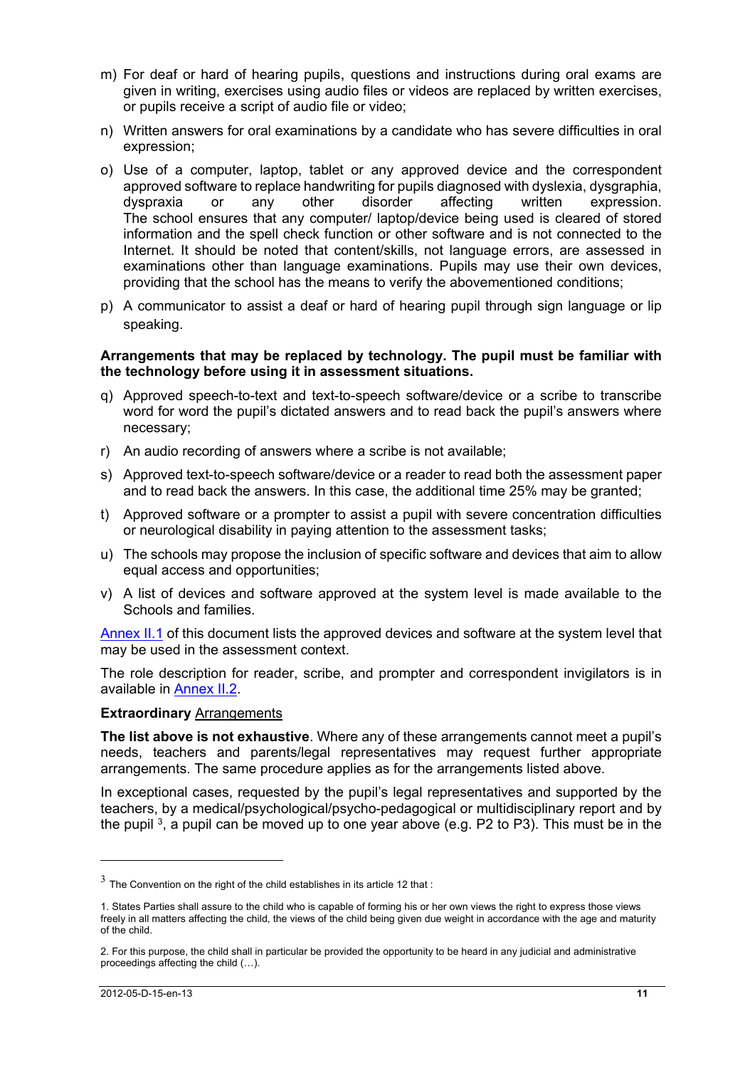m) For deaf or hard of hearing pupils, questions and instructions during oral exams are given in writing, exercises using audio files or videos are replaced by written exercises, or pupils receive a script of audio file or video;

n) Written answers for oral examinations by a candidate who has severe difficulties in oral expression;

o) Use of a computer, laptop, tablet or any approved device and the correspondent approved software to replace handwriting for pupils diagnosed with dyslexia, dysgraphia, dyspraxia or any other disorder affecting written expression. The school ensures that any computer/ laptop/device being used is cleared of stored information and the spell check function or other software and is not connected to the Internet. It should be noted that content/skills, not language errors, are assessed in examinations other than language examinations. Pupils may use their own devices, providing that the school has the means to verify the abovementioned conditions;

p) A communicator to assist a deaf or hard of hearing pupil through sign language or lip speaking.

**Arrangements that may be replaced by technology. The pupil must be familiar with the technology before using it in assessment situations.**

q) Approved speech-to-text and text-to-speech software/device or a scribe to transcribe word for word the pupil's dictated answers and to read back the pupil's answers where necessary;

r) An audio recording of answers where a scribe is not available;

s) Approved text-to-speech software/device or a reader to read both the assessment paper and to read back the answers. In this case, the additional time 25% may be granted;

t) Approved software or a prompter to assist a pupil with severe concentration difficulties or neurological disability in paying attention to the assessment tasks;

u) The schools may propose the inclusion of specific software and devices that aim to allow equal access and opportunities;

v) A list of devices and software approved at the system level is made available to the Schools and families.

Annex II.1 of this document lists the approved devices and software at the system level that may be used in the assessment context.

The role description for reader, scribe, and prompter and correspondent invigilators is in available in Annex II.2.

**Extraordinary** Arrangements

**The list above is not exhaustive**. Where any of these arrangements cannot meet a pupil's needs, teachers and parents/legal representatives may request further appropriate arrangements. The same procedure applies as for the arrangements listed above.

In exceptional cases, requested by the pupil's legal representatives and supported by the teachers, by a medical/psychological/psycho-pedagogical or multidisciplinary report and by the pupil [3], a pupil can be moved up to one year above (e.g. P2 to P3). This must be in the

---

[3] The Convention on the right of the child establishes in its article 12 that :

1. States Parties shall assure to the child who is capable of forming his or her own views the right to express those views freely in all matters affecting the child, the views of the child being given due weight in accordance with the age and maturity of the child.

2. For this purpose, the child shall in particular be provided the opportunity to be heard in any judicial and administrative proceedings affecting the child (…).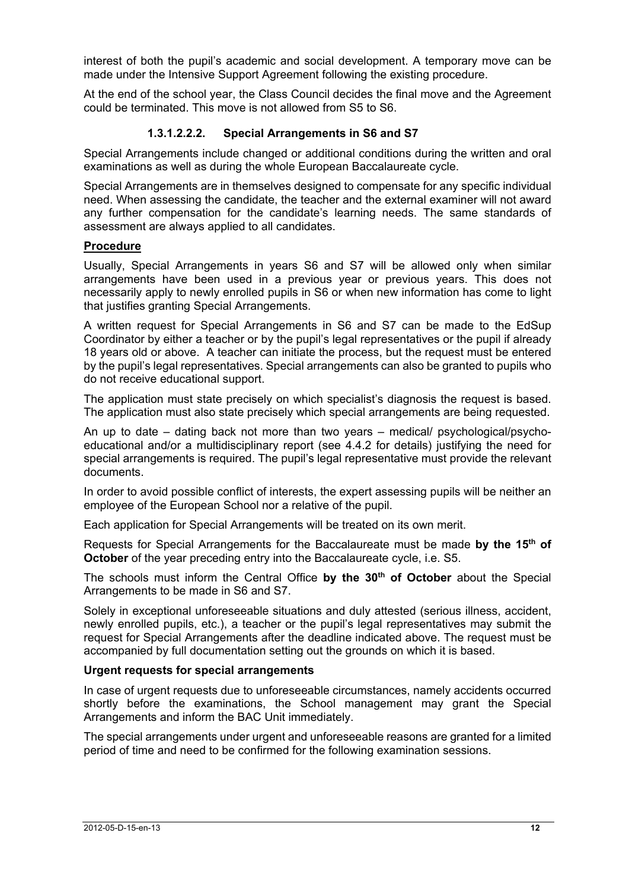interest of both the pupil's academic and social development. A temporary move can be made under the Intensive Support Agreement following the existing procedure.

At the end of the school year, the Class Council decides the final move and the Agreement could be terminated. This move is not allowed from S5 to S6.

#### 1.3.1.2.2.2. Special Arrangements in S6 and S7

Special Arrangements include changed or additional conditions during the written and oral examinations as well as during the whole European Baccalaureate cycle.

Special Arrangements are in themselves designed to compensate for any specific individual need. When assessing the candidate, the teacher and the external examiner will not award any further compensation for the candidate's learning needs. The same standards of assessment are always applied to all candidates.

**Procedure**

Usually, Special Arrangements in years S6 and S7 will be allowed only when similar arrangements have been used in a previous year or previous years. This does not necessarily apply to newly enrolled pupils in S6 or when new information has come to light that justifies granting Special Arrangements.

A written request for Special Arrangements in S6 and S7 can be made to the EdSup Coordinator by either a teacher or by the pupil's legal representatives or the pupil if already 18 years old or above. A teacher can initiate the process, but the request must be entered by the pupil's legal representatives. Special arrangements can also be granted to pupils who do not receive educational support.

The application must state precisely on which specialist's diagnosis the request is based. The application must also state precisely which special arrangements are being requested.

An up to date – dating back not more than two years – medical/ psychological/psycho-educational and/or a multidisciplinary report (see 4.4.2 for details) justifying the need for special arrangements is required. The pupil's legal representative must provide the relevant documents.

In order to avoid possible conflict of interests, the expert assessing pupils will be neither an employee of the European School nor a relative of the pupil.

Each application for Special Arrangements will be treated on its own merit.

Requests for Special Arrangements for the Baccalaureate must be made **by the 15th of October** of the year preceding entry into the Baccalaureate cycle, i.e. S5.

The schools must inform the Central Office **by the 30th of October** about the Special Arrangements to be made in S6 and S7.

Solely in exceptional unforeseeable situations and duly attested (serious illness, accident, newly enrolled pupils, etc.), a teacher or the pupil's legal representatives may submit the request for Special Arrangements after the deadline indicated above. The request must be accompanied by full documentation setting out the grounds on which it is based.

**Urgent requests for special arrangements**

In case of urgent requests due to unforeseeable circumstances, namely accidents occurred shortly before the examinations, the School management may grant the Special Arrangements and inform the BAC Unit immediately.

The special arrangements under urgent and unforeseeable reasons are granted for a limited period of time and need to be confirmed for the following examination sessions.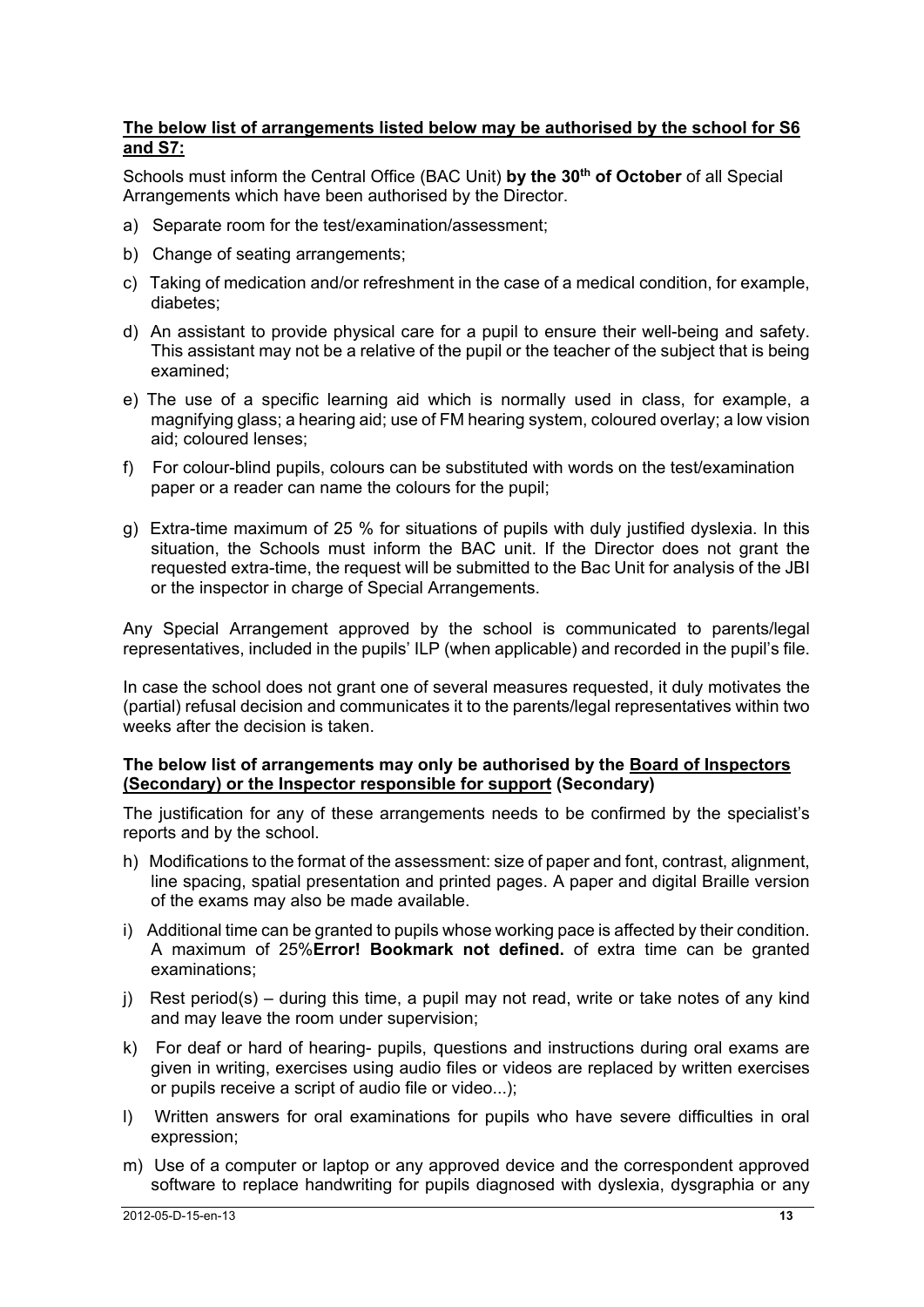**The below list of arrangements listed below may be authorised by the school for S6 and S7:**

Schools must inform the Central Office (BAC Unit) **by the 30th of October** of all Special Arrangements which have been authorised by the Director.

a) Separate room for the test/examination/assessment;

b) Change of seating arrangements;

c) Taking of medication and/or refreshment in the case of a medical condition, for example, diabetes;

d) An assistant to provide physical care for a pupil to ensure their well-being and safety. This assistant may not be a relative of the pupil or the teacher of the subject that is being examined;

e) The use of a specific learning aid which is normally used in class, for example, a magnifying glass; a hearing aid; use of FM hearing system, coloured overlay; a low vision aid; coloured lenses;

f) For colour-blind pupils, colours can be substituted with words on the test/examination paper or a reader can name the colours for the pupil;

g) Extra-time maximum of 25 % for situations of pupils with duly justified dyslexia. In this situation, the Schools must inform the BAC unit. If the Director does not grant the requested extra-time, the request will be submitted to the Bac Unit for analysis of the JBI or the inspector in charge of Special Arrangements.

Any Special Arrangement approved by the school is communicated to parents/legal representatives, included in the pupils' ILP (when applicable) and recorded in the pupil's file.

In case the school does not grant one of several measures requested, it duly motivates the (partial) refusal decision and communicates it to the parents/legal representatives within two weeks after the decision is taken.

**The below list of arrangements may only be authorised by the Board of Inspectors (Secondary) or the Inspector responsible for support (Secondary)**

The justification for any of these arrangements needs to be confirmed by the specialist's reports and by the school.

h) Modifications to the format of the assessment: size of paper and font, contrast, alignment, line spacing, spatial presentation and printed pages. A paper and digital Braille version of the exams may also be made available.

i) Additional time can be granted to pupils whose working pace is affected by their condition. A maximum of 25%**Error! Bookmark not defined.** of extra time can be granted examinations;

j) Rest period(s) – during this time, a pupil may not read, write or take notes of any kind and may leave the room under supervision;

k) For deaf or hard of hearing- pupils, questions and instructions during oral exams are given in writing, exercises using audio files or videos are replaced by written exercises or pupils receive a script of audio file or video...);

l) Written answers for oral examinations for pupils who have severe difficulties in oral expression;

m) Use of a computer or laptop or any approved device and the correspondent approved software to replace handwriting for pupils diagnosed with dyslexia, dysgraphia or any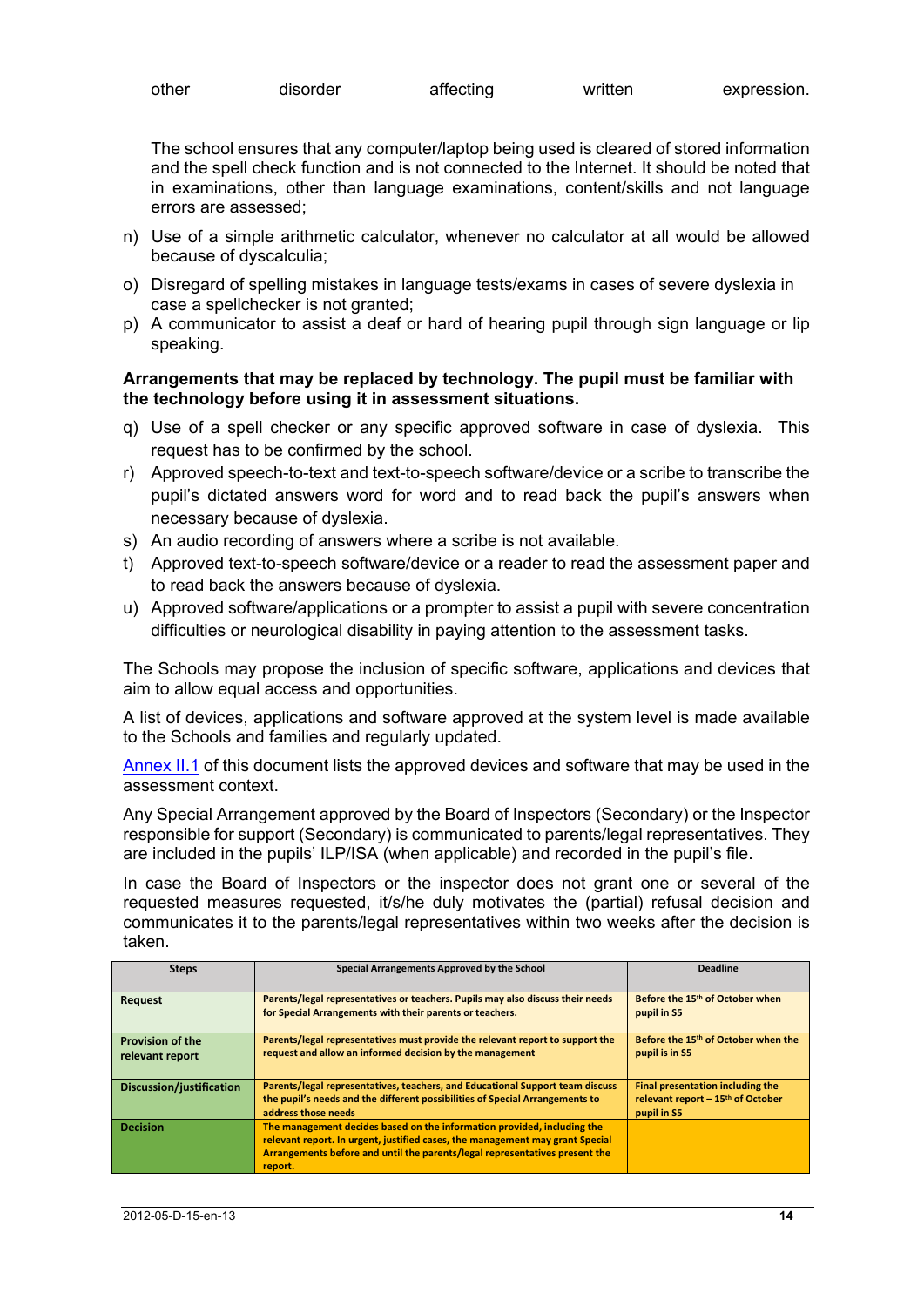other disorder affecting written expression.

The school ensures that any computer/laptop being used is cleared of stored information and the spell check function and is not connected to the Internet. It should be noted that in examinations, other than language examinations, content/skills and not language errors are assessed;

n) Use of a simple arithmetic calculator, whenever no calculator at all would be allowed because of dyscalculia;

o) Disregard of spelling mistakes in language tests/exams in cases of severe dyslexia in case a spellchecker is not granted;

p) A communicator to assist a deaf or hard of hearing pupil through sign language or lip speaking.

**Arrangements that may be replaced by technology. The pupil must be familiar with the technology before using it in assessment situations.**

q) Use of a spell checker or any specific approved software in case of dyslexia. This request has to be confirmed by the school.

r) Approved speech-to-text and text-to-speech software/device or a scribe to transcribe the pupil's dictated answers word for word and to read back the pupil's answers when necessary because of dyslexia.

s) An audio recording of answers where a scribe is not available.

t) Approved text-to-speech software/device or a reader to read the assessment paper and to read back the answers because of dyslexia.

u) Approved software/applications or a prompter to assist a pupil with severe concentration difficulties or neurological disability in paying attention to the assessment tasks.

The Schools may propose the inclusion of specific software, applications and devices that aim to allow equal access and opportunities.

A list of devices, applications and software approved at the system level is made available to the Schools and families and regularly updated.

Annex II.1 of this document lists the approved devices and software that may be used in the assessment context.

Any Special Arrangement approved by the Board of Inspectors (Secondary) or the Inspector responsible for support (Secondary) is communicated to parents/legal representatives. They are included in the pupils' ILP/ISA (when applicable) and recorded in the pupil's file.

In case the Board of Inspectors or the inspector does not grant one or several of the requested measures requested, it/s/he duly motivates the (partial) refusal decision and communicates it to the parents/legal representatives within two weeks after the decision is taken.

| Steps | Special Arrangements Approved by the School | Deadline |
|---|---|---|
| **Request** | **Parents/legal representatives or teachers. Pupils may also discuss their needs for Special Arrangements with their parents or teachers.** | **Before the 15th of October when pupil in S5** |
| **Provision of the relevant report** | **Parents/legal representatives must provide the relevant report to support the request and allow an informed decision by the management** | **Before the 15th of October when the pupil is in S5** |
| **Discussion/justification** | **Parents/legal representatives, teachers, and Educational Support team discuss the pupil's needs and the different possibilities of Special Arrangements to address those needs** | **Final presentation including the relevant report – 15th of October pupil in S5** |
| **Decision** | **The management decides based on the information provided, including the relevant report. In urgent, justified cases, the management may grant Special Arrangements before and until the parents/legal representatives present the report.** | |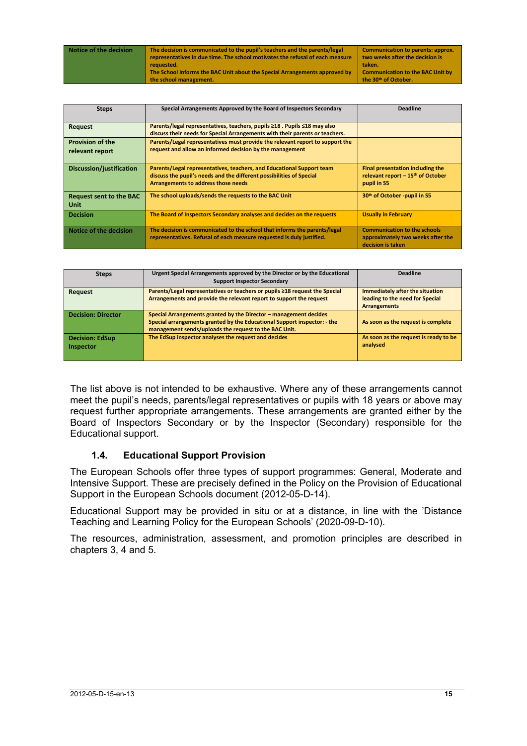| | | |
|---|---|---|
| **Notice of the decision** | **The decision is communicated to the pupil's teachers and the parents/legal representatives in due time. The school motivates the refusal of each measure requested.**<br>**The School informs the BAC Unit about the Special Arrangements approved by the school management.** | **Communication to parents: approx. two weeks after the decision is taken.**<br>**Communication to the BAC Unit by the 30th of October.** |

| Steps | Special Arrangements Approved by the Board of Inspectors Secondary | Deadline |
|---|---|---|
| **Request** | **Parents/legal representatives, teachers, pupils ≥18 . Pupils ≤18 may also discuss their needs for Special Arrangements with their parents or teachers.** | |
| **Provision of the relevant report** | **Parents/Legal representatives must provide the relevant report to support the request and allow an informed decision by the management** | |
| **Discussion/justification** | **Parents/Legal representatives, teachers, and Educational Support team discuss the pupil's needs and the different possibilities of Special Arrangements to address those needs** | **Final presentation including the relevant report – 15th of October pupil in S5** |
| **Request sent to the BAC Unit** | **The school uploads/sends the requests to the BAC Unit** | **30th of October -pupil in S5** |
| **Decision** | **The Board of Inspectors Secondary analyses and decides on the requests** | **Usually in February** |
| **Notice of the decision** | **The decision is communicated to the school that informs the parents/legal representatives. Refusal of each measure requested is duly justified.** | **Communication to the schools approximately two weeks after the decision is taken** |

| Steps | Urgent Special Arrangements approved by the Director or by the Educational Support Inspector Secondary | Deadline |
|---|---|---|
| **Request** | **Parents/Legal representatives or teachers or pupils ≥18 request the Special Arrangements and provide the relevant report to support the request** | **Immediately after the situation leading to the need for Special Arrangements** |
| **Decision: Director** | **Special Arrangements granted by the Director – management decides**<br>**Special arrangements granted by the Educational Support inspector: - the management sends/uploads the request to the BAC Unit.** | **As soon as the request is complete** |
| **Decision: EdSup Inspector** | **The EdSup inspector analyses the request and decides** | **As soon as the request is ready to be analysed** |

The list above is not intended to be exhaustive. Where any of these arrangements cannot meet the pupil's needs, parents/legal representatives or pupils with 18 years or above may request further appropriate arrangements. These arrangements are granted either by the Board of Inspectors Secondary or by the Inspector (Secondary) responsible for the Educational support.

### 1.4. Educational Support Provision

The European Schools offer three types of support programmes: General, Moderate and Intensive Support. These are precisely defined in the Policy on the Provision of Educational Support in the European Schools document (2012-05-D-14).

Educational Support may be provided in situ or at a distance, in line with the 'Distance Teaching and Learning Policy for the European Schools' (2020-09-D-10).

The resources, administration, assessment, and promotion principles are described in chapters 3, 4 and 5.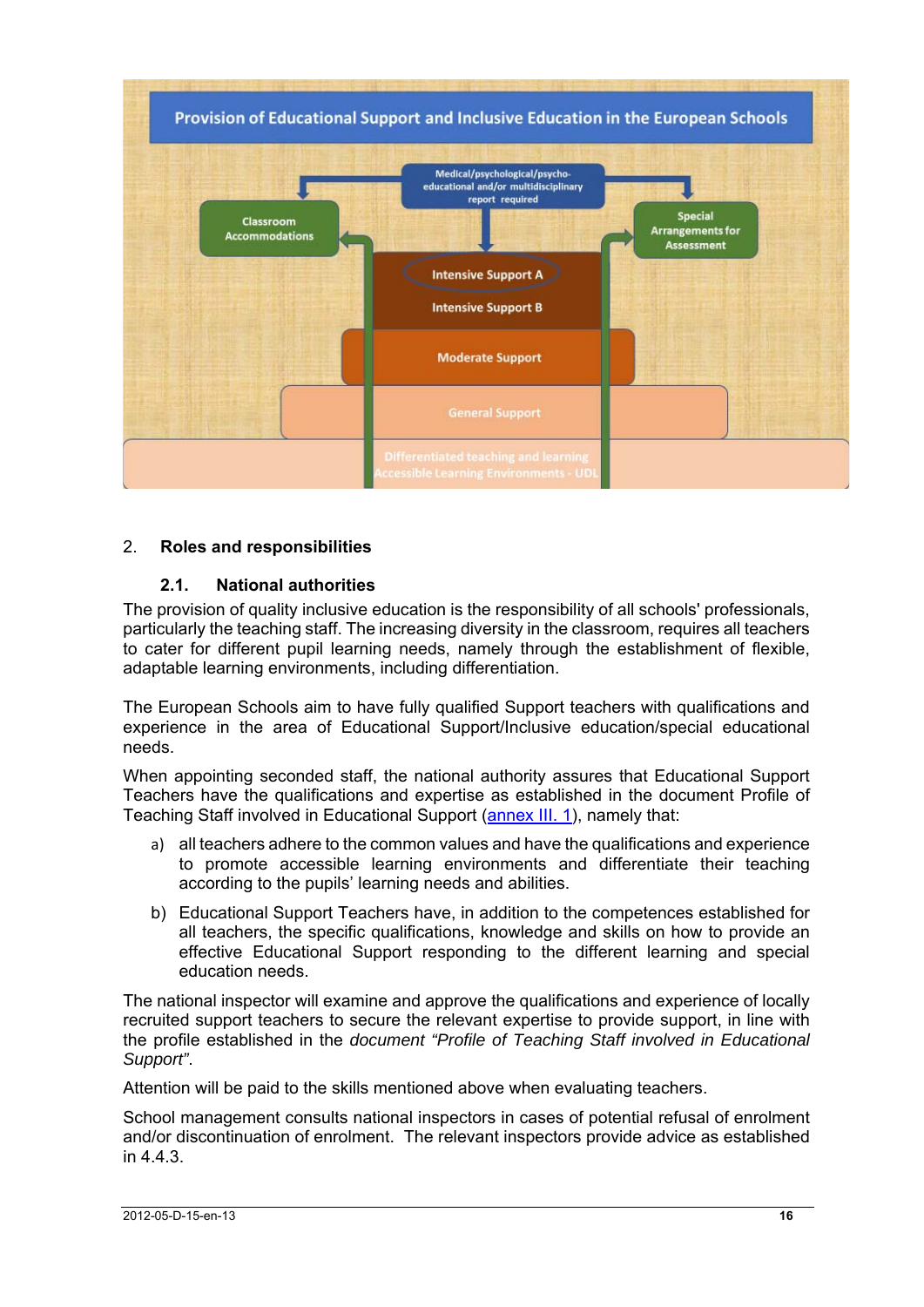Provision of Educational Support and Inclusive Education in the European Schools

Medical/psychological/psycho-educational and/or multidisciplinary report required

Classroom Accommodations

Special Arrangements for Assessment

Intensive Support A

Intensive Support B

Moderate Support

General Support

Differentiated teaching and learning
Accessible Learning Environments - UDL

## 2. Roles and responsibilities

### 2.1. National authorities

The provision of quality inclusive education is the responsibility of all schools' professionals, particularly the teaching staff. The increasing diversity in the classroom, requires all teachers to cater for different pupil learning needs, namely through the establishment of flexible, adaptable learning environments, including differentiation.

The European Schools aim to have fully qualified Support teachers with qualifications and experience in the area of Educational Support/Inclusive education/special educational needs.

When appointing seconded staff, the national authority assures that Educational Support Teachers have the qualifications and expertise as established in the document Profile of Teaching Staff involved in Educational Support (annex III. 1), namely that:

a) all teachers adhere to the common values and have the qualifications and experience to promote accessible learning environments and differentiate their teaching according to the pupils' learning needs and abilities.

b) Educational Support Teachers have, in addition to the competences established for all teachers, the specific qualifications, knowledge and skills on how to provide an effective Educational Support responding to the different learning and special education needs.

The national inspector will examine and approve the qualifications and experience of locally recruited support teachers to secure the relevant expertise to provide support, in line with the profile established in the *document "Profile of Teaching Staff involved in Educational Support"*.

Attention will be paid to the skills mentioned above when evaluating teachers.

School management consults national inspectors in cases of potential refusal of enrolment and/or discontinuation of enrolment. The relevant inspectors provide advice as established in 4.4.3.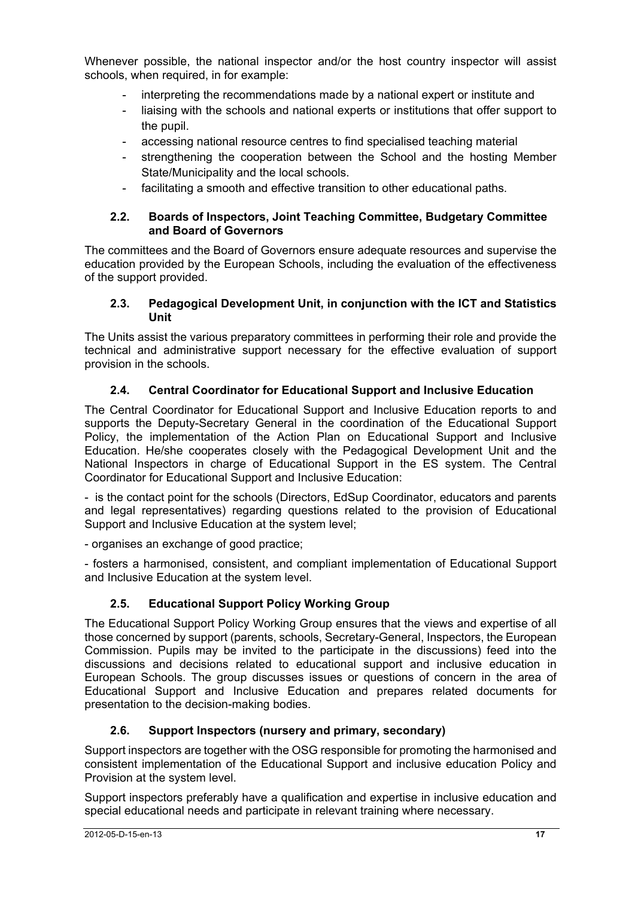Whenever possible, the national inspector and/or the host country inspector will assist schools, when required, in for example:

- interpreting the recommendations made by a national expert or institute and
- liaising with the schools and national experts or institutions that offer support to the pupil.
- accessing national resource centres to find specialised teaching material
- strengthening the cooperation between the School and the hosting Member State/Municipality and the local schools.
- facilitating a smooth and effective transition to other educational paths.

### 2.2. Boards of Inspectors, Joint Teaching Committee, Budgetary Committee and Board of Governors

The committees and the Board of Governors ensure adequate resources and supervise the education provided by the European Schools, including the evaluation of the effectiveness of the support provided.

### 2.3. Pedagogical Development Unit, in conjunction with the ICT and Statistics Unit

The Units assist the various preparatory committees in performing their role and provide the technical and administrative support necessary for the effective evaluation of support provision in the schools.

### 2.4. Central Coordinator for Educational Support and Inclusive Education

The Central Coordinator for Educational Support and Inclusive Education reports to and supports the Deputy-Secretary General in the coordination of the Educational Support Policy, the implementation of the Action Plan on Educational Support and Inclusive Education. He/she cooperates closely with the Pedagogical Development Unit and the National Inspectors in charge of Educational Support in the ES system. The Central Coordinator for Educational Support and Inclusive Education:

- is the contact point for the schools (Directors, EdSup Coordinator, educators and parents and legal representatives) regarding questions related to the provision of Educational Support and Inclusive Education at the system level;

- organises an exchange of good practice;

- fosters a harmonised, consistent, and compliant implementation of Educational Support and Inclusive Education at the system level.

### 2.5. Educational Support Policy Working Group

The Educational Support Policy Working Group ensures that the views and expertise of all those concerned by support (parents, schools, Secretary-General, Inspectors, the European Commission. Pupils may be invited to the participate in the discussions) feed into the discussions and decisions related to educational support and inclusive education in European Schools. The group discusses issues or questions of concern in the area of Educational Support and Inclusive Education and prepares related documents for presentation to the decision-making bodies.

### 2.6. Support Inspectors (nursery and primary, secondary)

Support inspectors are together with the OSG responsible for promoting the harmonised and consistent implementation of the Educational Support and inclusive education Policy and Provision at the system level.

Support inspectors preferably have a qualification and expertise in inclusive education and special educational needs and participate in relevant training where necessary.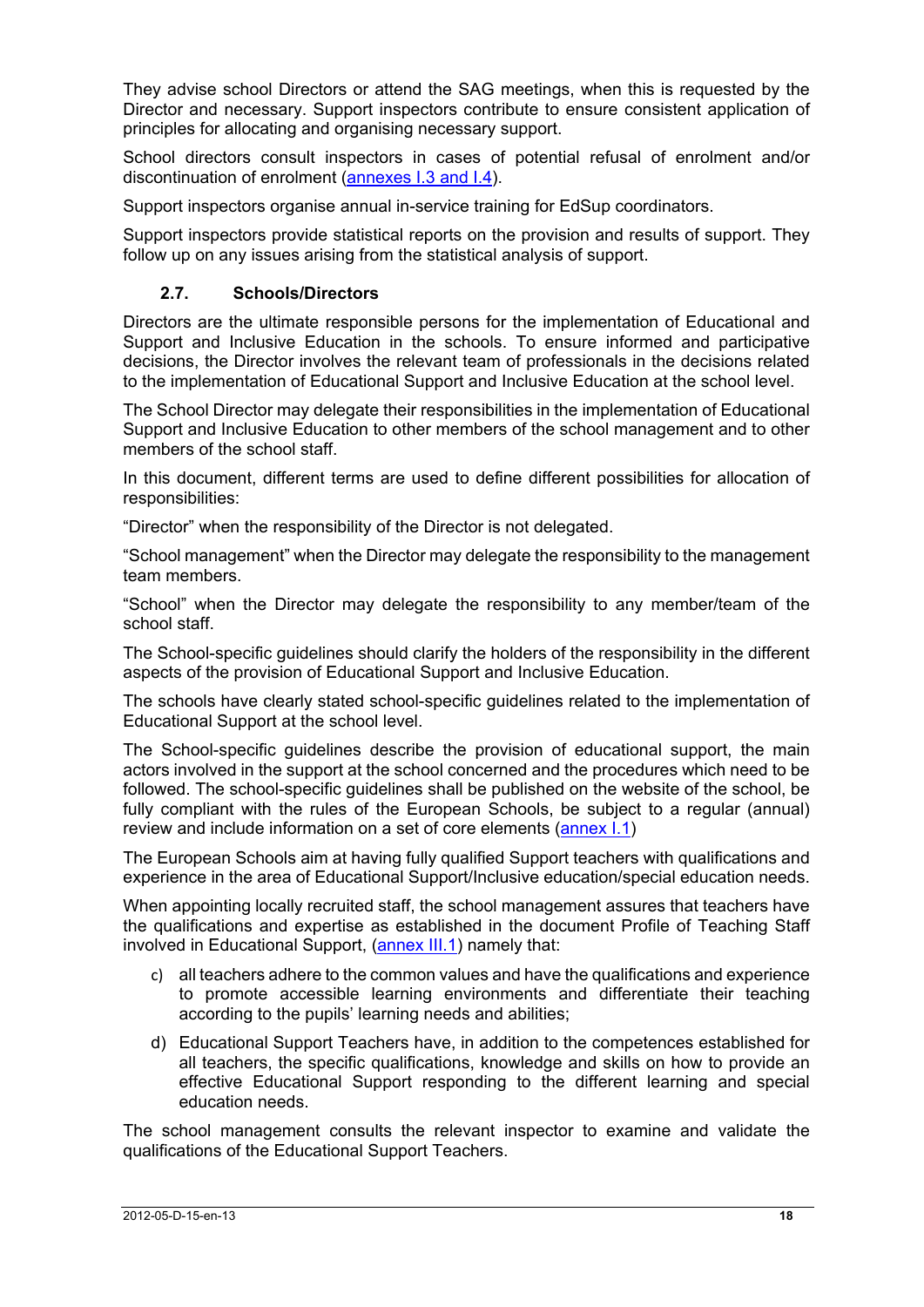They advise school Directors or attend the SAG meetings, when this is requested by the Director and necessary. Support inspectors contribute to ensure consistent application of principles for allocating and organising necessary support.

School directors consult inspectors in cases of potential refusal of enrolment and/or discontinuation of enrolment (annexes I.3 and I.4).

Support inspectors organise annual in-service training for EdSup coordinators.

Support inspectors provide statistical reports on the provision and results of support. They follow up on any issues arising from the statistical analysis of support.

### 2.7. Schools/Directors

Directors are the ultimate responsible persons for the implementation of Educational and Support and Inclusive Education in the schools. To ensure informed and participative decisions, the Director involves the relevant team of professionals in the decisions related to the implementation of Educational Support and Inclusive Education at the school level.

The School Director may delegate their responsibilities in the implementation of Educational Support and Inclusive Education to other members of the school management and to other members of the school staff.

In this document, different terms are used to define different possibilities for allocation of responsibilities:

“Director” when the responsibility of the Director is not delegated.

“School management” when the Director may delegate the responsibility to the management team members.

“School” when the Director may delegate the responsibility to any member/team of the school staff.

The School-specific guidelines should clarify the holders of the responsibility in the different aspects of the provision of Educational Support and Inclusive Education.

The schools have clearly stated school-specific guidelines related to the implementation of Educational Support at the school level.

The School-specific guidelines describe the provision of educational support, the main actors involved in the support at the school concerned and the procedures which need to be followed. The school-specific guidelines shall be published on the website of the school, be fully compliant with the rules of the European Schools, be subject to a regular (annual) review and include information on a set of core elements (annex I.1)

The European Schools aim at having fully qualified Support teachers with qualifications and experience in the area of Educational Support/Inclusive education/special education needs.

When appointing locally recruited staff, the school management assures that teachers have the qualifications and expertise as established in the document Profile of Teaching Staff involved in Educational Support, (annex III.1) namely that:

c) all teachers adhere to the common values and have the qualifications and experience to promote accessible learning environments and differentiate their teaching according to the pupils’ learning needs and abilities;

d) Educational Support Teachers have, in addition to the competences established for all teachers, the specific qualifications, knowledge and skills on how to provide an effective Educational Support responding to the different learning and special education needs.

The school management consults the relevant inspector to examine and validate the qualifications of the Educational Support Teachers.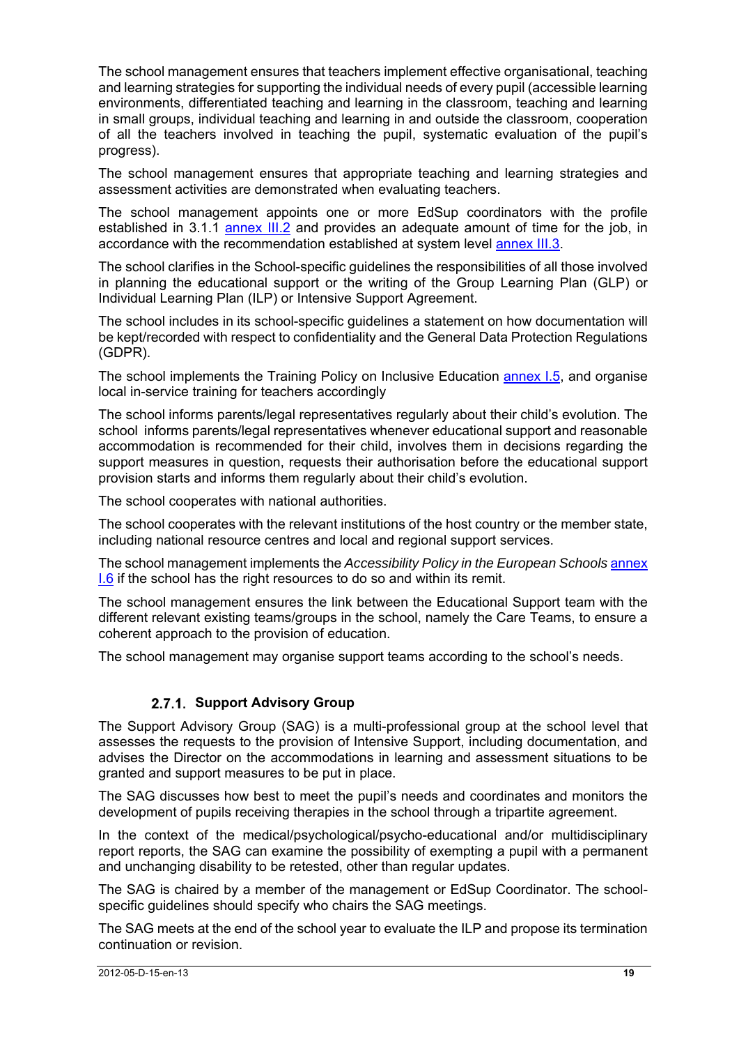The school management ensures that teachers implement effective organisational, teaching and learning strategies for supporting the individual needs of every pupil (accessible learning environments, differentiated teaching and learning in the classroom, teaching and learning in small groups, individual teaching and learning in and outside the classroom, cooperation of all the teachers involved in teaching the pupil, systematic evaluation of the pupil's progress).

The school management ensures that appropriate teaching and learning strategies and assessment activities are demonstrated when evaluating teachers.

The school management appoints one or more EdSup coordinators with the profile established in 3.1.1 annex III.2 and provides an adequate amount of time for the job, in accordance with the recommendation established at system level annex III.3.

The school clarifies in the School-specific guidelines the responsibilities of all those involved in planning the educational support or the writing of the Group Learning Plan (GLP) or Individual Learning Plan (ILP) or Intensive Support Agreement.

The school includes in its school-specific guidelines a statement on how documentation will be kept/recorded with respect to confidentiality and the General Data Protection Regulations (GDPR).

The school implements the Training Policy on Inclusive Education annex I.5, and organise local in-service training for teachers accordingly

The school informs parents/legal representatives regularly about their child's evolution. The school informs parents/legal representatives whenever educational support and reasonable accommodation is recommended for their child, involves them in decisions regarding the support measures in question, requests their authorisation before the educational support provision starts and informs them regularly about their child's evolution.

The school cooperates with national authorities.

The school cooperates with the relevant institutions of the host country or the member state, including national resource centres and local and regional support services.

The school management implements the *Accessibility Policy in the European Schools* annex I.6 if the school has the right resources to do so and within its remit.

The school management ensures the link between the Educational Support team with the different relevant existing teams/groups in the school, namely the Care Teams, to ensure a coherent approach to the provision of education.

The school management may organise support teams according to the school's needs.

### 2.7.1. Support Advisory Group

The Support Advisory Group (SAG) is a multi-professional group at the school level that assesses the requests to the provision of Intensive Support, including documentation, and advises the Director on the accommodations in learning and assessment situations to be granted and support measures to be put in place.

The SAG discusses how best to meet the pupil's needs and coordinates and monitors the development of pupils receiving therapies in the school through a tripartite agreement.

In the context of the medical/psychological/psycho-educational and/or multidisciplinary report reports, the SAG can examine the possibility of exempting a pupil with a permanent and unchanging disability to be retested, other than regular updates.

The SAG is chaired by a member of the management or EdSup Coordinator. The school-specific guidelines should specify who chairs the SAG meetings.

The SAG meets at the end of the school year to evaluate the ILP and propose its termination continuation or revision.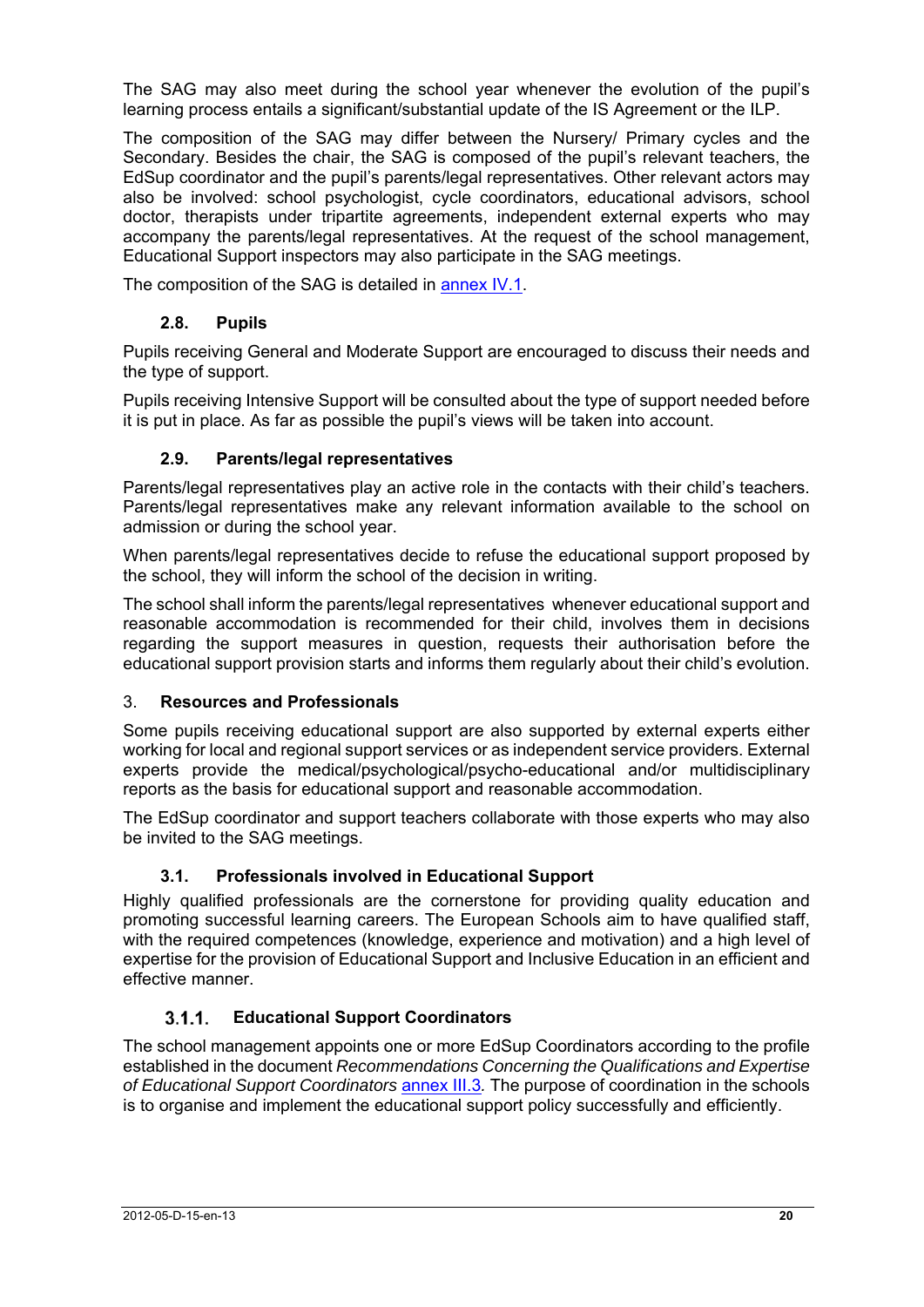The SAG may also meet during the school year whenever the evolution of the pupil's learning process entails a significant/substantial update of the IS Agreement or the ILP.

The composition of the SAG may differ between the Nursery/ Primary cycles and the Secondary. Besides the chair, the SAG is composed of the pupil's relevant teachers, the EdSup coordinator and the pupil's parents/legal representatives. Other relevant actors may also be involved: school psychologist, cycle coordinators, educational advisors, school doctor, therapists under tripartite agreements, independent external experts who may accompany the parents/legal representatives. At the request of the school management, Educational Support inspectors may also participate in the SAG meetings.

The composition of the SAG is detailed in annex IV.1.

### 2.8. Pupils

Pupils receiving General and Moderate Support are encouraged to discuss their needs and the type of support.

Pupils receiving Intensive Support will be consulted about the type of support needed before it is put in place. As far as possible the pupil's views will be taken into account.

### 2.9. Parents/legal representatives

Parents/legal representatives play an active role in the contacts with their child's teachers. Parents/legal representatives make any relevant information available to the school on admission or during the school year.

When parents/legal representatives decide to refuse the educational support proposed by the school, they will inform the school of the decision in writing.

The school shall inform the parents/legal representatives whenever educational support and reasonable accommodation is recommended for their child, involves them in decisions regarding the support measures in question, requests their authorisation before the educational support provision starts and informs them regularly about their child's evolution.

## 3. Resources and Professionals

Some pupils receiving educational support are also supported by external experts either working for local and regional support services or as independent service providers. External experts provide the medical/psychological/psycho-educational and/or multidisciplinary reports as the basis for educational support and reasonable accommodation.

The EdSup coordinator and support teachers collaborate with those experts who may also be invited to the SAG meetings.

### 3.1. Professionals involved in Educational Support

Highly qualified professionals are the cornerstone for providing quality education and promoting successful learning careers. The European Schools aim to have qualified staff, with the required competences (knowledge, experience and motivation) and a high level of expertise for the provision of Educational Support and Inclusive Education in an efficient and effective manner.

#### 3.1.1. Educational Support Coordinators

The school management appoints one or more EdSup Coordinators according to the profile established in the document *Recommendations Concerning the Qualifications and Expertise of Educational Support Coordinators* annex III.3*.* The purpose of coordination in the schools is to organise and implement the educational support policy successfully and efficiently.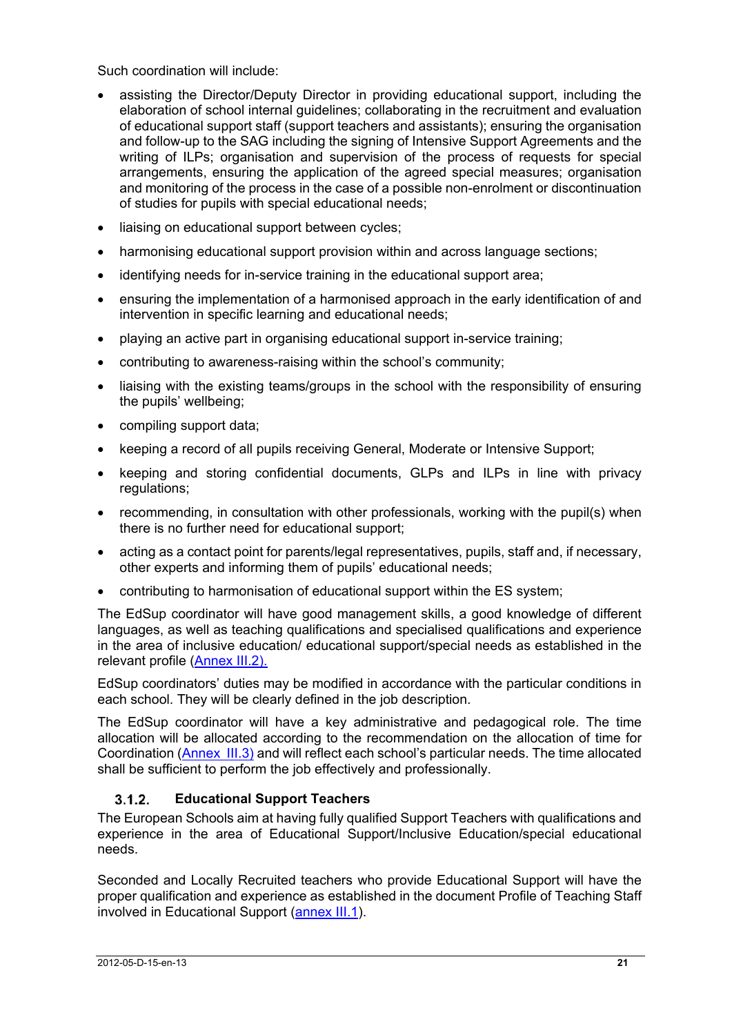Such coordination will include:

- assisting the Director/Deputy Director in providing educational support, including the elaboration of school internal guidelines; collaborating in the recruitment and evaluation of educational support staff (support teachers and assistants); ensuring the organisation and follow-up to the SAG including the signing of Intensive Support Agreements and the writing of ILPs; organisation and supervision of the process of requests for special arrangements, ensuring the application of the agreed special measures; organisation and monitoring of the process in the case of a possible non-enrolment or discontinuation of studies for pupils with special educational needs;
- liaising on educational support between cycles;
- harmonising educational support provision within and across language sections;
- identifying needs for in-service training in the educational support area;
- ensuring the implementation of a harmonised approach in the early identification of and intervention in specific learning and educational needs;
- playing an active part in organising educational support in-service training;
- contributing to awareness-raising within the school's community;
- liaising with the existing teams/groups in the school with the responsibility of ensuring the pupils' wellbeing;
- compiling support data;
- keeping a record of all pupils receiving General, Moderate or Intensive Support;
- keeping and storing confidential documents, GLPs and ILPs in line with privacy regulations;
- recommending, in consultation with other professionals, working with the pupil(s) when there is no further need for educational support;
- acting as a contact point for parents/legal representatives, pupils, staff and, if necessary, other experts and informing them of pupils' educational needs;
- contributing to harmonisation of educational support within the ES system;

The EdSup coordinator will have good management skills, a good knowledge of different languages, as well as teaching qualifications and specialised qualifications and experience in the area of inclusive education/ educational support/special needs as established in the relevant profile (Annex III.2).

EdSup coordinators' duties may be modified in accordance with the particular conditions in each school. They will be clearly defined in the job description.

The EdSup coordinator will have a key administrative and pedagogical role. The time allocation will be allocated according to the recommendation on the allocation of time for Coordination (Annex III.3) and will reflect each school's particular needs. The time allocated shall be sufficient to perform the job effectively and professionally.

### 3.1.2. Educational Support Teachers

The European Schools aim at having fully qualified Support Teachers with qualifications and experience in the area of Educational Support/Inclusive Education/special educational needs.

Seconded and Locally Recruited teachers who provide Educational Support will have the proper qualification and experience as established in the document Profile of Teaching Staff involved in Educational Support (annex III.1).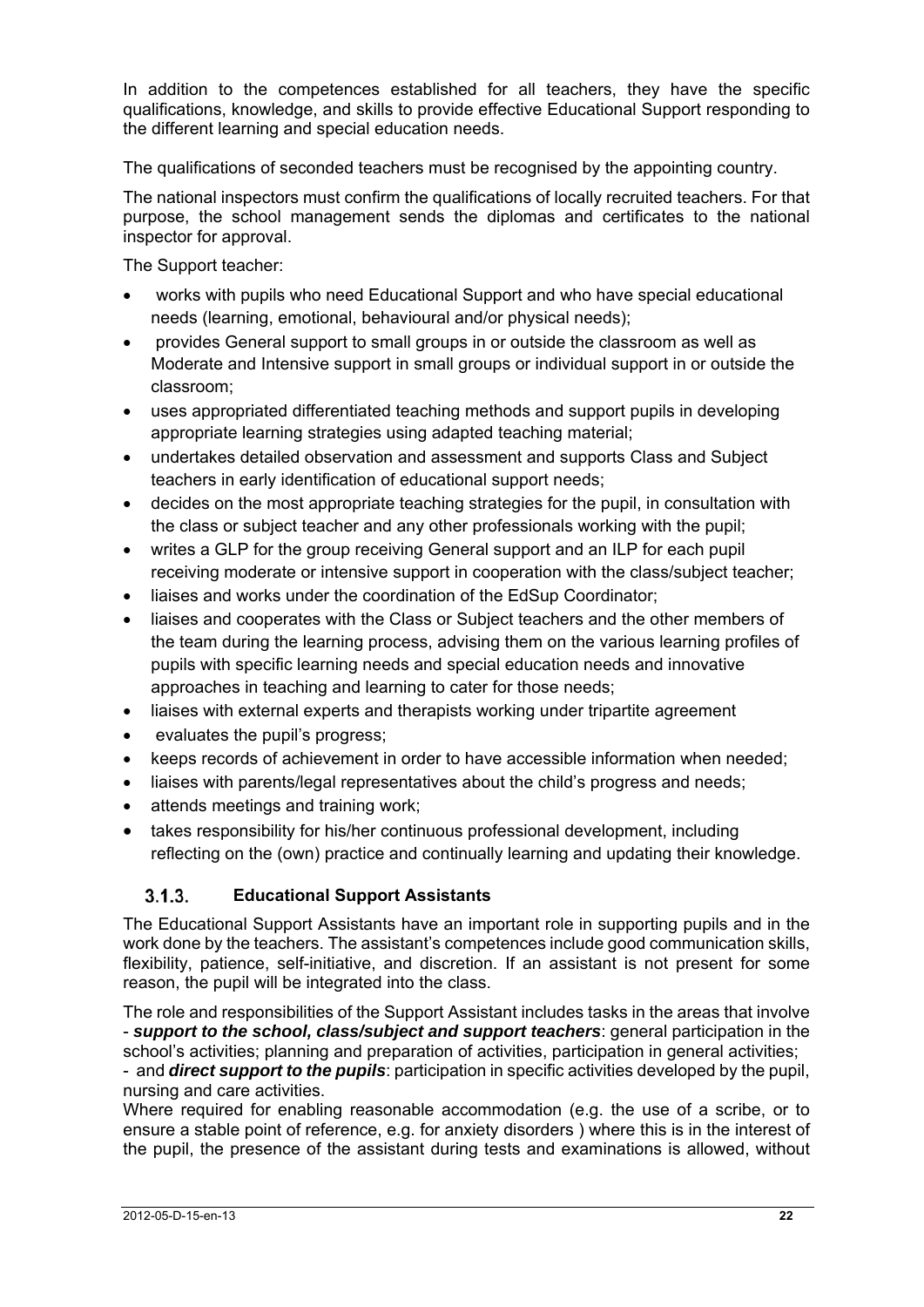In addition to the competences established for all teachers, they have the specific qualifications, knowledge, and skills to provide effective Educational Support responding to the different learning and special education needs.

The qualifications of seconded teachers must be recognised by the appointing country.

The national inspectors must confirm the qualifications of locally recruited teachers. For that purpose, the school management sends the diplomas and certificates to the national inspector for approval.

The Support teacher:

- works with pupils who need Educational Support and who have special educational needs (learning, emotional, behavioural and/or physical needs);
- provides General support to small groups in or outside the classroom as well as Moderate and Intensive support in small groups or individual support in or outside the classroom;
- uses appropriated differentiated teaching methods and support pupils in developing appropriate learning strategies using adapted teaching material;
- undertakes detailed observation and assessment and supports Class and Subject teachers in early identification of educational support needs;
- decides on the most appropriate teaching strategies for the pupil, in consultation with the class or subject teacher and any other professionals working with the pupil;
- writes a GLP for the group receiving General support and an ILP for each pupil receiving moderate or intensive support in cooperation with the class/subject teacher;
- liaises and works under the coordination of the EdSup Coordinator;
- liaises and cooperates with the Class or Subject teachers and the other members of the team during the learning process, advising them on the various learning profiles of pupils with specific learning needs and special education needs and innovative approaches in teaching and learning to cater for those needs;
- liaises with external experts and therapists working under tripartite agreement
- evaluates the pupil's progress;
- keeps records of achievement in order to have accessible information when needed;
- liaises with parents/legal representatives about the child's progress and needs;
- attends meetings and training work;
- takes responsibility for his/her continuous professional development, including reflecting on the (own) practice and continually learning and updating their knowledge.

### 3.1.3. Educational Support Assistants

The Educational Support Assistants have an important role in supporting pupils and in the work done by the teachers. The assistant's competences include good communication skills, flexibility, patience, self-initiative, and discretion. If an assistant is not present for some reason, the pupil will be integrated into the class.

The role and responsibilities of the Support Assistant includes tasks in the areas that involve
- ***support to the school, class/subject and support teachers***: general participation in the school's activities; planning and preparation of activities, participation in general activities;
- and ***direct support to the pupils***: participation in specific activities developed by the pupil, nursing and care activities.

Where required for enabling reasonable accommodation (e.g. the use of a scribe, or to ensure a stable point of reference, e.g. for anxiety disorders ) where this is in the interest of the pupil, the presence of the assistant during tests and examinations is allowed, without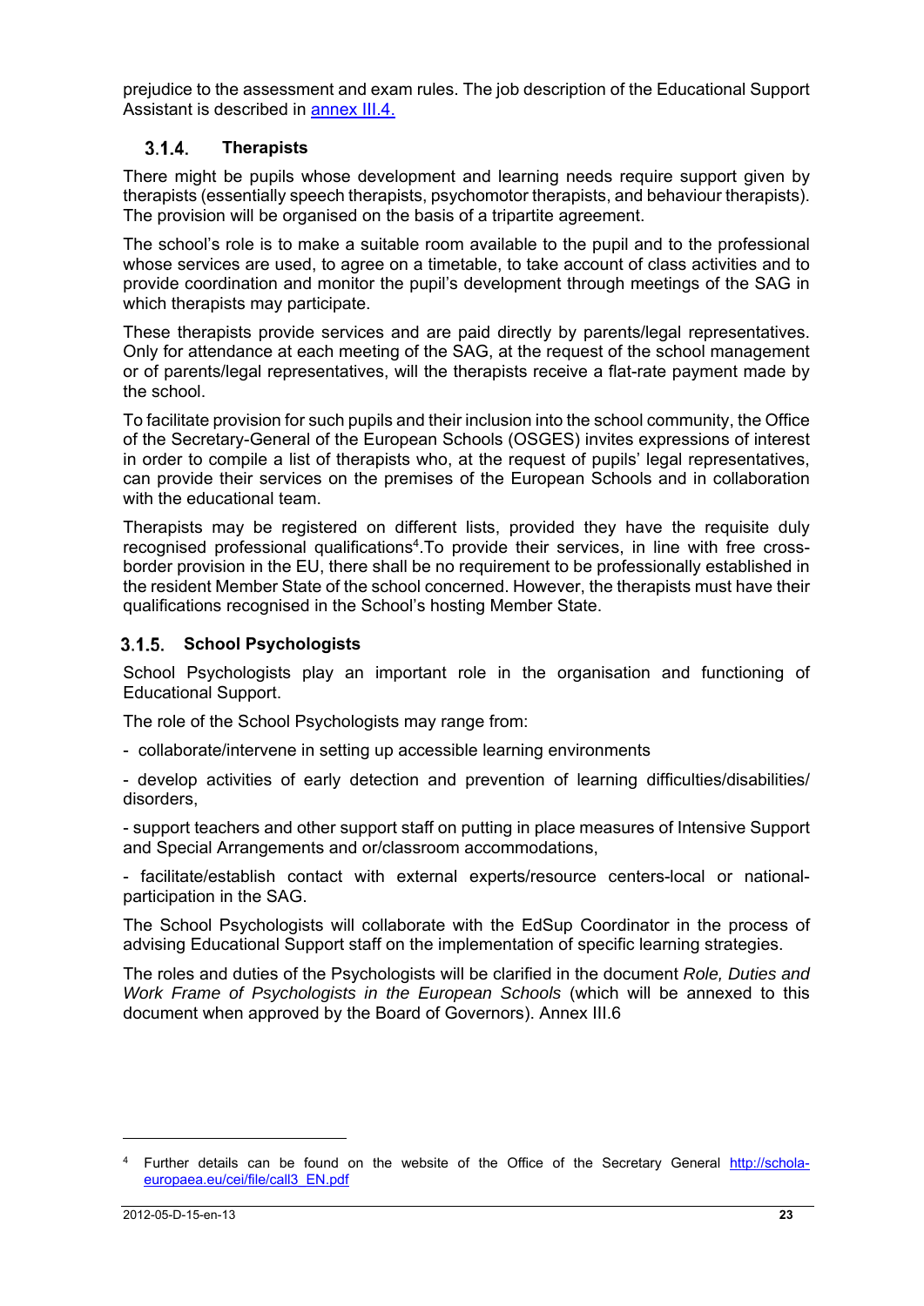prejudice to the assessment and exam rules. The job description of the Educational Support Assistant is described in [annex III.4.](#)

### 3.1.4. Therapists

There might be pupils whose development and learning needs require support given by therapists (essentially speech therapists, psychomotor therapists, and behaviour therapists). The provision will be organised on the basis of a tripartite agreement.

The school's role is to make a suitable room available to the pupil and to the professional whose services are used, to agree on a timetable, to take account of class activities and to provide coordination and monitor the pupil's development through meetings of the SAG in which therapists may participate.

These therapists provide services and are paid directly by parents/legal representatives. Only for attendance at each meeting of the SAG, at the request of the school management or of parents/legal representatives, will the therapists receive a flat-rate payment made by the school.

To facilitate provision for such pupils and their inclusion into the school community, the Office of the Secretary-General of the European Schools (OSGES) invites expressions of interest in order to compile a list of therapists who, at the request of pupils' legal representatives, can provide their services on the premises of the European Schools and in collaboration with the educational team.

Therapists may be registered on different lists, provided they have the requisite duly recognised professional qualifications[4].To provide their services, in line with free cross-border provision in the EU, there shall be no requirement to be professionally established in the resident Member State of the school concerned. However, the therapists must have their qualifications recognised in the School's hosting Member State.

### 3.1.5. School Psychologists

School Psychologists play an important role in the organisation and functioning of Educational Support.

The role of the School Psychologists may range from:

- collaborate/intervene in setting up accessible learning environments
- develop activities of early detection and prevention of learning difficulties/disabilities/ disorders,
- support teachers and other support staff on putting in place measures of Intensive Support and Special Arrangements and or/classroom accommodations,
- facilitate/establish contact with external experts/resource centers-local or national-participation in the SAG.

The School Psychologists will collaborate with the EdSup Coordinator in the process of advising Educational Support staff on the implementation of specific learning strategies.

The roles and duties of the Psychologists will be clarified in the document *Role, Duties and Work Frame of Psychologists in the European Schools* (which will be annexed to this document when approved by the Board of Governors). Annex III.6

---

[4] Further details can be found on the website of the Office of the Secretary General http://schola-europaea.eu/cei/file/call3_EN.pdf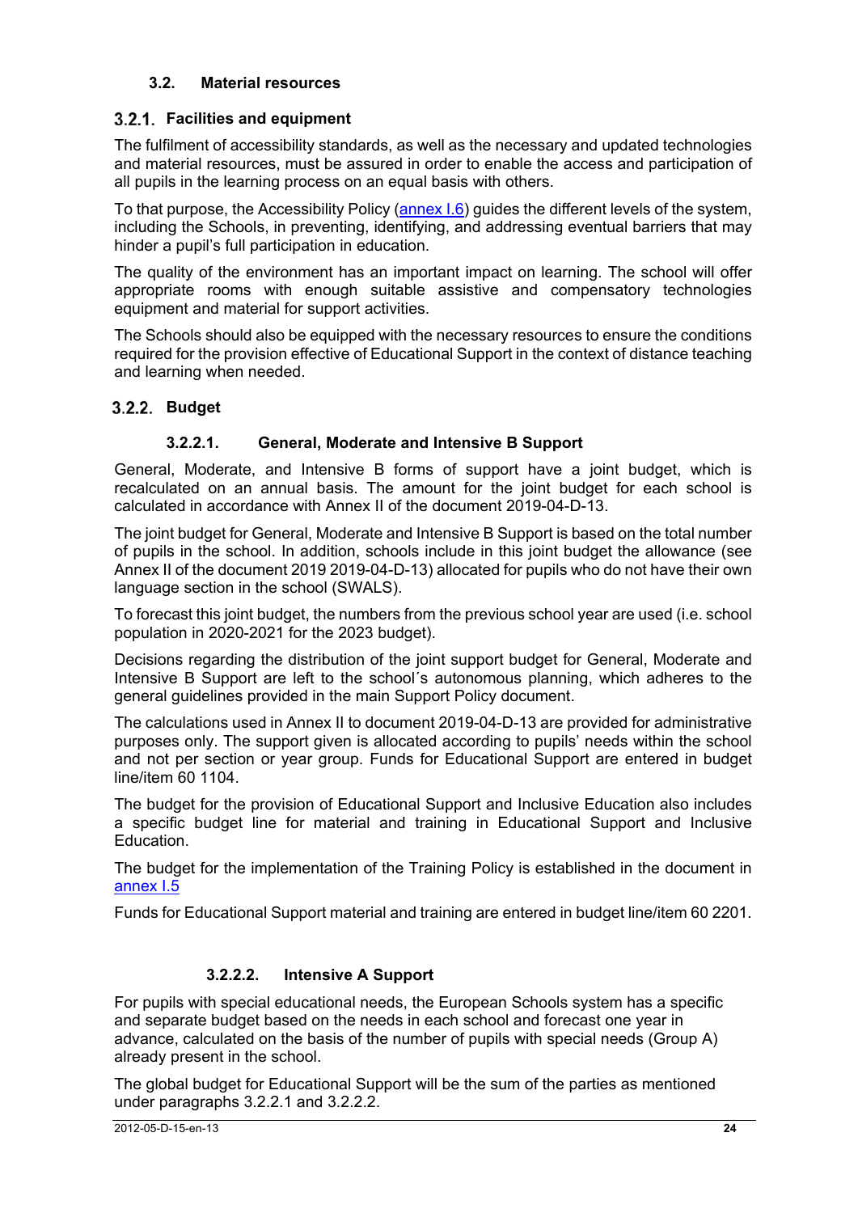### 3.2. Material resources

#### 3.2.1. Facilities and equipment

The fulfilment of accessibility standards, as well as the necessary and updated technologies and material resources, must be assured in order to enable the access and participation of all pupils in the learning process on an equal basis with others.

To that purpose, the Accessibility Policy (annex I.6) guides the different levels of the system, including the Schools, in preventing, identifying, and addressing eventual barriers that may hinder a pupil's full participation in education.

The quality of the environment has an important impact on learning. The school will offer appropriate rooms with enough suitable assistive and compensatory technologies equipment and material for support activities.

The Schools should also be equipped with the necessary resources to ensure the conditions required for the provision effective of Educational Support in the context of distance teaching and learning when needed.

#### 3.2.2. Budget

##### 3.2.2.1. General, Moderate and Intensive B Support

General, Moderate, and Intensive B forms of support have a joint budget, which is recalculated on an annual basis. The amount for the joint budget for each school is calculated in accordance with Annex II of the document 2019-04-D-13.

The joint budget for General, Moderate and Intensive B Support is based on the total number of pupils in the school. In addition, schools include in this joint budget the allowance (see Annex II of the document 2019 2019-04-D-13) allocated for pupils who do not have their own language section in the school (SWALS).

To forecast this joint budget, the numbers from the previous school year are used (i.e. school population in 2020-2021 for the 2023 budget).

Decisions regarding the distribution of the joint support budget for General, Moderate and Intensive B Support are left to the school´s autonomous planning, which adheres to the general guidelines provided in the main Support Policy document.

The calculations used in Annex II to document 2019-04-D-13 are provided for administrative purposes only. The support given is allocated according to pupils' needs within the school and not per section or year group. Funds for Educational Support are entered in budget line/item 60 1104.

The budget for the provision of Educational Support and Inclusive Education also includes a specific budget line for material and training in Educational Support and Inclusive Education.

The budget for the implementation of the Training Policy is established in the document in annex I.5

Funds for Educational Support material and training are entered in budget line/item 60 2201.

##### 3.2.2.2. Intensive A Support

For pupils with special educational needs, the European Schools system has a specific and separate budget based on the needs in each school and forecast one year in advance, calculated on the basis of the number of pupils with special needs (Group A) already present in the school.

The global budget for Educational Support will be the sum of the parties as mentioned under paragraphs 3.2.2.1 and 3.2.2.2.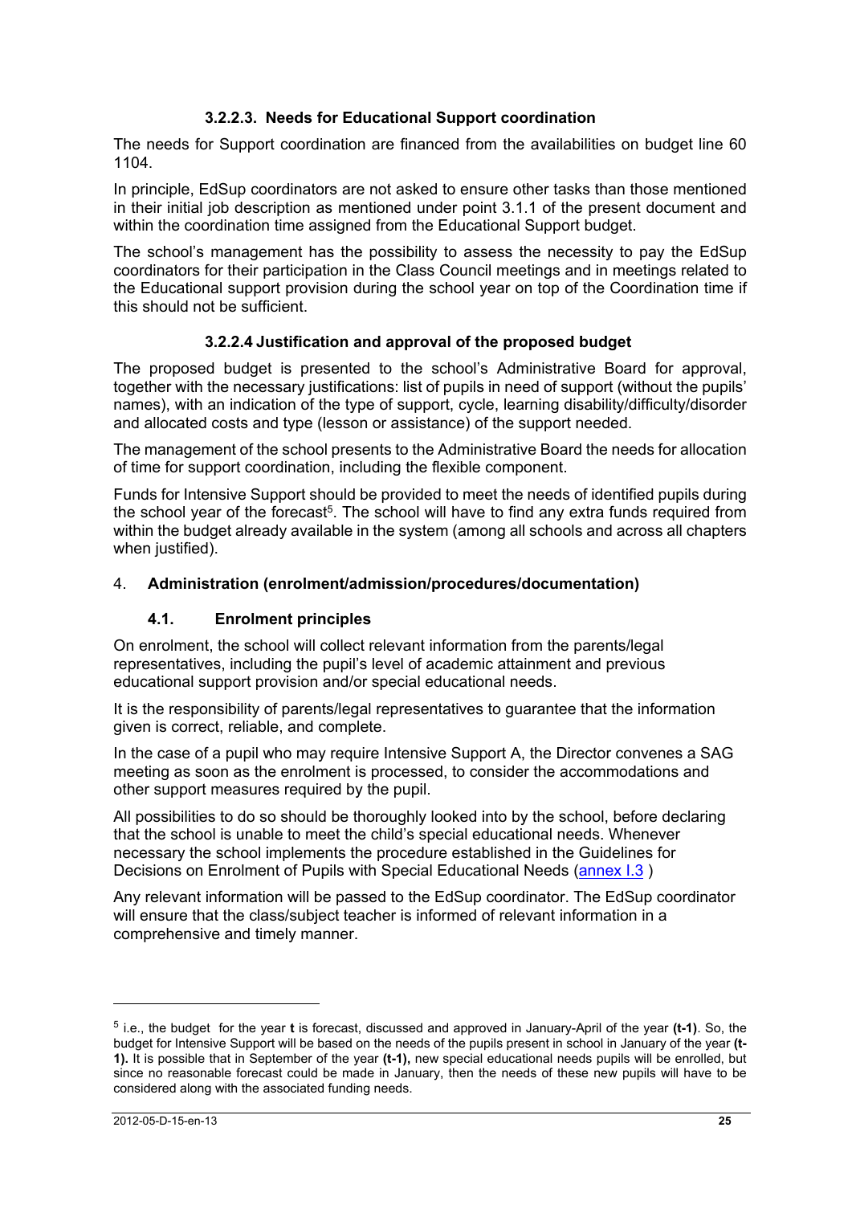#### 3.2.2.3. Needs for Educational Support coordination

The needs for Support coordination are financed from the availabilities on budget line 60 1104.

In principle, EdSup coordinators are not asked to ensure other tasks than those mentioned in their initial job description as mentioned under point 3.1.1 of the present document and within the coordination time assigned from the Educational Support budget.

The school's management has the possibility to assess the necessity to pay the EdSup coordinators for their participation in the Class Council meetings and in meetings related to the Educational support provision during the school year on top of the Coordination time if this should not be sufficient.

#### 3.2.2.4 Justification and approval of the proposed budget

The proposed budget is presented to the school's Administrative Board for approval, together with the necessary justifications: list of pupils in need of support (without the pupils' names), with an indication of the type of support, cycle, learning disability/difficulty/disorder and allocated costs and type (lesson or assistance) of the support needed.

The management of the school presents to the Administrative Board the needs for allocation of time for support coordination, including the flexible component.

Funds for Intensive Support should be provided to meet the needs of identified pupils during the school year of the forecast[5]. The school will have to find any extra funds required from within the budget already available in the system (among all schools and across all chapters when justified).

## 4. Administration (enrolment/admission/procedures/documentation)

### 4.1. Enrolment principles

On enrolment, the school will collect relevant information from the parents/legal representatives, including the pupil's level of academic attainment and previous educational support provision and/or special educational needs.

It is the responsibility of parents/legal representatives to guarantee that the information given is correct, reliable, and complete.

In the case of a pupil who may require Intensive Support A, the Director convenes a SAG meeting as soon as the enrolment is processed, to consider the accommodations and other support measures required by the pupil.

All possibilities to do so should be thoroughly looked into by the school, before declaring that the school is unable to meet the child's special educational needs. Whenever necessary the school implements the procedure established in the Guidelines for Decisions on Enrolment of Pupils with Special Educational Needs (annex I.3 )

Any relevant information will be passed to the EdSup coordinator. The EdSup coordinator will ensure that the class/subject teacher is informed of relevant information in a comprehensive and timely manner.

---

[5] i.e., the budget for the year **t** is forecast, discussed and approved in January-April of the year **(t-1)**. So, the budget for Intensive Support will be based on the needs of the pupils present in school in January of the year **(t-1).** It is possible that in September of the year **(t-1),** new special educational needs pupils will be enrolled, but since no reasonable forecast could be made in January, then the needs of these new pupils will have to be considered along with the associated funding needs.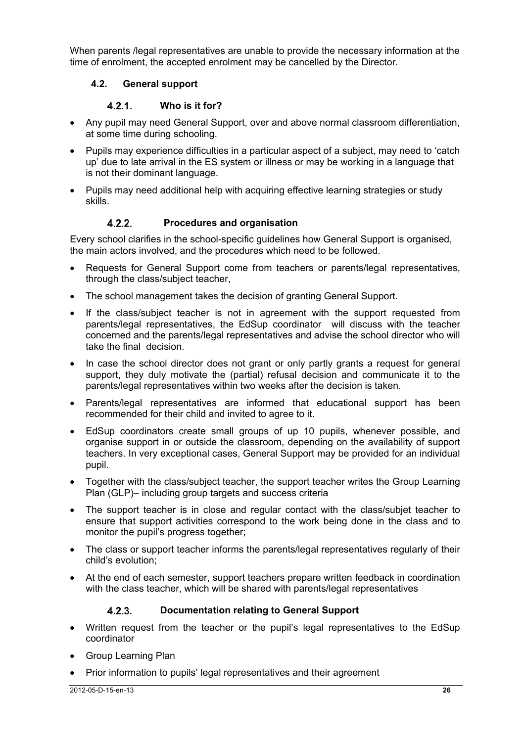When parents /legal representatives are unable to provide the necessary information at the time of enrolment, the accepted enrolment may be cancelled by the Director.

## 4.2. General support

### 4.2.1. Who is it for?

- Any pupil may need General Support, over and above normal classroom differentiation, at some time during schooling.
- Pupils may experience difficulties in a particular aspect of a subject, may need to 'catch up' due to late arrival in the ES system or illness or may be working in a language that is not their dominant language.
- Pupils may need additional help with acquiring effective learning strategies or study skills.

### 4.2.2. Procedures and organisation

Every school clarifies in the school-specific guidelines how General Support is organised, the main actors involved, and the procedures which need to be followed.

- Requests for General Support come from teachers or parents/legal representatives, through the class/subject teacher,
- The school management takes the decision of granting General Support.
- If the class/subject teacher is not in agreement with the support requested from parents/legal representatives, the EdSup coordinator will discuss with the teacher concerned and the parents/legal representatives and advise the school director who will take the final decision.
- In case the school director does not grant or only partly grants a request for general support, they duly motivate the (partial) refusal decision and communicate it to the parents/legal representatives within two weeks after the decision is taken.
- Parents/legal representatives are informed that educational support has been recommended for their child and invited to agree to it.
- EdSup coordinators create small groups of up 10 pupils, whenever possible, and organise support in or outside the classroom, depending on the availability of support teachers. In very exceptional cases, General Support may be provided for an individual pupil.
- Together with the class/subject teacher, the support teacher writes the Group Learning Plan (GLP)– including group targets and success criteria
- The support teacher is in close and regular contact with the class/subjet teacher to ensure that support activities correspond to the work being done in the class and to monitor the pupil's progress together;
- The class or support teacher informs the parents/legal representatives regularly of their child's evolution;
- At the end of each semester, support teachers prepare written feedback in coordination with the class teacher, which will be shared with parents/legal representatives

### 4.2.3. Documentation relating to General Support

- Written request from the teacher or the pupil's legal representatives to the EdSup coordinator
- Group Learning Plan
- Prior information to pupils' legal representatives and their agreement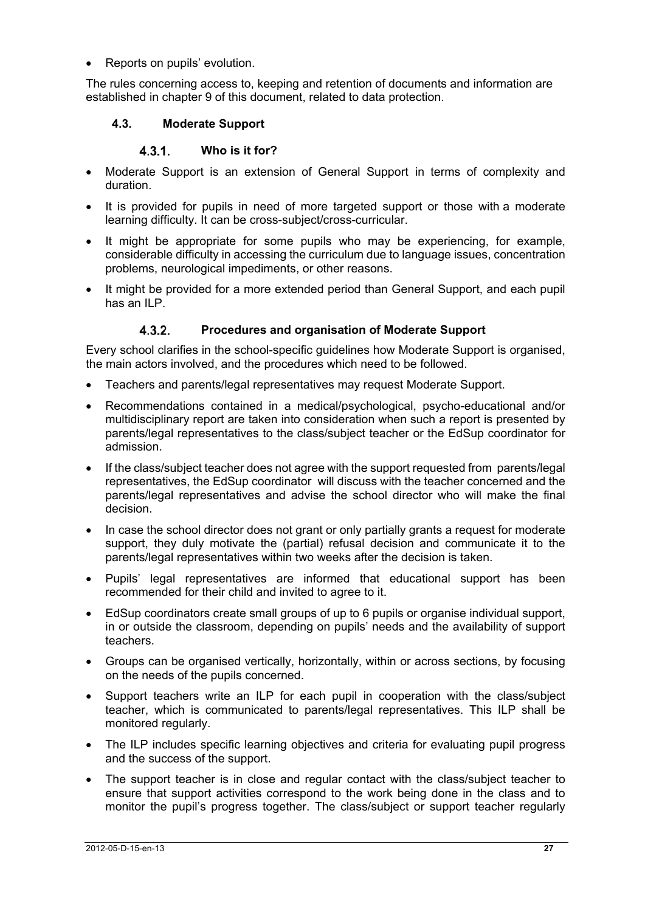- Reports on pupils' evolution.

The rules concerning access to, keeping and retention of documents and information are established in chapter 9 of this document, related to data protection.

### 4.3. Moderate Support

#### 4.3.1. Who is it for?

- Moderate Support is an extension of General Support in terms of complexity and duration.
- It is provided for pupils in need of more targeted support or those with a moderate learning difficulty. It can be cross-subject/cross-curricular.
- It might be appropriate for some pupils who may be experiencing, for example, considerable difficulty in accessing the curriculum due to language issues, concentration problems, neurological impediments, or other reasons.
- It might be provided for a more extended period than General Support, and each pupil has an ILP.

#### 4.3.2. Procedures and organisation of Moderate Support

Every school clarifies in the school-specific guidelines how Moderate Support is organised, the main actors involved, and the procedures which need to be followed.

- Teachers and parents/legal representatives may request Moderate Support.
- Recommendations contained in a medical/psychological, psycho-educational and/or multidisciplinary report are taken into consideration when such a report is presented by parents/legal representatives to the class/subject teacher or the EdSup coordinator for admission.
- If the class/subject teacher does not agree with the support requested from parents/legal representatives, the EdSup coordinator will discuss with the teacher concerned and the parents/legal representatives and advise the school director who will make the final decision.
- In case the school director does not grant or only partially grants a request for moderate support, they duly motivate the (partial) refusal decision and communicate it to the parents/legal representatives within two weeks after the decision is taken.
- Pupils' legal representatives are informed that educational support has been recommended for their child and invited to agree to it.
- EdSup coordinators create small groups of up to 6 pupils or organise individual support, in or outside the classroom, depending on pupils' needs and the availability of support teachers.
- Groups can be organised vertically, horizontally, within or across sections, by focusing on the needs of the pupils concerned.
- Support teachers write an ILP for each pupil in cooperation with the class/subject teacher, which is communicated to parents/legal representatives. This ILP shall be monitored regularly.
- The ILP includes specific learning objectives and criteria for evaluating pupil progress and the success of the support.
- The support teacher is in close and regular contact with the class/subject teacher to ensure that support activities correspond to the work being done in the class and to monitor the pupil's progress together. The class/subject or support teacher regularly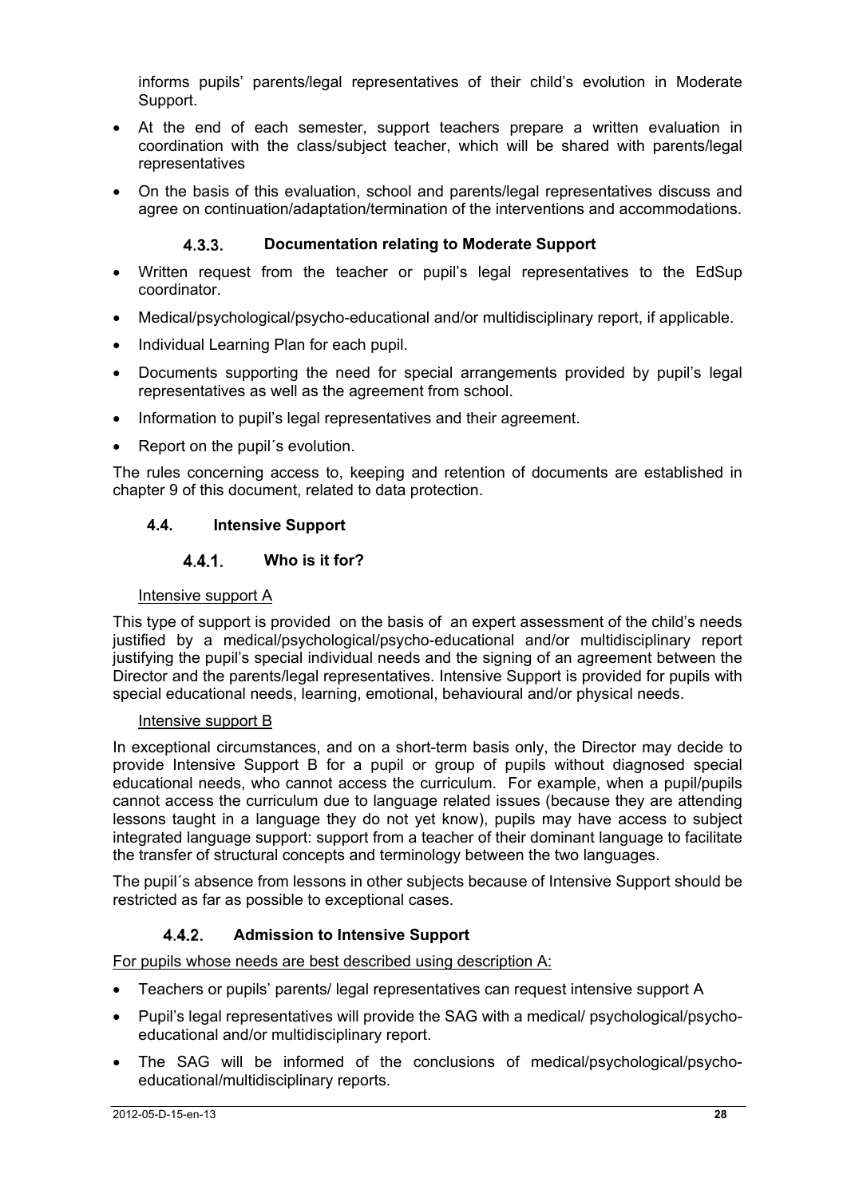informs pupils' parents/legal representatives of their child's evolution in Moderate Support.

- At the end of each semester, support teachers prepare a written evaluation in coordination with the class/subject teacher, which will be shared with parents/legal representatives
- On the basis of this evaluation, school and parents/legal representatives discuss and agree on continuation/adaptation/termination of the interventions and accommodations.

#### 4.3.3. Documentation relating to Moderate Support

- Written request from the teacher or pupil's legal representatives to the EdSup coordinator.
- Medical/psychological/psycho-educational and/or multidisciplinary report, if applicable.
- Individual Learning Plan for each pupil.
- Documents supporting the need for special arrangements provided by pupil's legal representatives as well as the agreement from school.
- Information to pupil's legal representatives and their agreement.
- Report on the pupil´s evolution.

The rules concerning access to, keeping and retention of documents are established in chapter 9 of this document, related to data protection.

### 4.4. Intensive Support

#### 4.4.1. Who is it for?

Intensive support A

This type of support is provided on the basis of an expert assessment of the child's needs justified by a medical/psychological/psycho-educational and/or multidisciplinary report justifying the pupil's special individual needs and the signing of an agreement between the Director and the parents/legal representatives. Intensive Support is provided for pupils with special educational needs, learning, emotional, behavioural and/or physical needs.

Intensive support B

In exceptional circumstances, and on a short-term basis only, the Director may decide to provide Intensive Support B for a pupil or group of pupils without diagnosed special educational needs, who cannot access the curriculum. For example, when a pupil/pupils cannot access the curriculum due to language related issues (because they are attending lessons taught in a language they do not yet know), pupils may have access to subject integrated language support: support from a teacher of their dominant language to facilitate the transfer of structural concepts and terminology between the two languages.

The pupil´s absence from lessons in other subjects because of Intensive Support should be restricted as far as possible to exceptional cases.

#### 4.4.2. Admission to Intensive Support

For pupils whose needs are best described using description A:

- Teachers or pupils' parents/ legal representatives can request intensive support A
- Pupil's legal representatives will provide the SAG with a medical/ psychological/psycho-educational and/or multidisciplinary report.
- The SAG will be informed of the conclusions of medical/psychological/psycho-educational/multidisciplinary reports.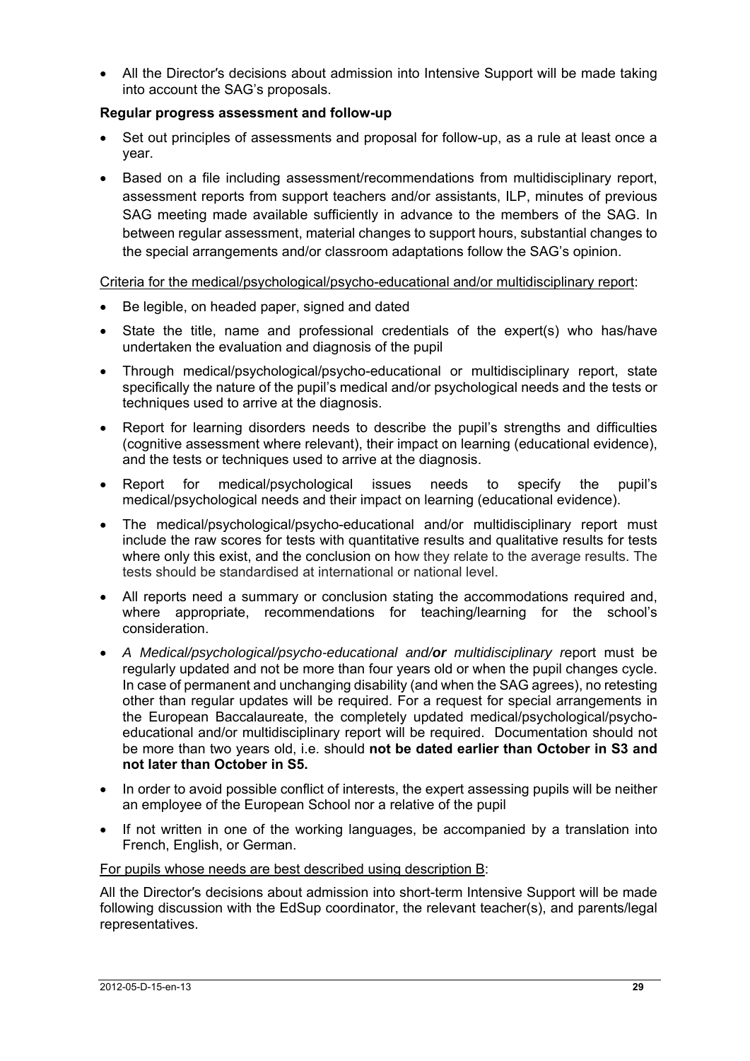- All the Director's decisions about admission into Intensive Support will be made taking into account the SAG's proposals.

**Regular progress assessment and follow-up**

- Set out principles of assessments and proposal for follow-up, as a rule at least once a year.
- Based on a file including assessment/recommendations from multidisciplinary report, assessment reports from support teachers and/or assistants, ILP, minutes of previous SAG meeting made available sufficiently in advance to the members of the SAG. In between regular assessment, material changes to support hours, substantial changes to the special arrangements and/or classroom adaptations follow the SAG's opinion.

<u>Criteria for the medical/psychological/psycho-educational and/or multidisciplinary report</u>:

- Be legible, on headed paper, signed and dated
- State the title, name and professional credentials of the expert(s) who has/have undertaken the evaluation and diagnosis of the pupil
- Through medical/psychological/psycho-educational or multidisciplinary report, state specifically the nature of the pupil's medical and/or psychological needs and the tests or techniques used to arrive at the diagnosis.
- Report for learning disorders needs to describe the pupil's strengths and difficulties (cognitive assessment where relevant), their impact on learning (educational evidence), and the tests or techniques used to arrive at the diagnosis.
- Report for medical/psychological issues needs to specify the pupil's medical/psychological needs and their impact on learning (educational evidence).
- The medical/psychological/psycho-educational and/or multidisciplinary report must include the raw scores for tests with quantitative results and qualitative results for tests where only this exist, and the conclusion on how they relate to the average results. The tests should be standardised at international or national level.
- All reports need a summary or conclusion stating the accommodations required and, where appropriate, recommendations for teaching/learning for the school's consideration.
- *A Medical/psychological/psycho-educational and/**or** multidisciplinary r*eport must be regularly updated and not be more than four years old or when the pupil changes cycle. In case of permanent and unchanging disability (and when the SAG agrees), no retesting other than regular updates will be required. For a request for special arrangements in the European Baccalaureate, the completely updated medical/psychological/psycho-educational and/or multidisciplinary report will be required. Documentation should not be more than two years old, i.e. should **not be dated earlier than October in S3 and not later than October in S5.**
- In order to avoid possible conflict of interests, the expert assessing pupils will be neither an employee of the European School nor a relative of the pupil
- If not written in one of the working languages, be accompanied by a translation into French, English, or German.

<u>For pupils whose needs are best described using description B</u>:

All the Director's decisions about admission into short-term Intensive Support will be made following discussion with the EdSup coordinator, the relevant teacher(s), and parents/legal representatives.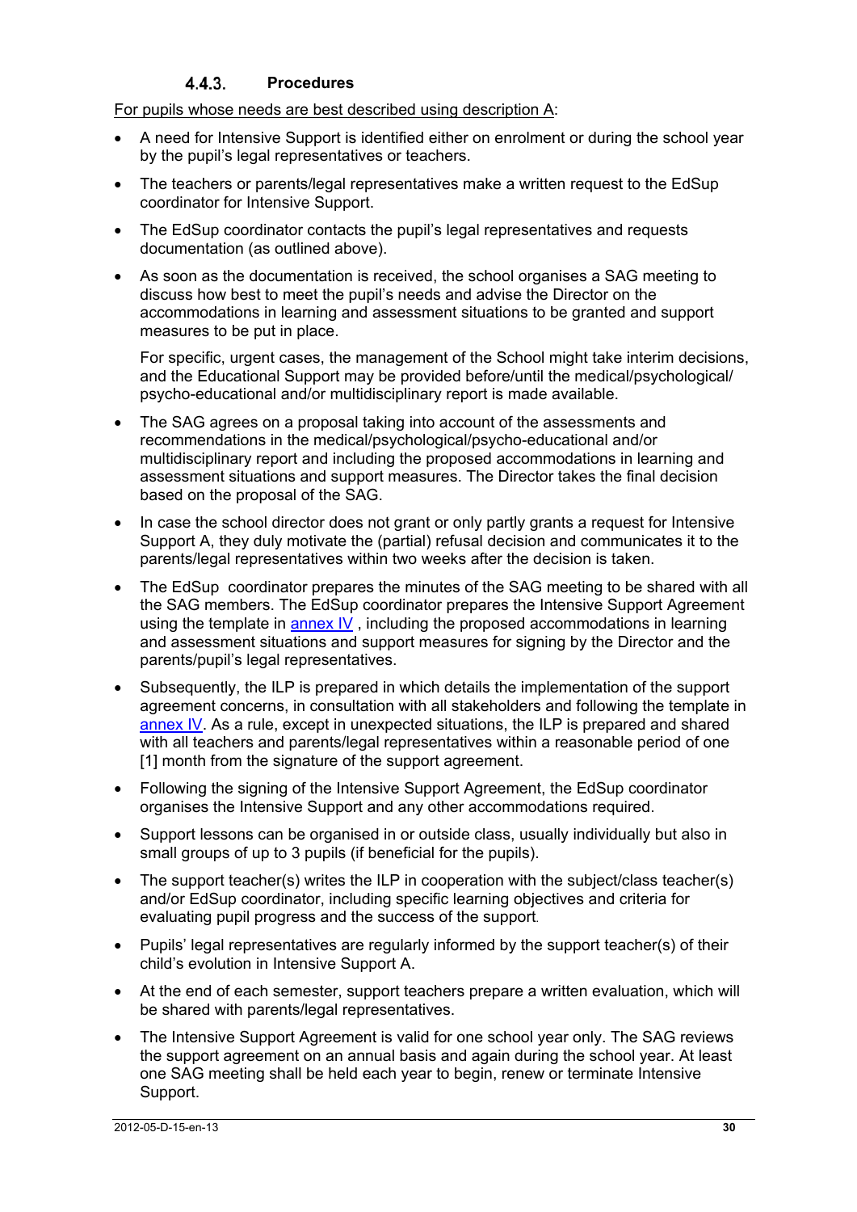#### 4.4.3. Procedures

For pupils whose needs are best described using description A:

- A need for Intensive Support is identified either on enrolment or during the school year by the pupil's legal representatives or teachers.
- The teachers or parents/legal representatives make a written request to the EdSup coordinator for Intensive Support.
- The EdSup coordinator contacts the pupil's legal representatives and requests documentation (as outlined above).
- As soon as the documentation is received, the school organises a SAG meeting to discuss how best to meet the pupil's needs and advise the Director on the accommodations in learning and assessment situations to be granted and support measures to be put in place.

  For specific, urgent cases, the management of the School might take interim decisions, and the Educational Support may be provided before/until the medical/psychological/ psycho-educational and/or multidisciplinary report is made available.
- The SAG agrees on a proposal taking into account of the assessments and recommendations in the medical/psychological/psycho-educational and/or multidisciplinary report and including the proposed accommodations in learning and assessment situations and support measures. The Director takes the final decision based on the proposal of the SAG.
- In case the school director does not grant or only partly grants a request for Intensive Support A, they duly motivate the (partial) refusal decision and communicates it to the parents/legal representatives within two weeks after the decision is taken.
- The EdSup coordinator prepares the minutes of the SAG meeting to be shared with all the SAG members. The EdSup coordinator prepares the Intensive Support Agreement using the template in annex IV , including the proposed accommodations in learning and assessment situations and support measures for signing by the Director and the parents/pupil's legal representatives.
- Subsequently, the ILP is prepared in which details the implementation of the support agreement concerns, in consultation with all stakeholders and following the template in annex IV. As a rule, except in unexpected situations, the ILP is prepared and shared with all teachers and parents/legal representatives within a reasonable period of one [1] month from the signature of the support agreement.
- Following the signing of the Intensive Support Agreement, the EdSup coordinator organises the Intensive Support and any other accommodations required.
- Support lessons can be organised in or outside class, usually individually but also in small groups of up to 3 pupils (if beneficial for the pupils).
- The support teacher(s) writes the ILP in cooperation with the subject/class teacher(s) and/or EdSup coordinator, including specific learning objectives and criteria for evaluating pupil progress and the success of the support.
- Pupils' legal representatives are regularly informed by the support teacher(s) of their child's evolution in Intensive Support A.
- At the end of each semester, support teachers prepare a written evaluation, which will be shared with parents/legal representatives.
- The Intensive Support Agreement is valid for one school year only. The SAG reviews the support agreement on an annual basis and again during the school year. At least one SAG meeting shall be held each year to begin, renew or terminate Intensive Support.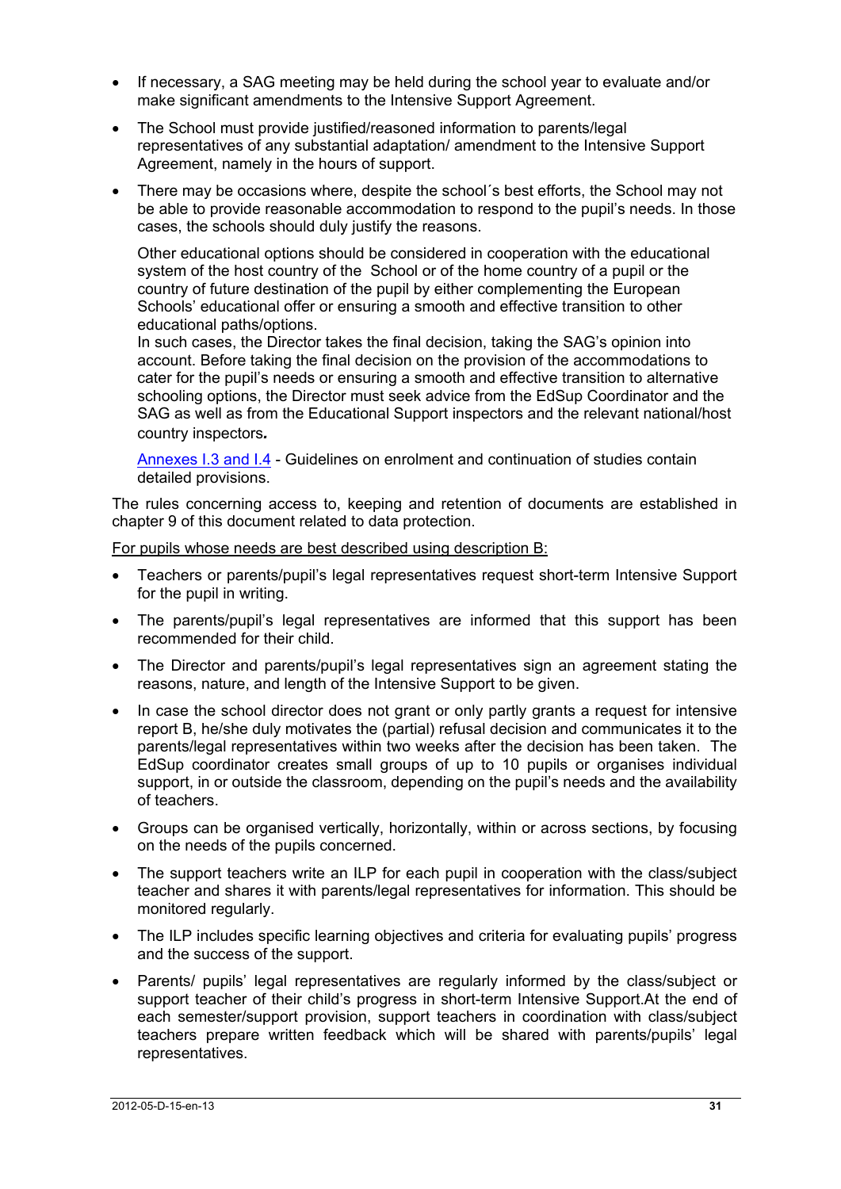- If necessary, a SAG meeting may be held during the school year to evaluate and/or make significant amendments to the Intensive Support Agreement.
- The School must provide justified/reasoned information to parents/legal representatives of any substantial adaptation/ amendment to the Intensive Support Agreement, namely in the hours of support.
- There may be occasions where, despite the school´s best efforts, the School may not be able to provide reasonable accommodation to respond to the pupil's needs. In those cases, the schools should duly justify the reasons.

  Other educational options should be considered in cooperation with the educational system of the host country of the School or of the home country of a pupil or the country of future destination of the pupil by either complementing the European Schools' educational offer or ensuring a smooth and effective transition to other educational paths/options.
  In such cases, the Director takes the final decision, taking the SAG's opinion into account. Before taking the final decision on the provision of the accommodations to cater for the pupil's needs or ensuring a smooth and effective transition to alternative schooling options, the Director must seek advice from the EdSup Coordinator and the SAG as well as from the Educational Support inspectors and the relevant national/host country inspectors**.**

  Annexes I.3 and I.4 - Guidelines on enrolment and continuation of studies contain detailed provisions.

The rules concerning access to, keeping and retention of documents are established in chapter 9 of this document related to data protection.

For pupils whose needs are best described using description B:

- Teachers or parents/pupil's legal representatives request short-term Intensive Support for the pupil in writing.
- The parents/pupil's legal representatives are informed that this support has been recommended for their child.
- The Director and parents/pupil's legal representatives sign an agreement stating the reasons, nature, and length of the Intensive Support to be given.
- In case the school director does not grant or only partly grants a request for intensive report B, he/she duly motivates the (partial) refusal decision and communicates it to the parents/legal representatives within two weeks after the decision has been taken. The EdSup coordinator creates small groups of up to 10 pupils or organises individual support, in or outside the classroom, depending on the pupil's needs and the availability of teachers.
- Groups can be organised vertically, horizontally, within or across sections, by focusing on the needs of the pupils concerned.
- The support teachers write an ILP for each pupil in cooperation with the class/subject teacher and shares it with parents/legal representatives for information. This should be monitored regularly.
- The ILP includes specific learning objectives and criteria for evaluating pupils' progress and the success of the support.
- Parents/ pupils' legal representatives are regularly informed by the class/subject or support teacher of their child's progress in short-term Intensive Support.At the end of each semester/support provision, support teachers in coordination with class/subject teachers prepare written feedback which will be shared with parents/pupils' legal representatives.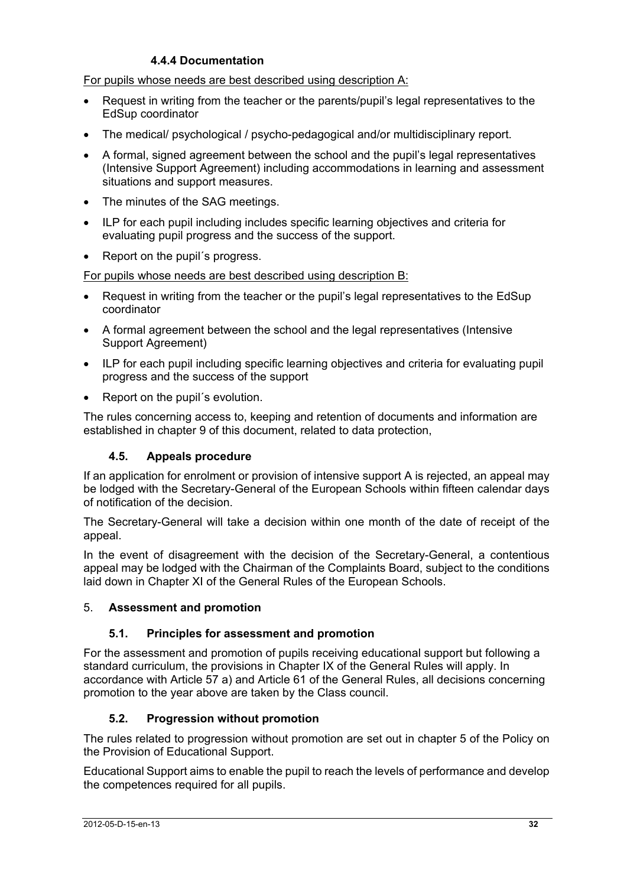#### 4.4.4 Documentation

For pupils whose needs are best described using description A:

- Request in writing from the teacher or the parents/pupil's legal representatives to the EdSup coordinator
- The medical/ psychological / psycho-pedagogical and/or multidisciplinary report.
- A formal, signed agreement between the school and the pupil's legal representatives (Intensive Support Agreement) including accommodations in learning and assessment situations and support measures.
- The minutes of the SAG meetings.
- ILP for each pupil including includes specific learning objectives and criteria for evaluating pupil progress and the success of the support.
- Report on the pupil´s progress.

For pupils whose needs are best described using description B:

- Request in writing from the teacher or the pupil's legal representatives to the EdSup coordinator
- A formal agreement between the school and the legal representatives (Intensive Support Agreement)
- ILP for each pupil including specific learning objectives and criteria for evaluating pupil progress and the success of the support
- Report on the pupil´s evolution.

The rules concerning access to, keeping and retention of documents and information are established in chapter 9 of this document, related to data protection,

### 4.5. Appeals procedure

If an application for enrolment or provision of intensive support A is rejected, an appeal may be lodged with the Secretary-General of the European Schools within fifteen calendar days of notification of the decision.

The Secretary-General will take a decision within one month of the date of receipt of the appeal.

In the event of disagreement with the decision of the Secretary-General, a contentious appeal may be lodged with the Chairman of the Complaints Board, subject to the conditions laid down in Chapter XI of the General Rules of the European Schools.

## 5. Assessment and promotion

### 5.1. Principles for assessment and promotion

For the assessment and promotion of pupils receiving educational support but following a standard curriculum, the provisions in Chapter IX of the General Rules will apply. In accordance with Article 57 a) and Article 61 of the General Rules, all decisions concerning promotion to the year above are taken by the Class council.

### 5.2. Progression without promotion

The rules related to progression without promotion are set out in chapter 5 of the Policy on the Provision of Educational Support.

Educational Support aims to enable the pupil to reach the levels of performance and develop the competences required for all pupils.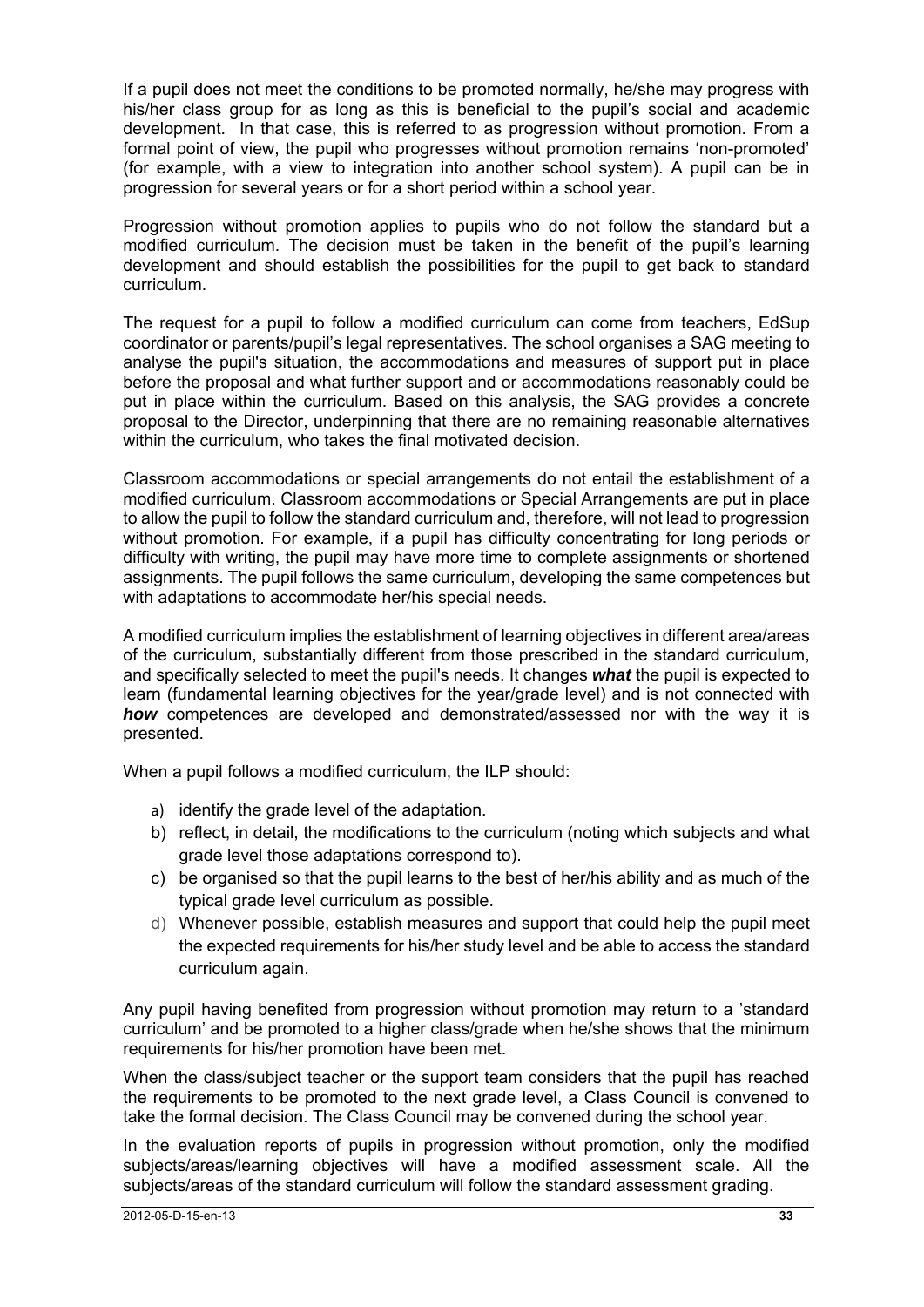If a pupil does not meet the conditions to be promoted normally, he/she may progress with his/her class group for as long as this is beneficial to the pupil's social and academic development. In that case, this is referred to as progression without promotion. From a formal point of view, the pupil who progresses without promotion remains 'non-promoted' (for example, with a view to integration into another school system). A pupil can be in progression for several years or for a short period within a school year.

Progression without promotion applies to pupils who do not follow the standard but a modified curriculum. The decision must be taken in the benefit of the pupil's learning development and should establish the possibilities for the pupil to get back to standard curriculum.

The request for a pupil to follow a modified curriculum can come from teachers, EdSup coordinator or parents/pupil's legal representatives. The school organises a SAG meeting to analyse the pupil's situation, the accommodations and measures of support put in place before the proposal and what further support and or accommodations reasonably could be put in place within the curriculum. Based on this analysis, the SAG provides a concrete proposal to the Director, underpinning that there are no remaining reasonable alternatives within the curriculum, who takes the final motivated decision.

Classroom accommodations or special arrangements do not entail the establishment of a modified curriculum. Classroom accommodations or Special Arrangements are put in place to allow the pupil to follow the standard curriculum and, therefore, will not lead to progression without promotion. For example, if a pupil has difficulty concentrating for long periods or difficulty with writing, the pupil may have more time to complete assignments or shortened assignments. The pupil follows the same curriculum, developing the same competences but with adaptations to accommodate her/his special needs.

A modified curriculum implies the establishment of learning objectives in different area/areas of the curriculum, substantially different from those prescribed in the standard curriculum, and specifically selected to meet the pupil's needs. It changes ***what*** the pupil is expected to learn (fundamental learning objectives for the year/grade level) and is not connected with ***how*** competences are developed and demonstrated/assessed nor with the way it is presented.

When a pupil follows a modified curriculum, the ILP should:

a) identify the grade level of the adaptation.
b) reflect, in detail, the modifications to the curriculum (noting which subjects and what grade level those adaptations correspond to).
c) be organised so that the pupil learns to the best of her/his ability and as much of the typical grade level curriculum as possible.
d) Whenever possible, establish measures and support that could help the pupil meet the expected requirements for his/her study level and be able to access the standard curriculum again.

Any pupil having benefited from progression without promotion may return to a 'standard curriculum' and be promoted to a higher class/grade when he/she shows that the minimum requirements for his/her promotion have been met.

When the class/subject teacher or the support team considers that the pupil has reached the requirements to be promoted to the next grade level, a Class Council is convened to take the formal decision. The Class Council may be convened during the school year.

In the evaluation reports of pupils in progression without promotion, only the modified subjects/areas/learning objectives will have a modified assessment scale. All the subjects/areas of the standard curriculum will follow the standard assessment grading.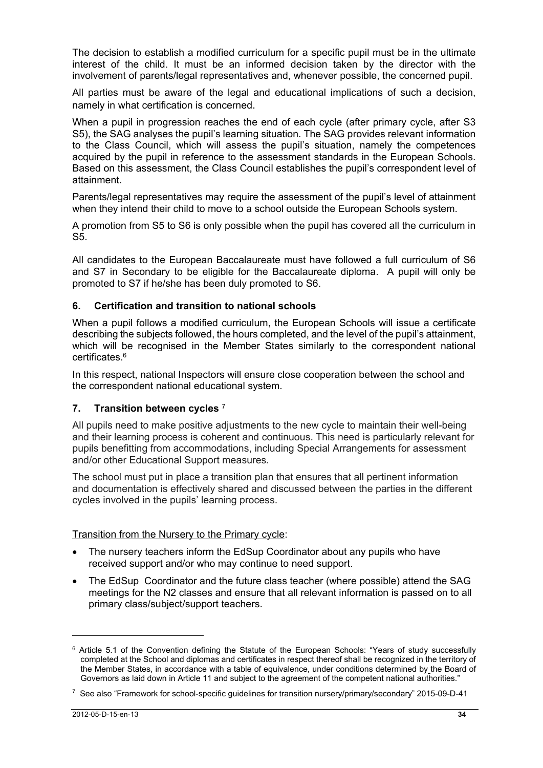The decision to establish a modified curriculum for a specific pupil must be in the ultimate interest of the child. It must be an informed decision taken by the director with the involvement of parents/legal representatives and, whenever possible, the concerned pupil.

All parties must be aware of the legal and educational implications of such a decision, namely in what certification is concerned.

When a pupil in progression reaches the end of each cycle (after primary cycle, after S3 S5), the SAG analyses the pupil's learning situation. The SAG provides relevant information to the Class Council, which will assess the pupil's situation, namely the competences acquired by the pupil in reference to the assessment standards in the European Schools. Based on this assessment, the Class Council establishes the pupil's correspondent level of attainment.

Parents/legal representatives may require the assessment of the pupil's level of attainment when they intend their child to move to a school outside the European Schools system.

A promotion from S5 to S6 is only possible when the pupil has covered all the curriculum in S5.

All candidates to the European Baccalaureate must have followed a full curriculum of S6 and S7 in Secondary to be eligible for the Baccalaureate diploma. A pupil will only be promoted to S7 if he/she has been duly promoted to S6.

### 6. Certification and transition to national schools

When a pupil follows a modified curriculum, the European Schools will issue a certificate describing the subjects followed, the hours completed, and the level of the pupil's attainment, which will be recognised in the Member States similarly to the correspondent national certificates.[6]

In this respect, national Inspectors will ensure close cooperation between the school and the correspondent national educational system.

### 7. Transition between cycles [7]

All pupils need to make positive adjustments to the new cycle to maintain their well-being and their learning process is coherent and continuous. This need is particularly relevant for pupils benefitting from accommodations, including Special Arrangements for assessment and/or other Educational Support measures.

The school must put in place a transition plan that ensures that all pertinent information and documentation is effectively shared and discussed between the parties in the different cycles involved in the pupils' learning process.

Transition from the Nursery to the Primary cycle:

- The nursery teachers inform the EdSup Coordinator about any pupils who have received support and/or who may continue to need support.
- The EdSup Coordinator and the future class teacher (where possible) attend the SAG meetings for the N2 classes and ensure that all relevant information is passed on to all primary class/subject/support teachers.

---

[6] Article 5.1 of the Convention defining the Statute of the European Schools: "Years of study successfully completed at the School and diplomas and certificates in respect thereof shall be recognized in the territory of the Member States, in accordance with a table of equivalence, under conditions determined by the Board of Governors as laid down in Article 11 and subject to the agreement of the competent national authorities."

[7] See also "Framework for school-specific guidelines for transition nursery/primary/secondary" 2015-09-D-41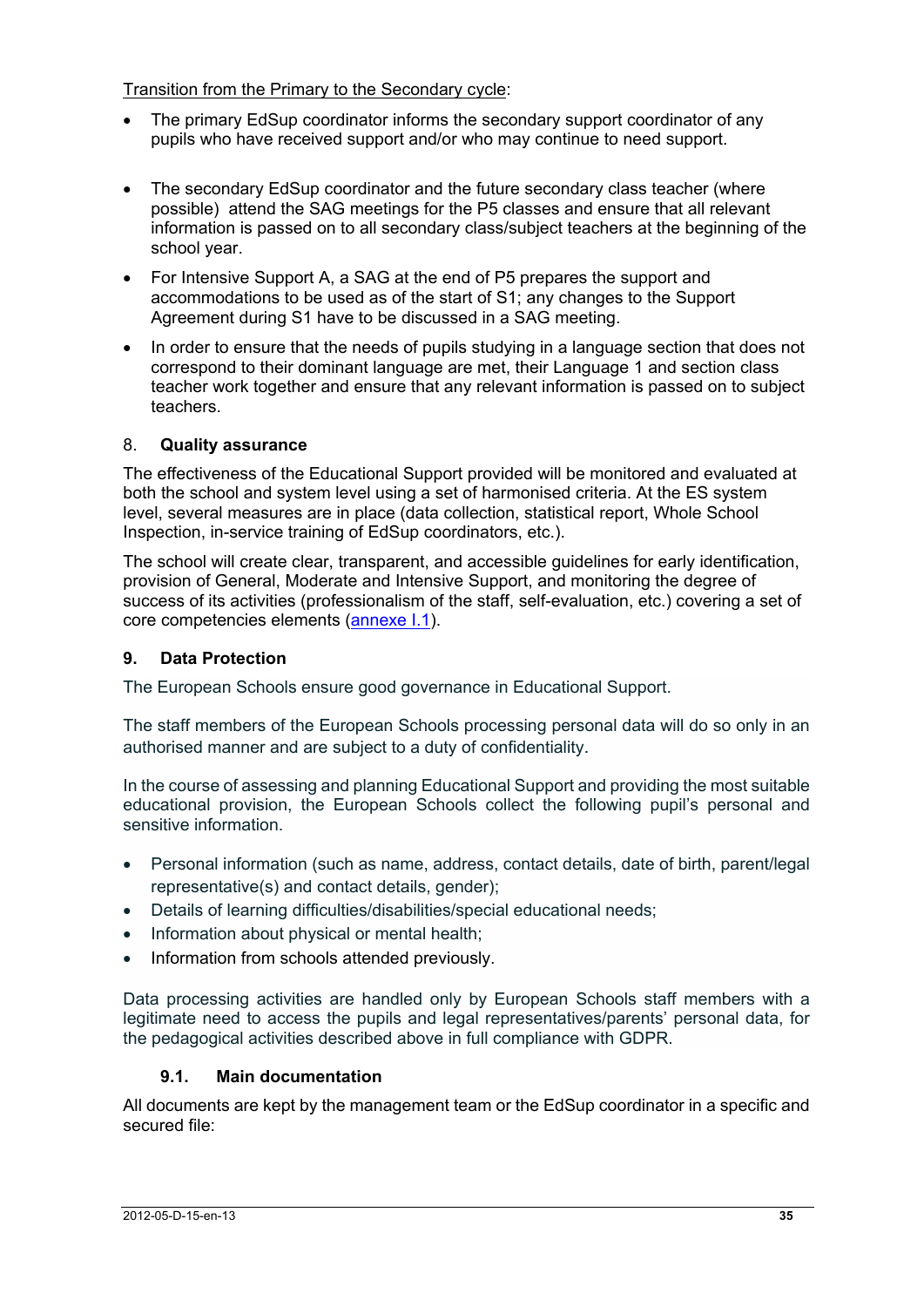<u>Transition from the Primary to the Secondary cycle</u>:

- The primary EdSup coordinator informs the secondary support coordinator of any pupils who have received support and/or who may continue to need support.
- The secondary EdSup coordinator and the future secondary class teacher (where possible) attend the SAG meetings for the P5 classes and ensure that all relevant information is passed on to all secondary class/subject teachers at the beginning of the school year.
- For Intensive Support A, a SAG at the end of P5 prepares the support and accommodations to be used as of the start of S1; any changes to the Support Agreement during S1 have to be discussed in a SAG meeting.
- In order to ensure that the needs of pupils studying in a language section that does not correspond to their dominant language are met, their Language 1 and section class teacher work together and ensure that any relevant information is passed on to subject teachers.

## 8. Quality assurance

The effectiveness of the Educational Support provided will be monitored and evaluated at both the school and system level using a set of harmonised criteria. At the ES system level, several measures are in place (data collection, statistical report, Whole School Inspection, in-service training of EdSup coordinators, etc.).

The school will create clear, transparent, and accessible guidelines for early identification, provision of General, Moderate and Intensive Support, and monitoring the degree of success of its activities (professionalism of the staff, self-evaluation, etc.) covering a set of core competencies elements ([annexe I.1](annexe I.1)).

## 9. Data Protection

The European Schools ensure good governance in Educational Support.

The staff members of the European Schools processing personal data will do so only in an authorised manner and are subject to a duty of confidentiality.

In the course of assessing and planning Educational Support and providing the most suitable educational provision, the European Schools collect the following pupil's personal and sensitive information.

- Personal information (such as name, address, contact details, date of birth, parent/legal representative(s) and contact details, gender);
- Details of learning difficulties/disabilities/special educational needs;
- Information about physical or mental health;
- Information from schools attended previously.

Data processing activities are handled only by European Schools staff members with a legitimate need to access the pupils and legal representatives/parents' personal data, for the pedagogical activities described above in full compliance with GDPR.

### 9.1. Main documentation

All documents are kept by the management team or the EdSup coordinator in a specific and secured file: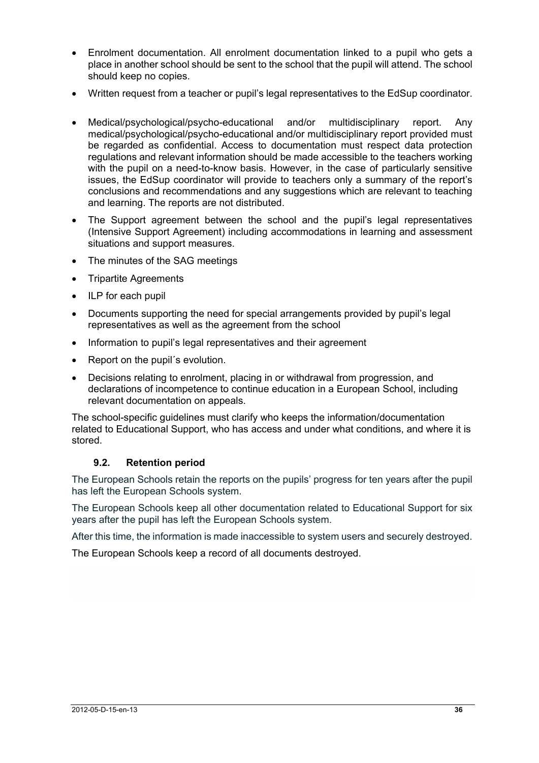- Enrolment documentation. All enrolment documentation linked to a pupil who gets a place in another school should be sent to the school that the pupil will attend. The school should keep no copies.
- Written request from a teacher or pupil's legal representatives to the EdSup coordinator.
- Medical/psychological/psycho-educational and/or multidisciplinary report. Any medical/psychological/psycho-educational and/or multidisciplinary report provided must be regarded as confidential. Access to documentation must respect data protection regulations and relevant information should be made accessible to the teachers working with the pupil on a need-to-know basis. However, in the case of particularly sensitive issues, the EdSup coordinator will provide to teachers only a summary of the report's conclusions and recommendations and any suggestions which are relevant to teaching and learning. The reports are not distributed.
- The Support agreement between the school and the pupil's legal representatives (Intensive Support Agreement) including accommodations in learning and assessment situations and support measures.
- The minutes of the SAG meetings
- Tripartite Agreements
- ILP for each pupil
- Documents supporting the need for special arrangements provided by pupil's legal representatives as well as the agreement from the school
- Information to pupil's legal representatives and their agreement
- Report on the pupil´s evolution.
- Decisions relating to enrolment, placing in or withdrawal from progression, and declarations of incompetence to continue education in a European School, including relevant documentation on appeals.

The school-specific guidelines must clarify who keeps the information/documentation related to Educational Support, who has access and under what conditions, and where it is stored.

### 9.2. Retention period

The European Schools retain the reports on the pupils' progress for ten years after the pupil has left the European Schools system.

The European Schools keep all other documentation related to Educational Support for six years after the pupil has left the European Schools system.

After this time, the information is made inaccessible to system users and securely destroyed.

The European Schools keep a record of all documents destroyed.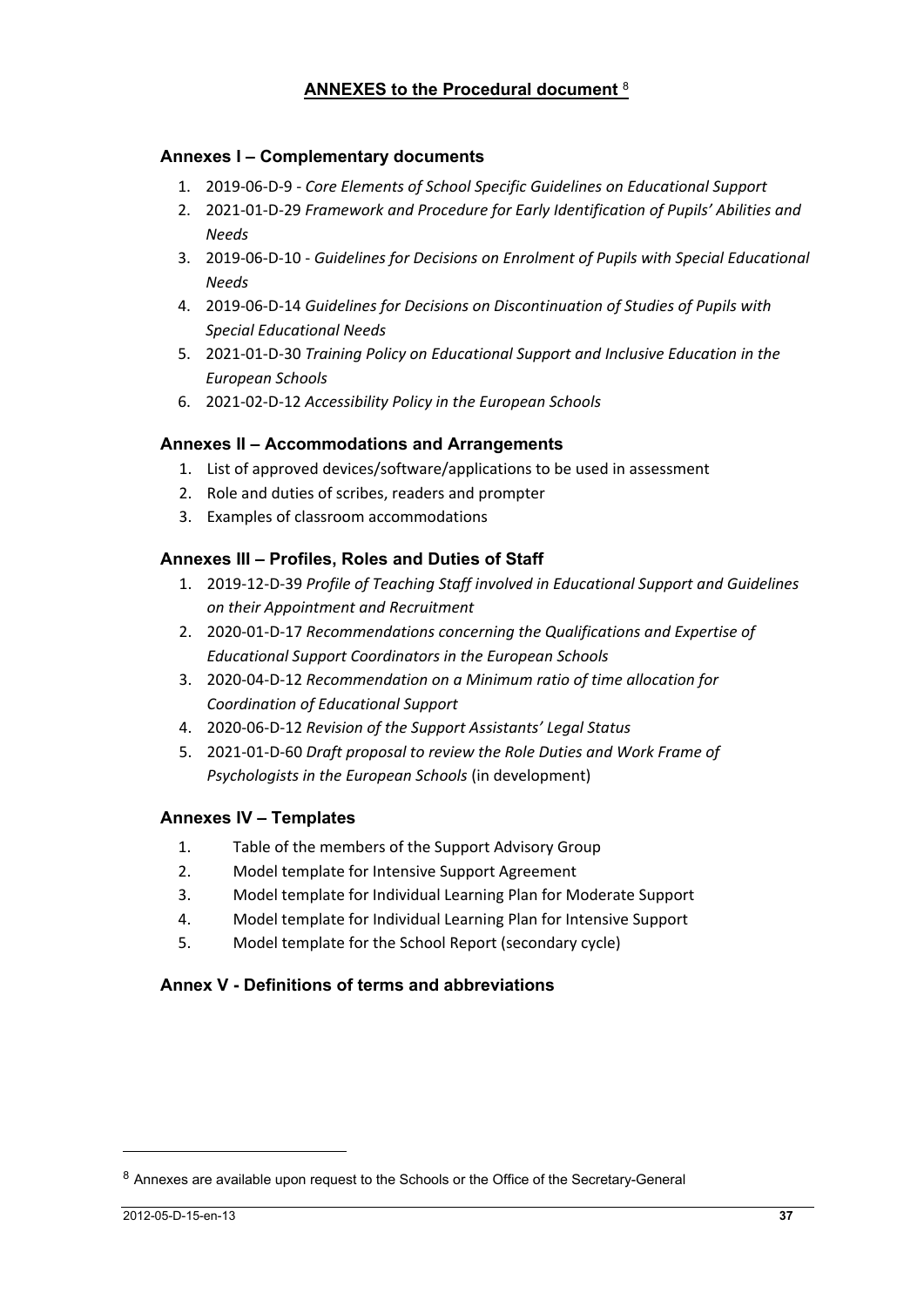## ANNEXES to the Procedural document [8]

### Annexes I – Complementary documents

1. 2019-06-D-9 - *Core Elements of School Specific Guidelines on Educational Support*
2. 2021-01-D-29 *Framework and Procedure for Early Identification of Pupils' Abilities and Needs*
3. 2019-06-D-10 - *Guidelines for Decisions on Enrolment of Pupils with Special Educational Needs*
4. 2019-06-D-14 *Guidelines for Decisions on Discontinuation of Studies of Pupils with Special Educational Needs*
5. 2021-01-D-30 *Training Policy on Educational Support and Inclusive Education in the European Schools*
6. 2021-02-D-12 *Accessibility Policy in the European Schools*

### Annexes II – Accommodations and Arrangements

1. List of approved devices/software/applications to be used in assessment
2. Role and duties of scribes, readers and prompter
3. Examples of classroom accommodations

### Annexes III – Profiles, Roles and Duties of Staff

1. 2019-12-D-39 *Profile of Teaching Staff involved in Educational Support and Guidelines on their Appointment and Recruitment*
2. 2020-01-D-17 *Recommendations concerning the Qualifications and Expertise of Educational Support Coordinators in the European Schools*
3. 2020-04-D-12 *Recommendation on a Minimum ratio of time allocation for Coordination of Educational Support*
4. 2020-06-D-12 *Revision of the Support Assistants' Legal Status*
5. 2021-01-D-60 *Draft proposal to review the Role Duties and Work Frame of Psychologists in the European Schools* (in development)

### Annexes IV – Templates

1. Table of the members of the Support Advisory Group
2. Model template for Intensive Support Agreement
3. Model template for Individual Learning Plan for Moderate Support
4. Model template for Individual Learning Plan for Intensive Support
5. Model template for the School Report (secondary cycle)

### Annex V - Definitions of terms and abbreviations

---

[8] Annexes are available upon request to the Schools or the Office of the Secretary-General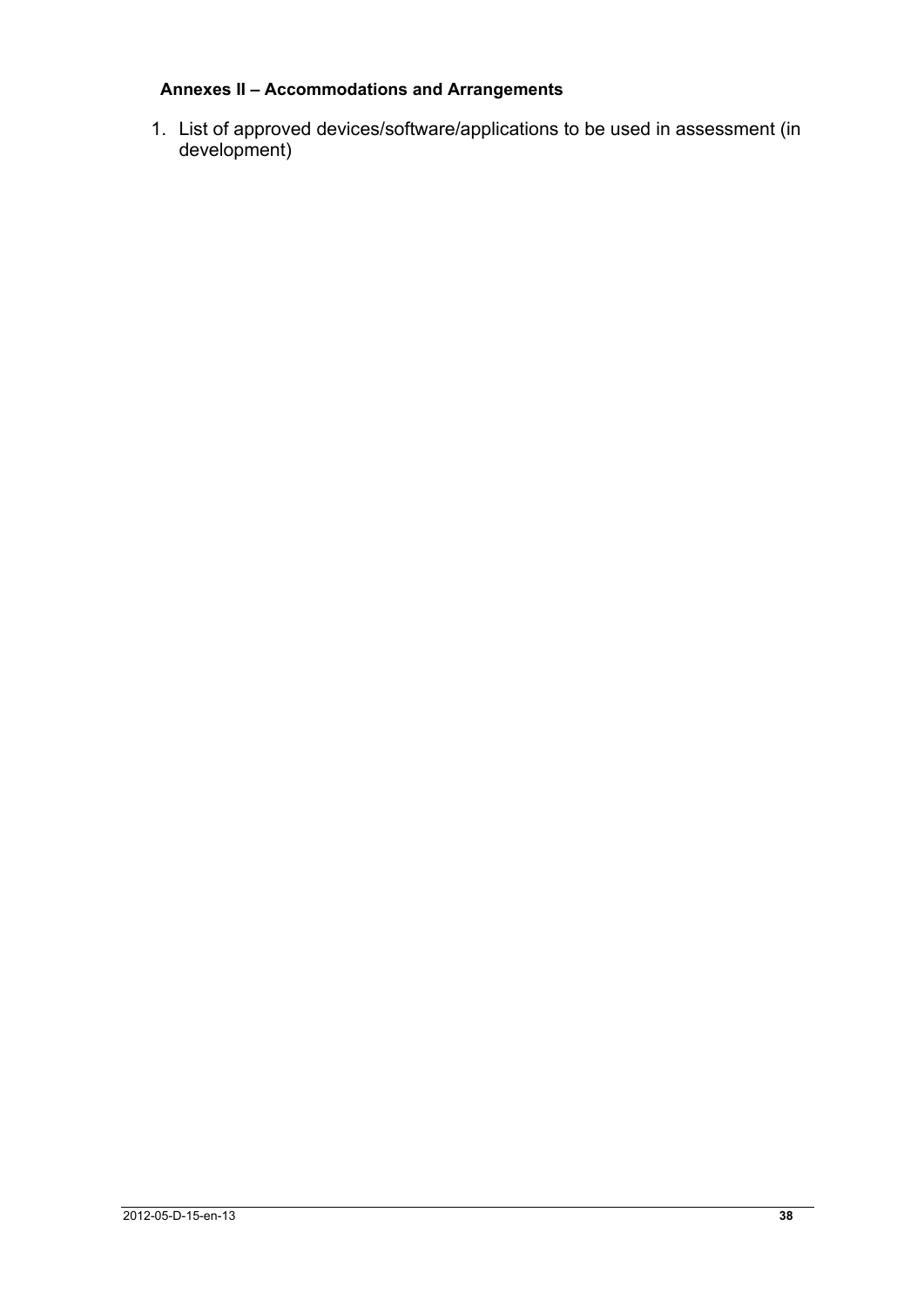## Annexes II – Accommodations and Arrangements

1. List of approved devices/software/applications to be used in assessment (in development)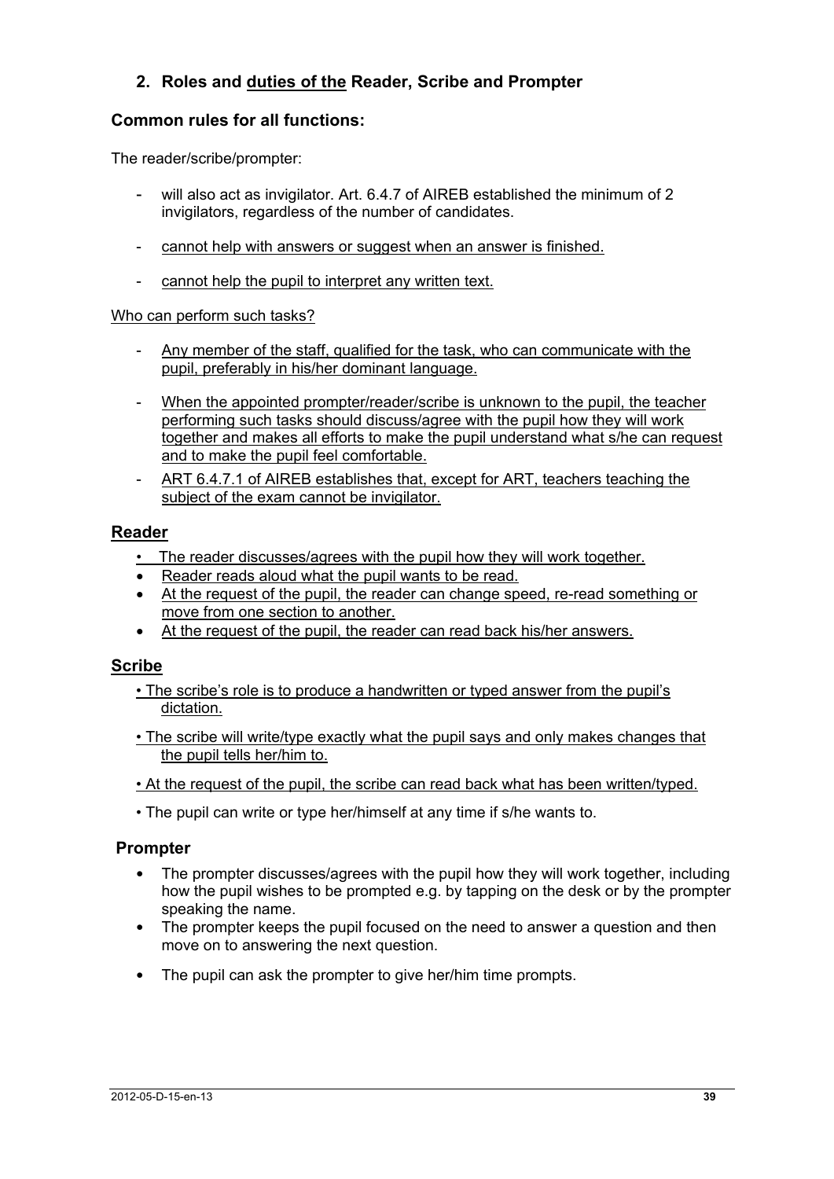## 2. Roles and duties of the Reader, Scribe and Prompter

### Common rules for all functions:

The reader/scribe/prompter:

- will also act as invigilator. Art. 6.4.7 of AIREB established the minimum of 2 invigilators, regardless of the number of candidates.
- cannot help with answers or suggest when an answer is finished.
- cannot help the pupil to interpret any written text.

Who can perform such tasks?

- Any member of the staff, qualified for the task, who can communicate with the pupil, preferably in his/her dominant language.
- When the appointed prompter/reader/scribe is unknown to the pupil, the teacher performing such tasks should discuss/agree with the pupil how they will work together and makes all efforts to make the pupil understand what s/he can request and to make the pupil feel comfortable.
- ART 6.4.7.1 of AIREB establishes that, except for ART, teachers teaching the subject of the exam cannot be invigilator.

### Reader

- The reader discusses/agrees with the pupil how they will work together.
- Reader reads aloud what the pupil wants to be read.
- At the request of the pupil, the reader can change speed, re-read something or move from one section to another.
- At the request of the pupil, the reader can read back his/her answers.

### Scribe

- The scribe's role is to produce a handwritten or typed answer from the pupil's dictation.
- The scribe will write/type exactly what the pupil says and only makes changes that the pupil tells her/him to.
- At the request of the pupil, the scribe can read back what has been written/typed.
- The pupil can write or type her/himself at any time if s/he wants to.

### Prompter

- The prompter discusses/agrees with the pupil how they will work together, including how the pupil wishes to be prompted e.g. by tapping on the desk or by the prompter speaking the name.
- The prompter keeps the pupil focused on the need to answer a question and then move on to answering the next question.
- The pupil can ask the prompter to give her/him time prompts.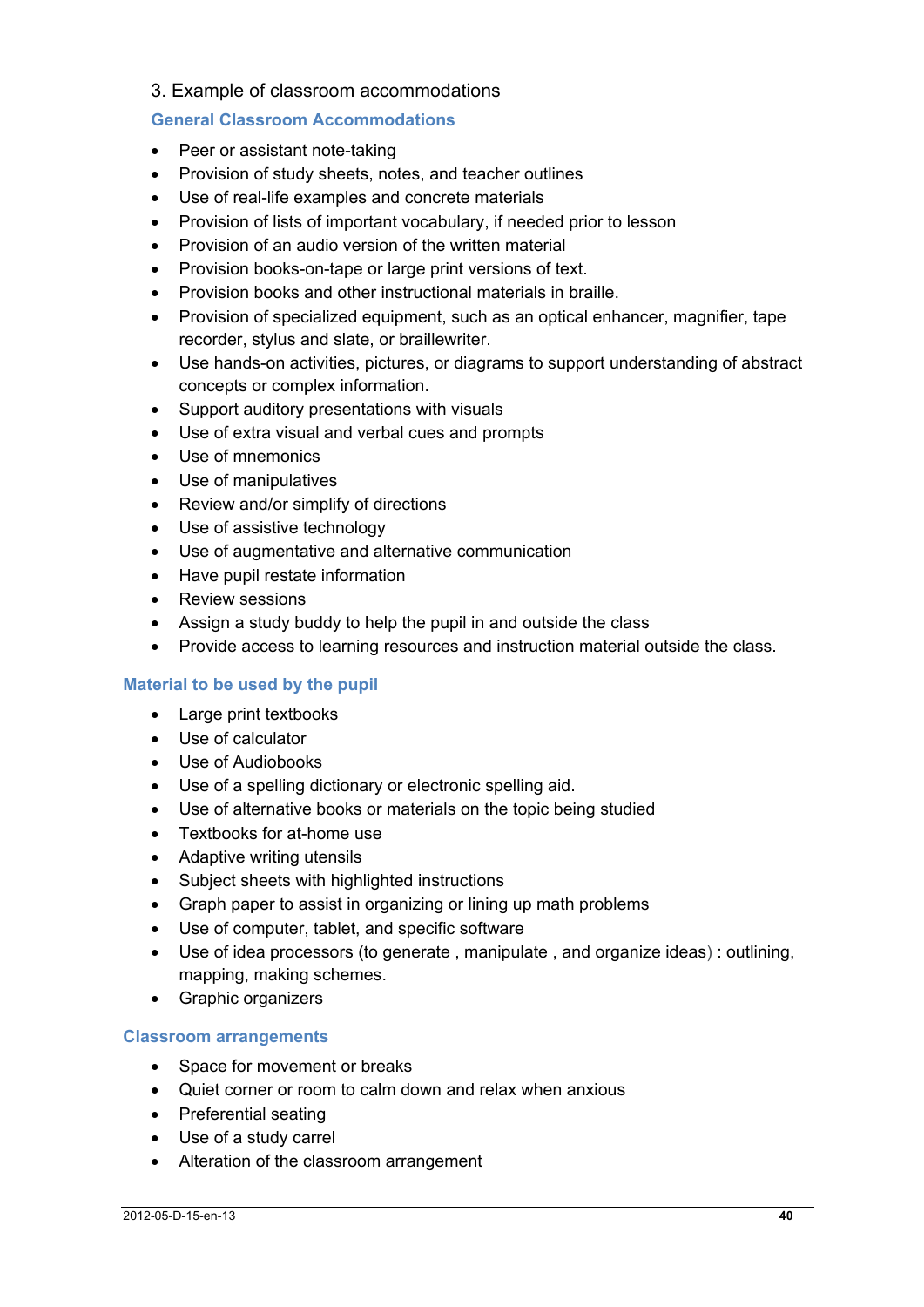## 3. Example of classroom accommodations

### General Classroom Accommodations

- Peer or assistant note-taking
- Provision of study sheets, notes, and teacher outlines
- Use of real-life examples and concrete materials
- Provision of lists of important vocabulary, if needed prior to lesson
- Provision of an audio version of the written material
- Provision books-on-tape or large print versions of text.
- Provision books and other instructional materials in braille.
- Provision of specialized equipment, such as an optical enhancer, magnifier, tape recorder, stylus and slate, or braillewriter.
- Use hands-on activities, pictures, or diagrams to support understanding of abstract concepts or complex information.
- Support auditory presentations with visuals
- Use of extra visual and verbal cues and prompts
- Use of mnemonics
- Use of manipulatives
- Review and/or simplify of directions
- Use of assistive technology
- Use of augmentative and alternative communication
- Have pupil restate information
- Review sessions
- Assign a study buddy to help the pupil in and outside the class
- Provide access to learning resources and instruction material outside the class.

### Material to be used by the pupil

- Large print textbooks
- Use of calculator
- Use of Audiobooks
- Use of a spelling dictionary or electronic spelling aid.
- Use of alternative books or materials on the topic being studied
- Textbooks for at-home use
- Adaptive writing utensils
- Subject sheets with highlighted instructions
- Graph paper to assist in organizing or lining up math problems
- Use of computer, tablet, and specific software
- Use of idea processors (to generate , manipulate , and organize ideas) : outlining, mapping, making schemes.
- Graphic organizers

### Classroom arrangements

- Space for movement or breaks
- Quiet corner or room to calm down and relax when anxious
- Preferential seating
- Use of a study carrel
- Alteration of the classroom arrangement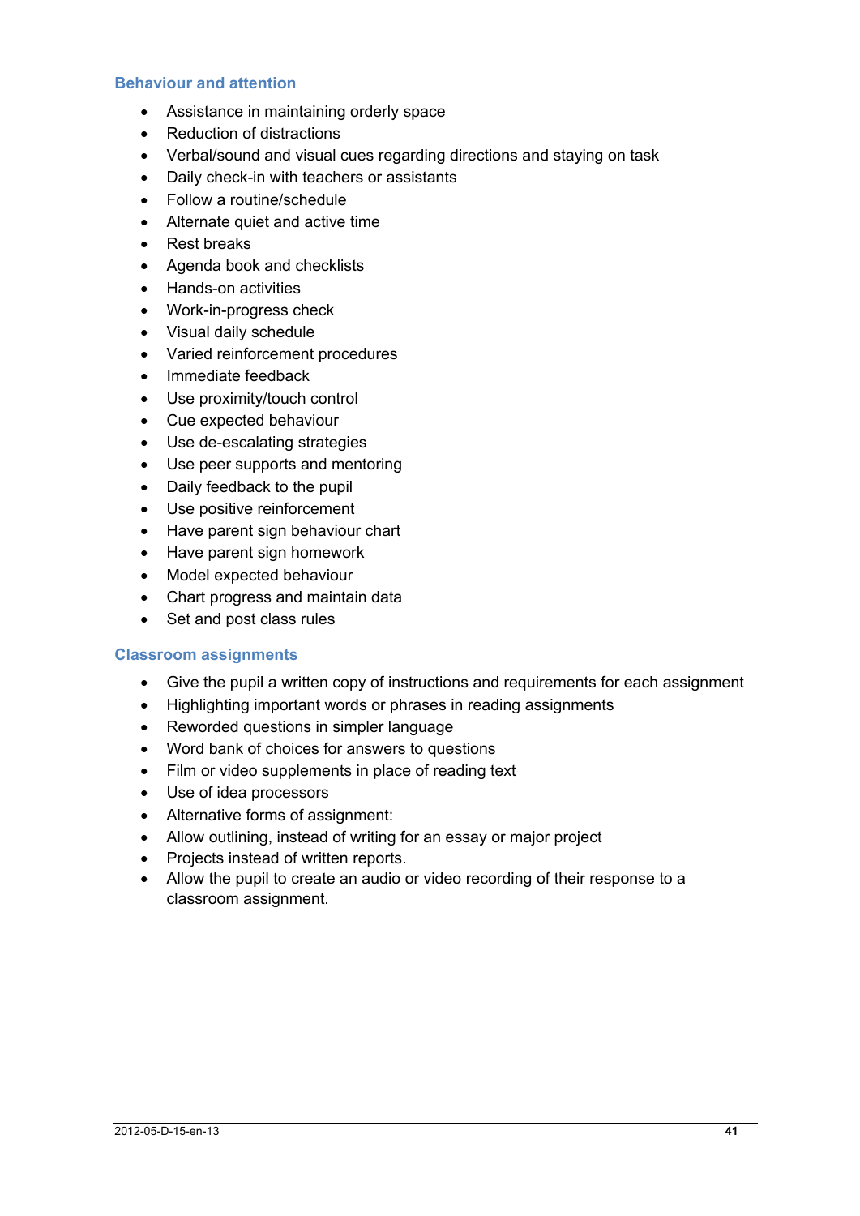### Behaviour and attention

- Assistance in maintaining orderly space
- Reduction of distractions
- Verbal/sound and visual cues regarding directions and staying on task
- Daily check-in with teachers or assistants
- Follow a routine/schedule
- Alternate quiet and active time
- Rest breaks
- Agenda book and checklists
- Hands-on activities
- Work-in-progress check
- Visual daily schedule
- Varied reinforcement procedures
- Immediate feedback
- Use proximity/touch control
- Cue expected behaviour
- Use de-escalating strategies
- Use peer supports and mentoring
- Daily feedback to the pupil
- Use positive reinforcement
- Have parent sign behaviour chart
- Have parent sign homework
- Model expected behaviour
- Chart progress and maintain data
- Set and post class rules

### Classroom assignments

- Give the pupil a written copy of instructions and requirements for each assignment
- Highlighting important words or phrases in reading assignments
- Reworded questions in simpler language
- Word bank of choices for answers to questions
- Film or video supplements in place of reading text
- Use of idea processors
- Alternative forms of assignment:
- Allow outlining, instead of writing for an essay or major project
- Projects instead of written reports.
- Allow the pupil to create an audio or video recording of their response to a classroom assignment.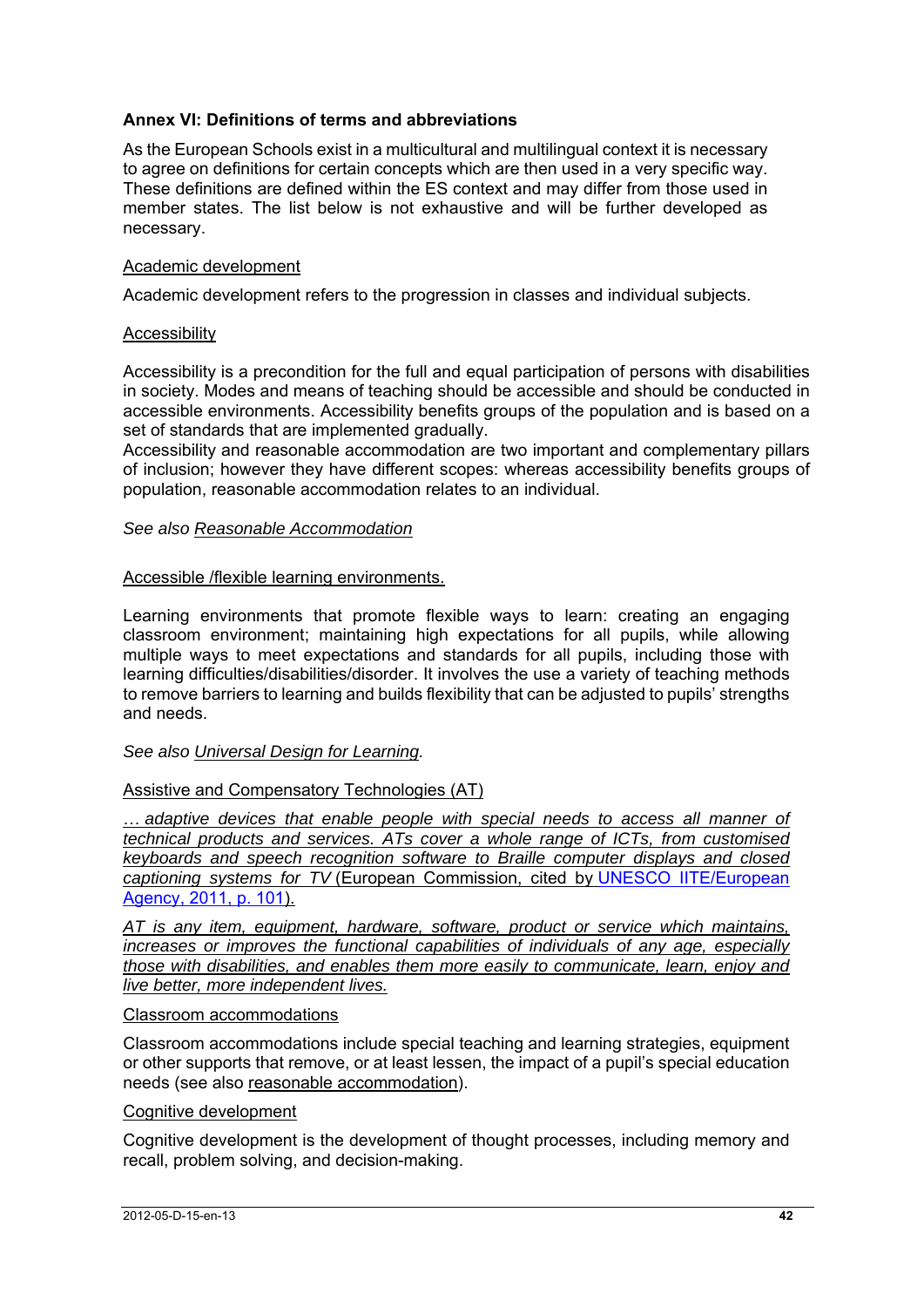### Annex VI: Definitions of terms and abbreviations

As the European Schools exist in a multicultural and multilingual context it is necessary to agree on definitions for certain concepts which are then used in a very specific way. These definitions are defined within the ES context and may differ from those used in member states. The list below is not exhaustive and will be further developed as necessary.

Academic development

Academic development refers to the progression in classes and individual subjects.

Accessibility

Accessibility is a precondition for the full and equal participation of persons with disabilities in society. Modes and means of teaching should be accessible and should be conducted in accessible environments. Accessibility benefits groups of the population and is based on a set of standards that are implemented gradually.
Accessibility and reasonable accommodation are two important and complementary pillars of inclusion; however they have different scopes: whereas accessibility benefits groups of population, reasonable accommodation relates to an individual.

*See also Reasonable Accommodation*

Accessible /flexible learning environments.

Learning environments that promote flexible ways to learn: creating an engaging classroom environment; maintaining high expectations for all pupils, while allowing multiple ways to meet expectations and standards for all pupils, including those with learning difficulties/disabilities/disorder. It involves the use a variety of teaching methods to remove barriers to learning and builds flexibility that can be adjusted to pupils' strengths and needs.

*See also Universal Design for Learning.*

Assistive and Compensatory Technologies (AT)

*… adaptive devices that enable people with special needs to access all manner of technical products and services. ATs cover a whole range of ICTs, from customised keyboards and speech recognition software to Braille computer displays and closed captioning systems for TV* (European Commission, cited by UNESCO IITE/European Agency, 2011, p. 101).

*AT is any item, equipment, hardware, software, product or service which maintains, increases or improves the functional capabilities of individuals of any age, especially those with disabilities, and enables them more easily to communicate, learn, enjoy and live better, more independent lives.*

Classroom accommodations

Classroom accommodations include special teaching and learning strategies, equipment or other supports that remove, or at least lessen, the impact of a pupil's special education needs (see also reasonable accommodation).

Cognitive development

Cognitive development is the development of thought processes, including memory and recall, problem solving, and decision-making.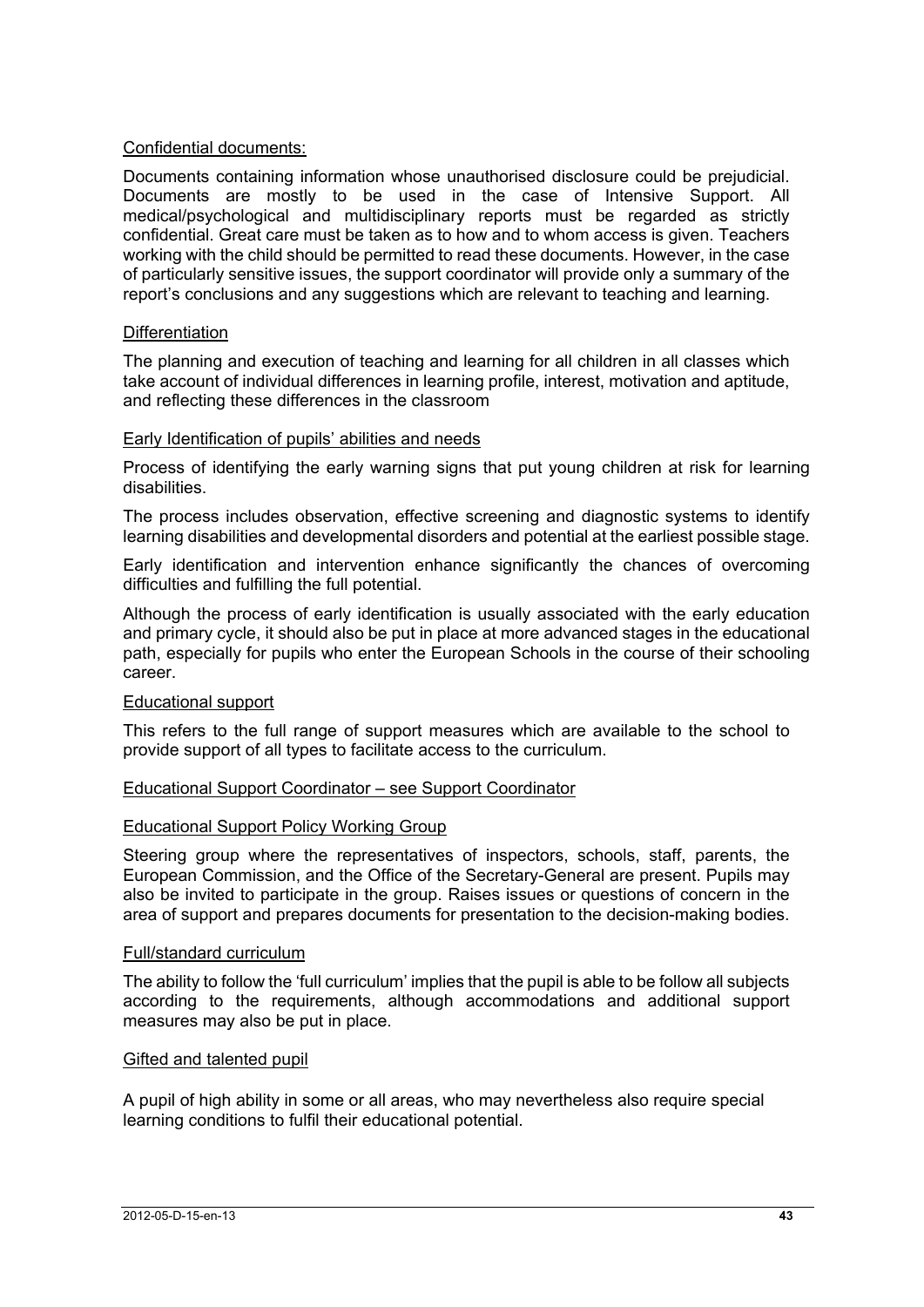Confidential documents:

Documents containing information whose unauthorised disclosure could be prejudicial. Documents are mostly to be used in the case of Intensive Support. All medical/psychological and multidisciplinary reports must be regarded as strictly confidential. Great care must be taken as to how and to whom access is given. Teachers working with the child should be permitted to read these documents. However, in the case of particularly sensitive issues, the support coordinator will provide only a summary of the report's conclusions and any suggestions which are relevant to teaching and learning.

Differentiation

The planning and execution of teaching and learning for all children in all classes which take account of individual differences in learning profile, interest, motivation and aptitude, and reflecting these differences in the classroom

Early Identification of pupils' abilities and needs

Process of identifying the early warning signs that put young children at risk for learning disabilities.

The process includes observation, effective screening and diagnostic systems to identify learning disabilities and developmental disorders and potential at the earliest possible stage.

Early identification and intervention enhance significantly the chances of overcoming difficulties and fulfilling the full potential.

Although the process of early identification is usually associated with the early education and primary cycle, it should also be put in place at more advanced stages in the educational path, especially for pupils who enter the European Schools in the course of their schooling career.

Educational support

This refers to the full range of support measures which are available to the school to provide support of all types to facilitate access to the curriculum.

Educational Support Coordinator – see Support Coordinator

Educational Support Policy Working Group

Steering group where the representatives of inspectors, schools, staff, parents, the European Commission, and the Office of the Secretary-General are present. Pupils may also be invited to participate in the group. Raises issues or questions of concern in the area of support and prepares documents for presentation to the decision-making bodies.

Full/standard curriculum

The ability to follow the 'full curriculum' implies that the pupil is able to be follow all subjects according to the requirements, although accommodations and additional support measures may also be put in place.

Gifted and talented pupil

A pupil of high ability in some or all areas, who may nevertheless also require special learning conditions to fulfil their educational potential.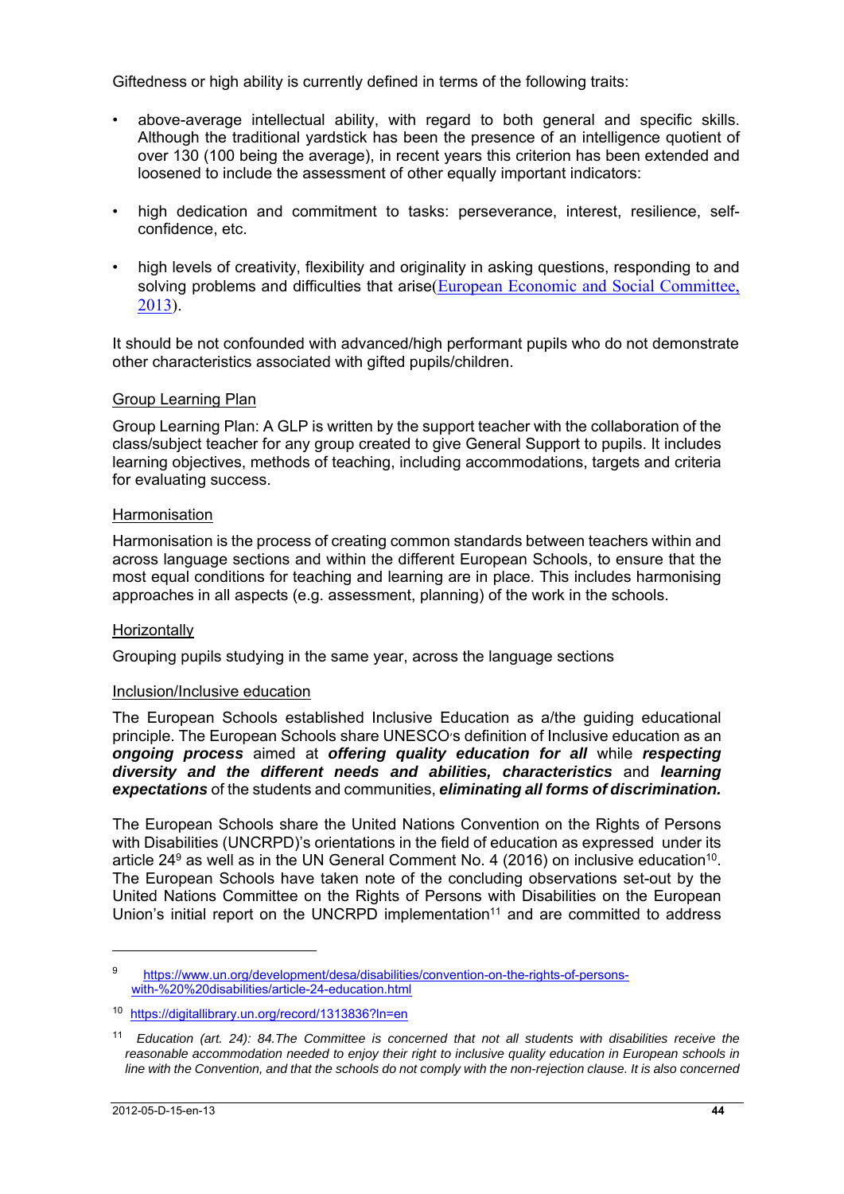Giftedness or high ability is currently defined in terms of the following traits:

- above-average intellectual ability, with regard to both general and specific skills. Although the traditional yardstick has been the presence of an intelligence quotient of over 130 (100 being the average), in recent years this criterion has been extended and loosened to include the assessment of other equally important indicators:
- high dedication and commitment to tasks: perseverance, interest, resilience, self-confidence, etc.
- high levels of creativity, flexibility and originality in asking questions, responding to and solving problems and difficulties that arise([European Economic and Social Committee, 2013](#)).

It should be not confounded with advanced/high performant pupils who do not demonstrate other characteristics associated with gifted pupils/children.

Group Learning Plan

Group Learning Plan: A GLP is written by the support teacher with the collaboration of the class/subject teacher for any group created to give General Support to pupils. It includes learning objectives, methods of teaching, including accommodations, targets and criteria for evaluating success.

Harmonisation

Harmonisation is the process of creating common standards between teachers within and across language sections and within the different European Schools, to ensure that the most equal conditions for teaching and learning are in place. This includes harmonising approaches in all aspects (e.g. assessment, planning) of the work in the schools.

Horizontally

Grouping pupils studying in the same year, across the language sections

Inclusion/Inclusive education

The European Schools established Inclusive Education as a/the guiding educational principle. The European Schools share UNESCO's definition of Inclusive education as an ***ongoing process*** aimed at ***offering quality education for all*** while ***respecting diversity and the different needs and abilities, characteristics*** and ***learning expectations*** of the students and communities, ***eliminating all forms of discrimination.***

The European Schools share the United Nations Convention on the Rights of Persons with Disabilities (UNCRPD)'s orientations in the field of education as expressed under its article 24[9] as well as in the UN General Comment No. 4 (2016) on inclusive education[10]. The European Schools have taken note of the concluding observations set-out by the United Nations Committee on the Rights of Persons with Disabilities on the European Union's initial report on the UNCRPD implementation[11] and are committed to address

---

[9] https://www.un.org/development/desa/disabilities/convention-on-the-rights-of-persons-with-%20%20disabilities/article-24-education.html

[10] https://digitallibrary.un.org/record/1313836?ln=en

[11] *Education (art. 24): 84.The Committee is concerned that not all students with disabilities receive the reasonable accommodation needed to enjoy their right to inclusive quality education in European schools in line with the Convention, and that the schools do not comply with the non-rejection clause. It is also concerned*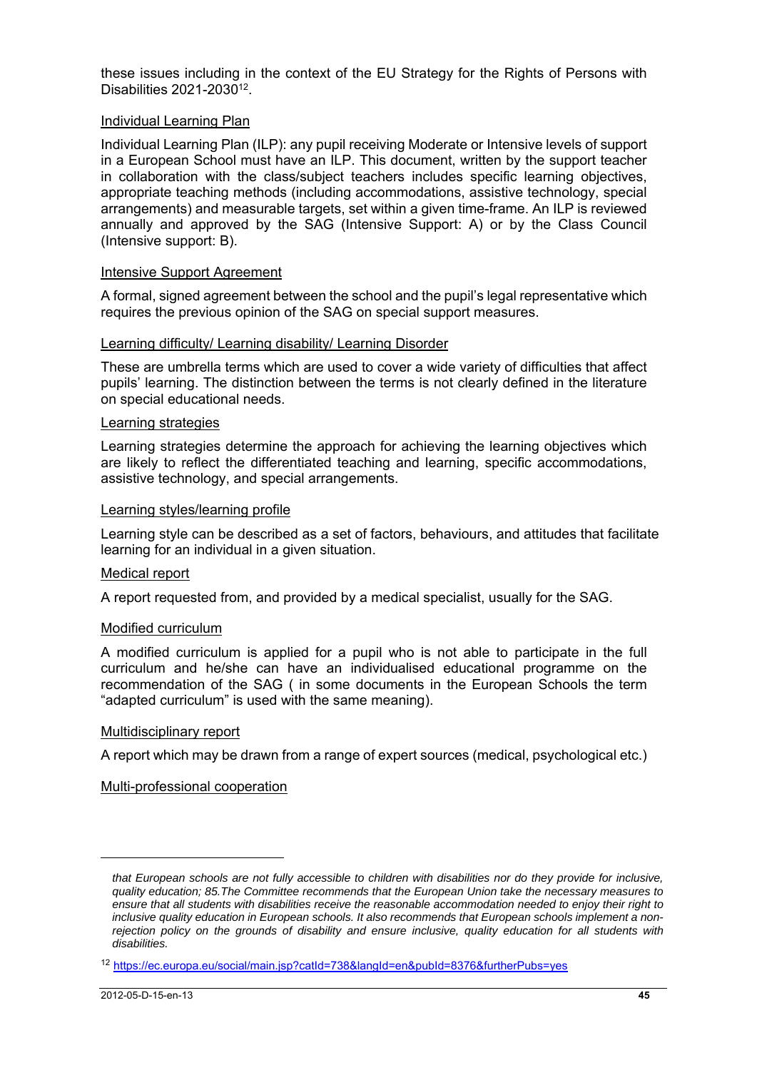these issues including in the context of the EU Strategy for the Rights of Persons with Disabilities 2021-2030[12].

Individual Learning Plan

Individual Learning Plan (ILP): any pupil receiving Moderate or Intensive levels of support in a European School must have an ILP. This document, written by the support teacher in collaboration with the class/subject teachers includes specific learning objectives, appropriate teaching methods (including accommodations, assistive technology, special arrangements) and measurable targets, set within a given time-frame. An ILP is reviewed annually and approved by the SAG (Intensive Support: A) or by the Class Council (Intensive support: B).

Intensive Support Agreement

A formal, signed agreement between the school and the pupil's legal representative which requires the previous opinion of the SAG on special support measures.

Learning difficulty/ Learning disability/ Learning Disorder

These are umbrella terms which are used to cover a wide variety of difficulties that affect pupils' learning. The distinction between the terms is not clearly defined in the literature on special educational needs.

Learning strategies

Learning strategies determine the approach for achieving the learning objectives which are likely to reflect the differentiated teaching and learning, specific accommodations, assistive technology, and special arrangements.

Learning styles/learning profile

Learning style can be described as a set of factors, behaviours, and attitudes that facilitate learning for an individual in a given situation.

Medical report

A report requested from, and provided by a medical specialist, usually for the SAG.

Modified curriculum

A modified curriculum is applied for a pupil who is not able to participate in the full curriculum and he/she can have an individualised educational programme on the recommendation of the SAG ( in some documents in the European Schools the term "adapted curriculum" is used with the same meaning).

Multidisciplinary report

A report which may be drawn from a range of expert sources (medical, psychological etc.)

Multi-professional cooperation

---

*that European schools are not fully accessible to children with disabilities nor do they provide for inclusive, quality education; 85.The Committee recommends that the European Union take the necessary measures to ensure that all students with disabilities receive the reasonable accommodation needed to enjoy their right to inclusive quality education in European schools. It also recommends that European schools implement a non-rejection policy on the grounds of disability and ensure inclusive, quality education for all students with disabilities.*

[12] https://ec.europa.eu/social/main.jsp?catId=738&langId=en&pubId=8376&furtherPubs=yes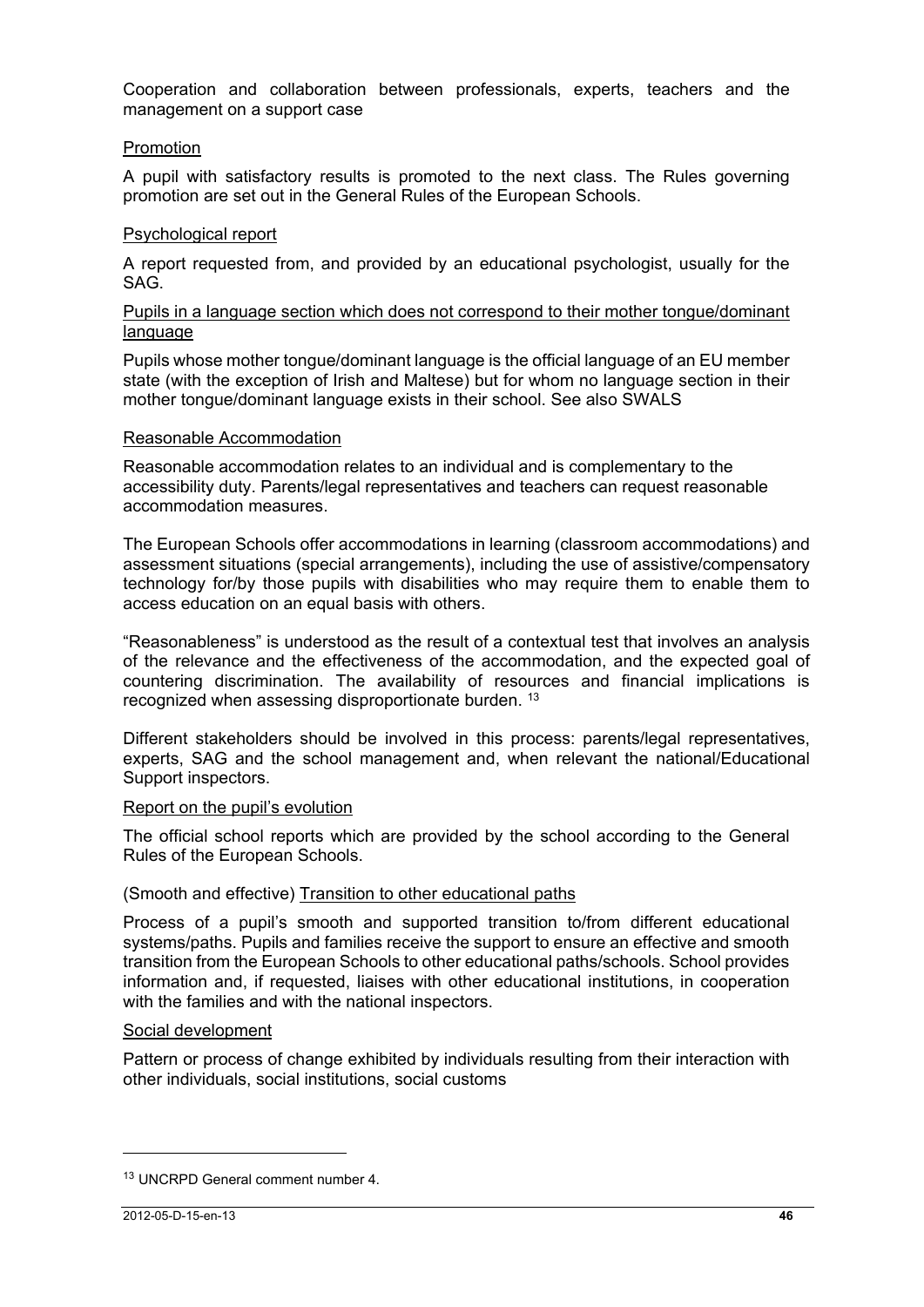Cooperation and collaboration between professionals, experts, teachers and the management on a support case

Promotion

A pupil with satisfactory results is promoted to the next class. The Rules governing promotion are set out in the General Rules of the European Schools.

Psychological report

A report requested from, and provided by an educational psychologist, usually for the SAG.

Pupils in a language section which does not correspond to their mother tongue/dominant language

Pupils whose mother tongue/dominant language is the official language of an EU member state (with the exception of Irish and Maltese) but for whom no language section in their mother tongue/dominant language exists in their school. See also SWALS

Reasonable Accommodation

Reasonable accommodation relates to an individual and is complementary to the accessibility duty. Parents/legal representatives and teachers can request reasonable accommodation measures.

The European Schools offer accommodations in learning (classroom accommodations) and assessment situations (special arrangements), including the use of assistive/compensatory technology for/by those pupils with disabilities who may require them to enable them to access education on an equal basis with others.

“Reasonableness” is understood as the result of a contextual test that involves an analysis of the relevance and the effectiveness of the accommodation, and the expected goal of countering discrimination. The availability of resources and financial implications is recognized when assessing disproportionate burden. [13]

Different stakeholders should be involved in this process: parents/legal representatives, experts, SAG and the school management and, when relevant the national/Educational Support inspectors.

Report on the pupil’s evolution

The official school reports which are provided by the school according to the General Rules of the European Schools.

(Smooth and effective) Transition to other educational paths

Process of a pupil’s smooth and supported transition to/from different educational systems/paths. Pupils and families receive the support to ensure an effective and smooth transition from the European Schools to other educational paths/schools. School provides information and, if requested, liaises with other educational institutions, in cooperation with the families and with the national inspectors.

Social development

Pattern or process of change exhibited by individuals resulting from their interaction with other individuals, social institutions, social customs

[13] UNCRPD General comment number 4.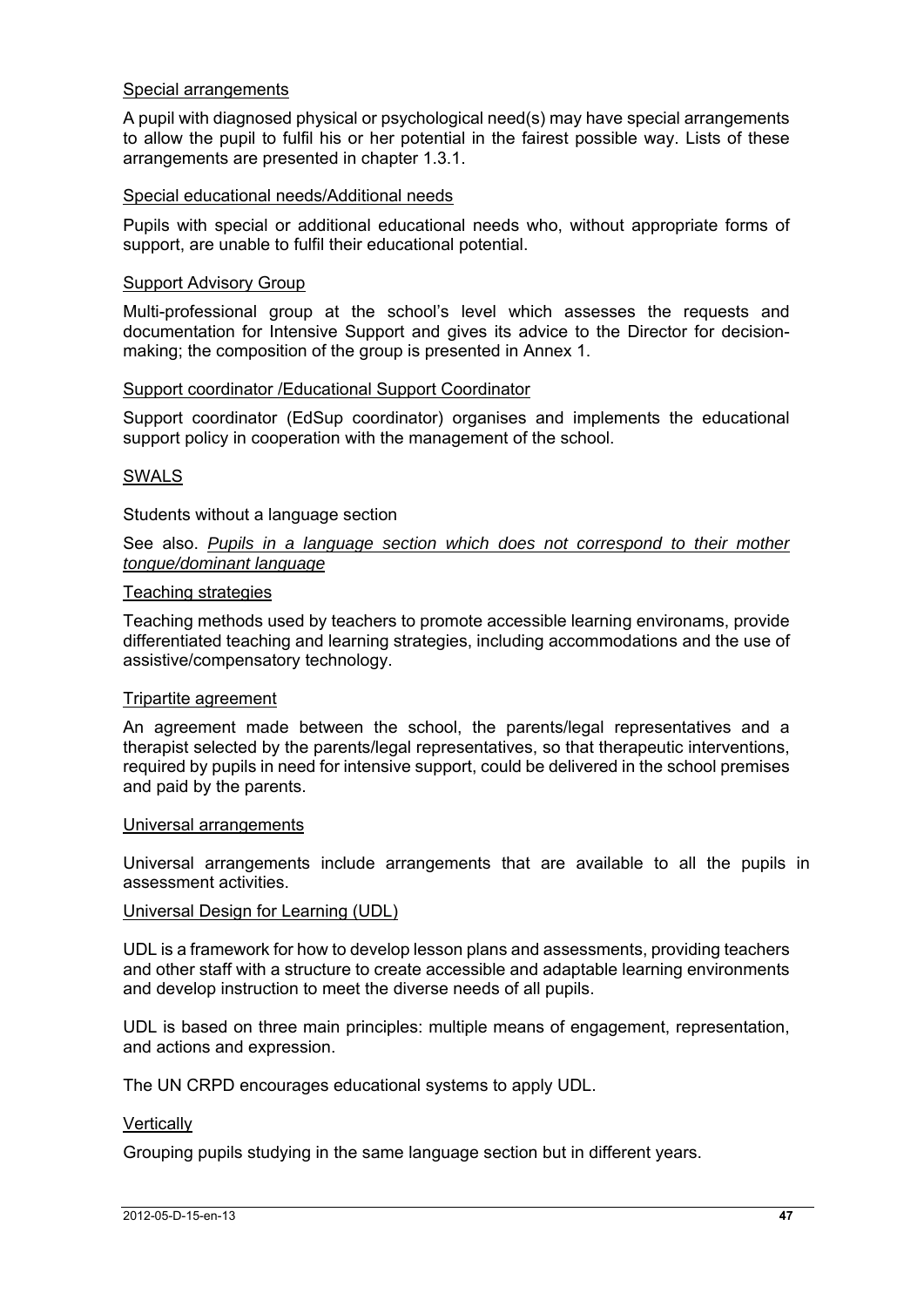Special arrangements

A pupil with diagnosed physical or psychological need(s) may have special arrangements to allow the pupil to fulfil his or her potential in the fairest possible way. Lists of these arrangements are presented in chapter 1.3.1.

Special educational needs/Additional needs

Pupils with special or additional educational needs who, without appropriate forms of support, are unable to fulfil their educational potential.

Support Advisory Group

Multi-professional group at the school's level which assesses the requests and documentation for Intensive Support and gives its advice to the Director for decision-making; the composition of the group is presented in Annex 1.

Support coordinator /Educational Support Coordinator

Support coordinator (EdSup coordinator) organises and implements the educational support policy in cooperation with the management of the school.

SWALS

Students without a language section

See also. *Pupils in a language section which does not correspond to their mother tongue/dominant language*

Teaching strategies

Teaching methods used by teachers to promote accessible learning environams, provide differentiated teaching and learning strategies, including accommodations and the use of assistive/compensatory technology.

Tripartite agreement

An agreement made between the school, the parents/legal representatives and a therapist selected by the parents/legal representatives, so that therapeutic interventions, required by pupils in need for intensive support, could be delivered in the school premises and paid by the parents.

Universal arrangements

Universal arrangements include arrangements that are available to all the pupils in assessment activities.

Universal Design for Learning (UDL)

UDL is a framework for how to develop lesson plans and assessments, providing teachers and other staff with a structure to create accessible and adaptable learning environments and develop instruction to meet the diverse needs of all pupils.

UDL is based on three main principles: multiple means of engagement, representation, and actions and expression.

The UN CRPD encourages educational systems to apply UDL.

Vertically

Grouping pupils studying in the same language section but in different years.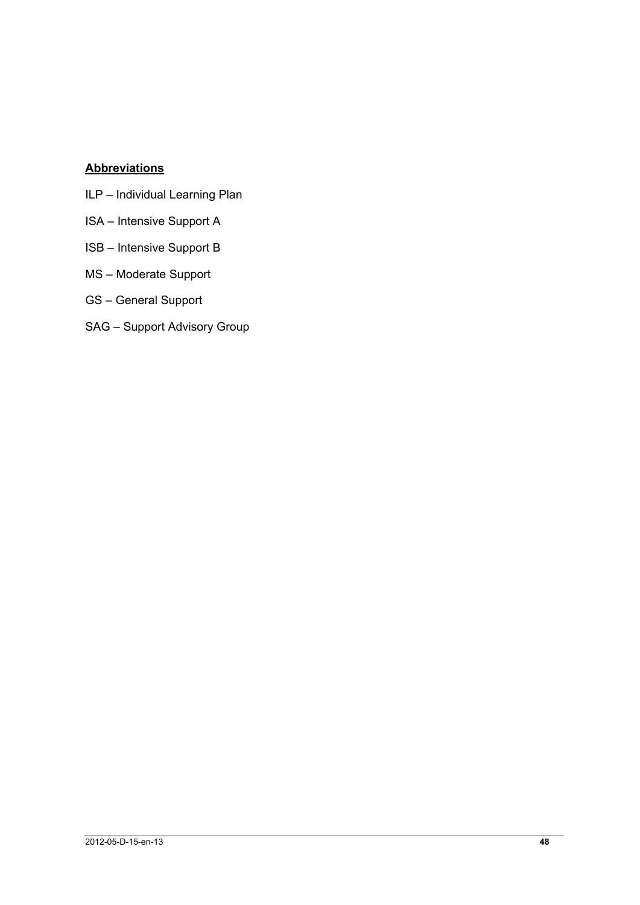**Abbreviations**

ILP – Individual Learning Plan

ISA – Intensive Support A

ISB – Intensive Support B

MS – Moderate Support

GS – General Support

SAG – Support Advisory Group